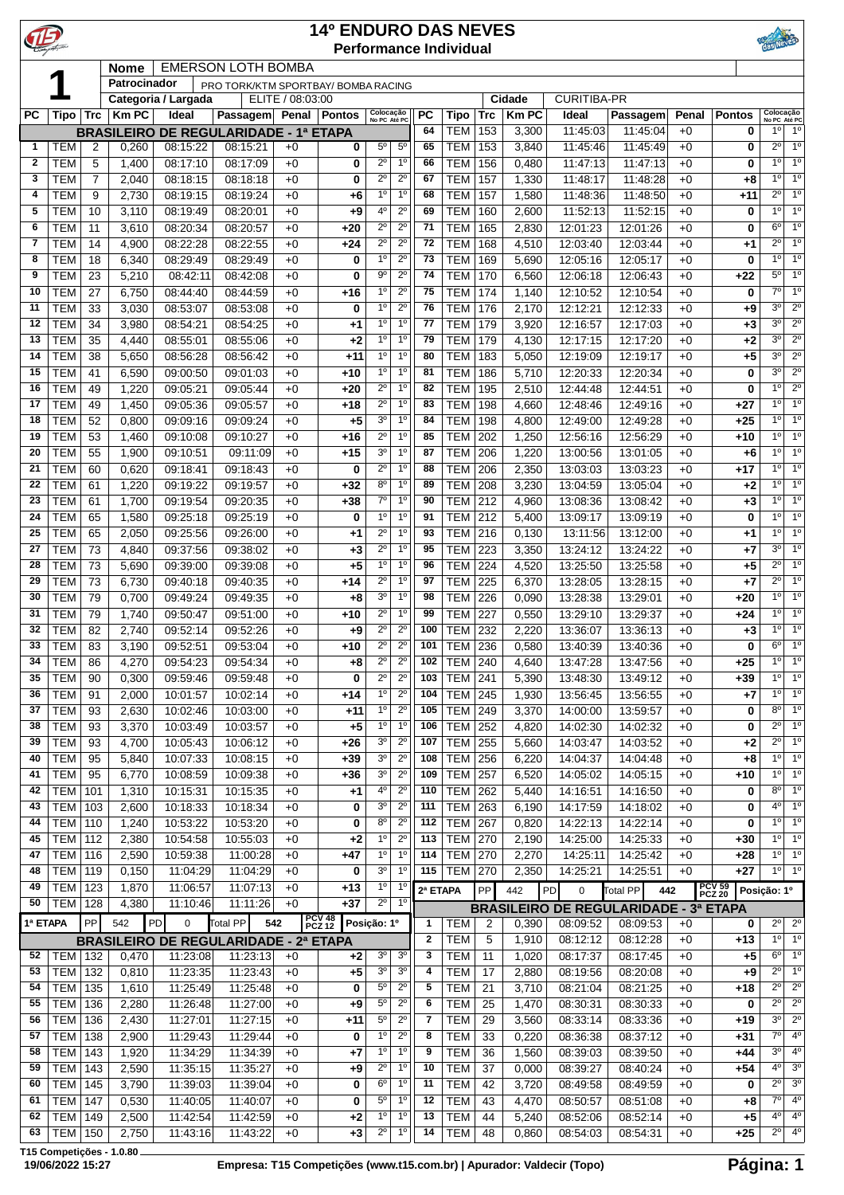# 14º ENDURO DAS NEVES

## Performance Individual

**1**

**Nome**: EMERSON LOTH BOMBA

**Patrocinador**: PRO TORK/KTM SPORTBAY/ BOMBA RACING

**Categoria / Largada**: ELITE / 08:03:00

**Cidade**: CURITIBA-PR

| PC | Tipo | Trc | Km PC | Ideal | Passagem | Penal | Pontos | Colocação No PC | Colocação Até PC |
|---|---|---|---|---|---|---|---|---|---|
| **BRASILEIRO DE REGULARIDADE - 1ª ETAPA** | | | | | | | | | |
| 1 | TEM | 2 | 0,260 | 08:15:22 | 08:15:21 | +0 | 0 | 5º | 5º |
| 2 | TEM | 5 | 1,400 | 08:17:10 | 08:17:09 | +0 | 0 | 2º | 1º |
| 3 | TEM | 7 | 2,040 | 08:18:15 | 08:18:18 | +0 | 0 | 2º | 2º |
| 4 | TEM | 9 | 2,730 | 08:19:15 | 08:19:24 | +0 | +6 | 1º | 1º |
| 5 | TEM | 10 | 3,110 | 08:19:49 | 08:20:01 | +0 | +9 | 4º | 2º |
| 6 | TEM | 11 | 3,610 | 08:20:34 | 08:20:57 | +0 | +20 | 2º | 2º |
| 7 | TEM | 14 | 4,900 | 08:22:28 | 08:22:55 | +0 | +24 | 2º | 2º |
| 8 | TEM | 18 | 6,340 | 08:29:49 | 08:29:49 | +0 | 0 | 1º | 2º |
| 9 | TEM | 23 | 5,210 | 08:42:11 | 08:42:08 | +0 | 0 | 9º | 2º |
| 10 | TEM | 27 | 6,750 | 08:44:40 | 08:44:59 | +0 | +16 | 1º | 2º |
| 11 | TEM | 33 | 3,030 | 08:53:07 | 08:53:08 | +0 | 0 | 1º | 2º |
| 12 | TEM | 34 | 3,980 | 08:54:21 | 08:54:25 | +0 | +1 | 1º | 1º |
| 13 | TEM | 35 | 4,440 | 08:55:01 | 08:55:06 | +0 | +2 | 1º | 1º |
| 14 | TEM | 38 | 5,650 | 08:56:28 | 08:56:42 | +0 | +11 | 1º | 1º |
| 15 | TEM | 41 | 6,590 | 09:00:50 | 09:01:03 | +0 | +10 | 1º | 1º |
| 16 | TEM | 49 | 1,220 | 09:05:21 | 09:05:44 | +0 | +20 | 2º | 1º |
| 17 | TEM | 49 | 1,450 | 09:05:36 | 09:05:57 | +0 | +18 | 2º | 1º |
| 18 | TEM | 52 | 0,800 | 09:09:16 | 09:09:24 | +0 | +5 | 3º | 1º |
| 19 | TEM | 53 | 1,460 | 09:10:08 | 09:10:27 | +0 | +16 | 2º | 1º |
| 20 | TEM | 55 | 1,900 | 09:10:51 | 09:11:09 | +0 | +15 | 3º | 1º |
| 21 | TEM | 60 | 0,620 | 09:18:41 | 09:18:43 | +0 | 0 | 2º | 1º |
| 22 | TEM | 61 | 1,220 | 09:19:22 | 09:19:57 | +0 | +32 | 8º | 1º |
| 23 | TEM | 61 | 1,700 | 09:19:54 | 09:20:35 | +0 | +38 | 7º | 1º |
| 24 | TEM | 65 | 1,580 | 09:25:18 | 09:25:19 | +0 | 0 | 1º | 1º |
| 25 | TEM | 65 | 2,050 | 09:25:56 | 09:26:00 | +0 | +1 | 2º | 1º |
| 27 | TEM | 73 | 4,840 | 09:37:56 | 09:38:02 | +0 | +3 | 2º | 1º |
| 28 | TEM | 73 | 5,690 | 09:39:00 | 09:39:08 | +0 | +5 | 1º | 1º |
| 29 | TEM | 73 | 6,730 | 09:40:18 | 09:40:35 | +0 | +14 | 2º | 1º |
| 30 | TEM | 79 | 0,700 | 09:49:24 | 09:49:35 | +0 | +8 | 3º | 1º |
| 31 | TEM | 79 | 1,740 | 09:50:47 | 09:51:00 | +0 | +10 | 2º | 1º |
| 32 | TEM | 82 | 2,740 | 09:52:14 | 09:52:26 | +0 | +9 | 2º | 2º |
| 33 | TEM | 83 | 3,190 | 09:52:51 | 09:53:04 | +0 | +10 | 2º | 2º |
| 34 | TEM | 86 | 4,270 | 09:54:23 | 09:54:34 | +0 | +8 | 2º | 2º |
| 35 | TEM | 90 | 0,300 | 09:59:46 | 09:59:48 | +0 | 0 | 2º | 2º |
| 36 | TEM | 91 | 2,000 | 10:01:57 | 10:02:14 | +0 | +14 | 1º | 2º |
| 37 | TEM | 93 | 2,630 | 10:02:46 | 10:03:00 | +0 | +11 | 1º | 2º |
| 38 | TEM | 93 | 3,370 | 10:03:49 | 10:03:57 | +0 | +5 | 1º | 1º |
| 39 | TEM | 93 | 4,700 | 10:05:43 | 10:06:12 | +0 | +26 | 3º | 2º |
| 40 | TEM | 95 | 5,840 | 10:07:33 | 10:08:15 | +0 | +39 | 3º | 2º |
| 41 | TEM | 95 | 6,770 | 10:08:59 | 10:09:38 | +0 | +36 | 3º | 2º |
| 42 | TEM | 101 | 1,310 | 10:15:31 | 10:15:35 | +0 | +1 | 4º | 2º |
| 43 | TEM | 103 | 2,600 | 10:18:33 | 10:18:34 | +0 | 0 | 3º | 2º |
| 44 | TEM | 110 | 1,240 | 10:53:22 | 10:53:20 | +0 | 0 | 8º | 2º |
| 45 | TEM | 112 | 2,380 | 10:54:58 | 10:55:03 | +0 | +2 | 1º | 2º |
| 47 | TEM | 116 | 2,590 | 10:59:38 | 11:00:28 | +0 | +47 | 1º | 1º |
| 48 | TEM | 119 | 0,150 | 11:04:29 | 11:04:29 | +0 | 0 | 3º | 1º |
| 49 | TEM | 123 | 1,870 | 11:06:57 | 11:07:13 | +0 | +13 | 1º | 1º |
| 50 | TEM | 128 | 4,380 | 11:10:46 | 11:11:26 | +0 | +37 | 2º | 1º |
| **1ª ETAPA** | PP | 542 | PD 0 | Total PP | 542 | PCV 48 PCZ 12 | Posição: 1º | | |
| **BRASILEIRO DE REGULARIDADE - 2ª ETAPA** | | | | | | | | | |
| 52 | TEM | 132 | 0,470 | 11:23:08 | 11:23:13 | +0 | +2 | 3º | 3º |
| 53 | TEM | 132 | 0,810 | 11:23:35 | 11:23:43 | +0 | +5 | 3º | 3º |
| 54 | TEM | 135 | 1,610 | 11:25:49 | 11:25:48 | +0 | 0 | 5º | 2º |
| 55 | TEM | 136 | 2,280 | 11:26:48 | 11:27:00 | +0 | +9 | 5º | 2º |
| 56 | TEM | 136 | 2,430 | 11:27:01 | 11:27:15 | +0 | +11 | 5º | 2º |
| 57 | TEM | 138 | 2,900 | 11:29:43 | 11:29:44 | +0 | 0 | 1º | 2º |
| 58 | TEM | 143 | 1,920 | 11:34:29 | 11:34:39 | +0 | +7 | 1º | 1º |
| 59 | TEM | 143 | 2,590 | 11:35:15 | 11:35:27 | +0 | +9 | 2º | 1º |
| 60 | TEM | 145 | 3,790 | 11:39:03 | 11:39:04 | +0 | 0 | 6º | 1º |
| 61 | TEM | 147 | 0,530 | 11:40:05 | 11:40:07 | +0 | 0 | 5º | 1º |
| 62 | TEM | 149 | 2,500 | 11:42:54 | 11:42:59 | +0 | +2 | 1º | 1º |
| 63 | TEM | 150 | 2,750 | 11:43:16 | 11:43:22 | +0 | +3 | 2º | 1º |
| 64 | TEM | 153 | 3,300 | 11:45:03 | 11:45:04 | +0 | 0 | 1º | 1º |
| 65 | TEM | 153 | 3,840 | 11:45:46 | 11:45:49 | +0 | 0 | 2º | 1º |
| 66 | TEM | 156 | 0,480 | 11:47:13 | 11:47:13 | +0 | 0 | 1º | 1º |
| 67 | TEM | 157 | 1,330 | 11:48:17 | 11:48:28 | +0 | +8 | 1º | 1º |
| 68 | TEM | 157 | 1,580 | 11:48:36 | 11:48:50 | +0 | +11 | 2º | 1º |
| 69 | TEM | 160 | 2,600 | 11:52:13 | 11:52:15 | +0 | 0 | 1º | 1º |
| 71 | TEM | 165 | 2,830 | 12:01:23 | 12:01:26 | +0 | 0 | 6º | 1º |
| 72 | TEM | 168 | 4,510 | 12:03:40 | 12:03:44 | +0 | +1 | 2º | 1º |
| 73 | TEM | 169 | 5,690 | 12:05:16 | 12:05:17 | +0 | 0 | 1º | 1º |
| 74 | TEM | 170 | 6,560 | 12:06:18 | 12:06:43 | +0 | +22 | 5º | 1º |
| 75 | TEM | 174 | 1,140 | 12:10:52 | 12:10:54 | +0 | 0 | 7º | 1º |
| 76 | TEM | 176 | 2,170 | 12:12:21 | 12:12:33 | +0 | +9 | 3º | 2º |
| 77 | TEM | 179 | 3,920 | 12:16:57 | 12:17:03 | +0 | +3 | 3º | 2º |
| 79 | TEM | 179 | 4,130 | 12:17:15 | 12:17:20 | +0 | +2 | 3º | 2º |
| 80 | TEM | 183 | 5,050 | 12:19:09 | 12:19:17 | +0 | +5 | 3º | 2º |
| 81 | TEM | 186 | 5,710 | 12:20:33 | 12:20:34 | +0 | 0 | 3º | 2º |
| 82 | TEM | 195 | 2,510 | 12:44:48 | 12:44:51 | +0 | 0 | 1º | 2º |
| 83 | TEM | 198 | 4,660 | 12:48:46 | 12:49:16 | +0 | +27 | 1º | 1º |
| 84 | TEM | 198 | 4,800 | 12:49:00 | 12:49:28 | +0 | +25 | 1º | 1º |
| 85 | TEM | 202 | 1,250 | 12:56:16 | 12:56:29 | +0 | +10 | 1º | 1º |
| 87 | TEM | 206 | 1,220 | 13:00:56 | 13:01:05 | +0 | +6 | 1º | 1º |
| 88 | TEM | 206 | 2,350 | 13:03:03 | 13:03:23 | +0 | +17 | 1º | 1º |
| 89 | TEM | 208 | 3,230 | 13:04:59 | 13:05:04 | +0 | +2 | 1º | 1º |
| 90 | TEM | 212 | 4,960 | 13:08:36 | 13:08:42 | +0 | +3 | 1º | 1º |
| 91 | TEM | 212 | 5,400 | 13:09:17 | 13:09:19 | +0 | 0 | 1º | 1º |
| 93 | TEM | 216 | 0,130 | 13:11:56 | 13:12:00 | +0 | +1 | 1º | 1º |
| 95 | TEM | 223 | 3,350 | 13:24:12 | 13:24:22 | +0 | +7 | 3º | 1º |
| 96 | TEM | 224 | 4,520 | 13:25:50 | 13:25:58 | +0 | +5 | 2º | 1º |
| 97 | TEM | 225 | 6,370 | 13:28:05 | 13:28:15 | +0 | +7 | 2º | 1º |
| 98 | TEM | 226 | 0,090 | 13:28:38 | 13:29:01 | +0 | +20 | 1º | 1º |
| 99 | TEM | 227 | 0,550 | 13:29:10 | 13:29:37 | +0 | +24 | 1º | 1º |
| 100 | TEM | 232 | 2,220 | 13:36:07 | 13:36:13 | +0 | +3 | 1º | 1º |
| 101 | TEM | 236 | 0,580 | 13:40:39 | 13:40:36 | +0 | 0 | 6º | 1º |
| 102 | TEM | 240 | 4,640 | 13:47:28 | 13:47:56 | +0 | +25 | 1º | 1º |
| 103 | TEM | 241 | 5,390 | 13:48:30 | 13:49:12 | +0 | +39 | 1º | 1º |
| 104 | TEM | 245 | 1,930 | 13:56:45 | 13:56:55 | +0 | +7 | 1º | 1º |
| 105 | TEM | 249 | 3,370 | 14:00:00 | 13:59:57 | +0 | 0 | 8º | 1º |
| 106 | TEM | 252 | 4,820 | 14:02:30 | 14:02:32 | +0 | 0 | 2º | 1º |
| 107 | TEM | 255 | 5,660 | 14:03:47 | 14:03:52 | +0 | +2 | 2º | 1º |
| 108 | TEM | 256 | 6,220 | 14:04:37 | 14:04:48 | +0 | +8 | 1º | 1º |
| 109 | TEM | 257 | 6,520 | 14:05:02 | 14:05:15 | +0 | +10 | 1º | 1º |
| 110 | TEM | 262 | 5,440 | 14:16:51 | 14:16:50 | +0 | 0 | 8º | 1º |
| 111 | TEM | 263 | 6,190 | 14:17:59 | 14:18:02 | +0 | 0 | 4º | 1º |
| 112 | TEM | 267 | 0,820 | 14:22:13 | 14:22:14 | +0 | 0 | 1º | 1º |
| 113 | TEM | 270 | 2,190 | 14:25:00 | 14:25:33 | +0 | +30 | 1º | 1º |
| 114 | TEM | 270 | 2,270 | 14:25:11 | 14:25:42 | +0 | +28 | 1º | 1º |
| 115 | TEM | 270 | 2,350 | 14:25:21 | 14:25:51 | +0 | +27 | 1º | 1º |
| **2ª ETAPA** | PP | 442 | PD 0 | Total PP | 442 | PCV 59 PCZ 20 | Posição: 1º | | |
| **BRASILEIRO DE REGULARIDADE - 3ª ETAPA** | | | | | | | | | |
| 1 | TEM | 2 | 0,390 | 08:09:52 | 08:09:53 | +0 | 0 | 2º | 2º |
| 2 | TEM | 5 | 1,910 | 08:12:12 | 08:12:28 | +0 | +13 | 1º | 1º |
| 3 | TEM | 11 | 1,020 | 08:17:37 | 08:17:45 | +0 | +5 | 6º | 1º |
| 4 | TEM | 17 | 2,880 | 08:19:56 | 08:20:08 | +0 | +9 | 2º | 1º |
| 5 | TEM | 21 | 3,710 | 08:21:04 | 08:21:25 | +0 | +18 | 2º | 2º |
| 6 | TEM | 25 | 1,470 | 08:30:31 | 08:30:33 | +0 | 0 | 2º | 2º |
| 7 | TEM | 29 | 3,560 | 08:33:14 | 08:33:36 | +0 | +19 | 3º | 2º |
| 8 | TEM | 33 | 0,220 | 08:36:38 | 08:37:12 | +0 | +31 | 7º | 4º |
| 9 | TEM | 36 | 1,560 | 08:39:03 | 08:39:50 | +0 | +44 | 3º | 4º |
| 10 | TEM | 37 | 0,000 | 08:39:27 | 08:40:24 | +0 | +54 | 4º | 3º |
| 11 | TEM | 42 | 3,720 | 08:49:58 | 08:49:59 | +0 | 0 | 2º | 3º |
| 12 | TEM | 43 | 4,470 | 08:50:57 | 08:51:08 | +0 | +8 | 7º | 4º |
| 13 | TEM | 44 | 5,240 | 08:52:06 | 08:52:14 | +0 | +5 | 4º | 4º |
| 14 | TEM | 48 | 0,860 | 08:54:03 | 08:54:31 | +0 | +25 | 2º | 4º |

T15 Competições - 1.0.80

19/06/2022 15:27 — Empresa: T15 Competições (www.t15.com.br) | Apurador: Valdecir (Topo)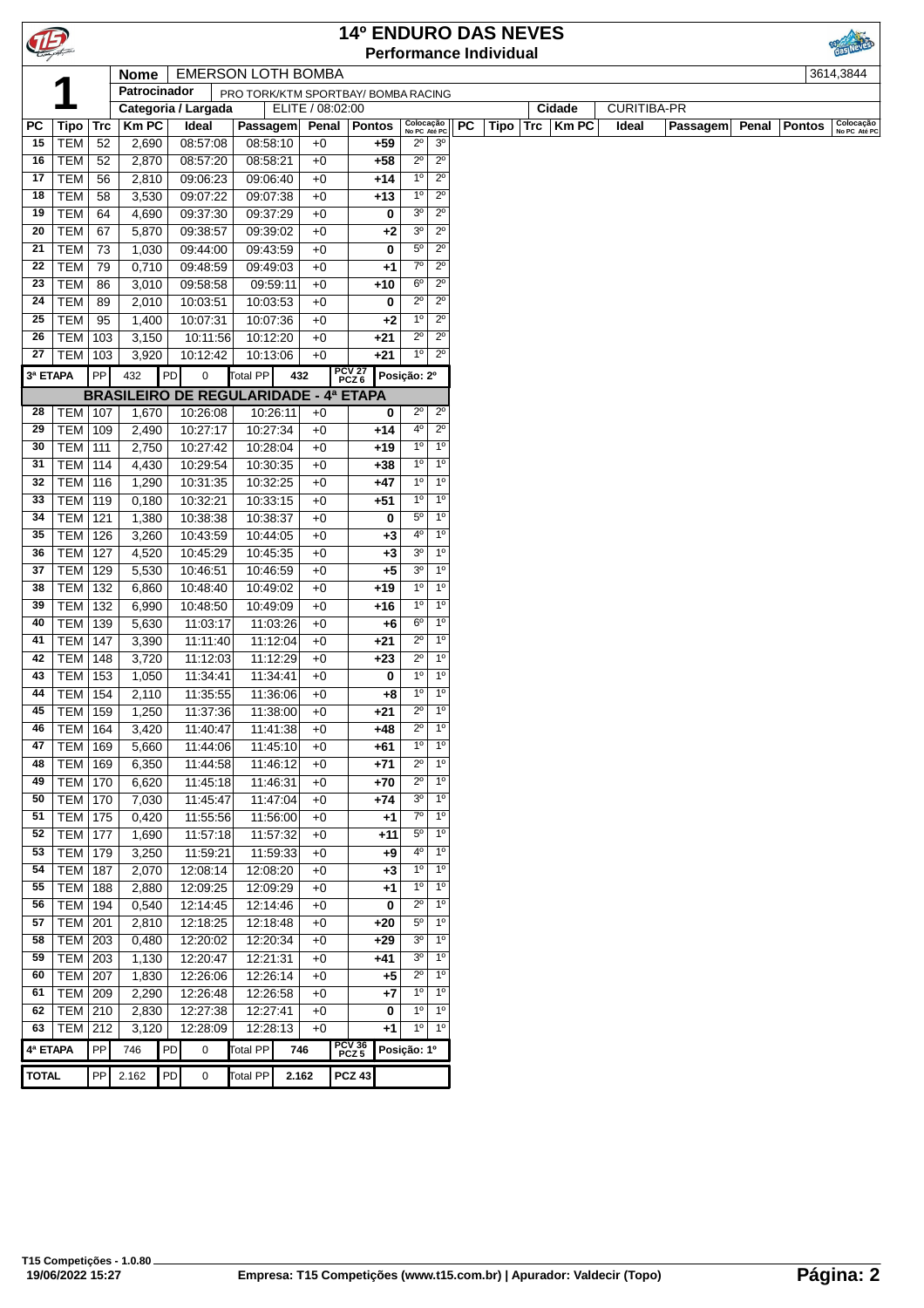# 14º ENDURO DAS NEVES

**Performance Individual**

| | |
|---|---|
| **1** | **Nome** EMERSON LOTH BOMBA — 3614,3844 |
| | **Patrocinador** PRO TORK/KTM SPORTBAY/ BOMBA RACING |
| | **Categoria / Largada** ELITE / 08:02:00 — **Cidade** CURITIBA-PR |

| PC | Tipo | Trc | Km PC | Ideal | Passagem | Penal | Pontos | Colocação No PC | Colocação Até PC |
|---|---|---|---|---|---|---|---|---|---|
| 15 | TEM | 52 | 2,690 | 08:57:08 | 08:58:10 | +0 | +59 | 2º | 3º |
| 16 | TEM | 52 | 2,870 | 08:57:20 | 08:58:21 | +0 | +58 | 2º | 2º |
| 17 | TEM | 56 | 2,810 | 09:06:23 | 09:06:40 | +0 | +14 | 1º | 2º |
| 18 | TEM | 58 | 3,530 | 09:07:22 | 09:07:38 | +0 | +13 | 1º | 2º |
| 19 | TEM | 64 | 4,690 | 09:37:30 | 09:37:29 | +0 | 0 | 3º | 2º |
| 20 | TEM | 67 | 5,870 | 09:38:57 | 09:39:02 | +0 | +2 | 3º | 2º |
| 21 | TEM | 73 | 1,030 | 09:44:00 | 09:43:59 | +0 | 0 | 5º | 2º |
| 22 | TEM | 79 | 0,710 | 09:48:59 | 09:49:03 | +0 | +1 | 7º | 2º |
| 23 | TEM | 86 | 3,010 | 09:58:58 | 09:59:11 | +0 | +10 | 6º | 2º |
| 24 | TEM | 89 | 2,010 | 10:03:51 | 10:03:53 | +0 | 0 | 2º | 2º |
| 25 | TEM | 95 | 1,400 | 10:07:31 | 10:07:36 | +0 | +2 | 1º | 2º |
| 26 | TEM | 103 | 3,150 | 10:11:56 | 10:12:20 | +0 | +21 | 2º | 2º |
| 27 | TEM | 103 | 3,920 | 10:12:42 | 10:13:06 | +0 | +21 | 1º | 2º |
| 3ª ETAPA | PP 432 | PD 0 | Total PP 432 | PCV 27 PCZ 6 | Posição: 2º | | | | |
| **BRASILEIRO DE REGULARIDADE - 4ª ETAPA** | | | | | | | | | |
| 28 | TEM | 107 | 1,670 | 10:26:08 | 10:26:11 | +0 | 0 | 2º | 2º |
| 29 | TEM | 109 | 2,490 | 10:27:17 | 10:27:34 | +0 | +14 | 4º | 2º |
| 30 | TEM | 111 | 2,750 | 10:27:42 | 10:28:04 | +0 | +19 | 1º | 1º |
| 31 | TEM | 114 | 4,430 | 10:29:54 | 10:30:35 | +0 | +38 | 1º | 1º |
| 32 | TEM | 116 | 1,290 | 10:31:35 | 10:32:25 | +0 | +47 | 1º | 1º |
| 33 | TEM | 119 | 0,180 | 10:32:21 | 10:33:15 | +0 | +51 | 1º | 1º |
| 34 | TEM | 121 | 1,380 | 10:38:38 | 10:38:37 | +0 | 0 | 5º | 1º |
| 35 | TEM | 126 | 3,260 | 10:43:59 | 10:44:05 | +0 | +3 | 4º | 1º |
| 36 | TEM | 127 | 4,520 | 10:45:29 | 10:45:35 | +0 | +3 | 3º | 1º |
| 37 | TEM | 129 | 5,530 | 10:46:51 | 10:46:59 | +0 | +5 | 3º | 1º |
| 38 | TEM | 132 | 6,860 | 10:48:40 | 10:49:02 | +0 | +19 | 1º | 1º |
| 39 | TEM | 132 | 6,990 | 10:48:50 | 10:49:09 | +0 | +16 | 1º | 1º |
| 40 | TEM | 139 | 5,630 | 11:03:17 | 11:03:26 | +0 | +6 | 6º | 1º |
| 41 | TEM | 147 | 3,390 | 11:11:40 | 11:12:04 | +0 | +21 | 2º | 1º |
| 42 | TEM | 148 | 3,720 | 11:12:03 | 11:12:29 | +0 | +23 | 2º | 1º |
| 43 | TEM | 153 | 1,050 | 11:34:41 | 11:34:41 | +0 | 0 | 1º | 1º |
| 44 | TEM | 154 | 2,110 | 11:35:55 | 11:36:06 | +0 | +8 | 1º | 1º |
| 45 | TEM | 159 | 1,250 | 11:37:36 | 11:38:00 | +0 | +21 | 2º | 1º |
| 46 | TEM | 164 | 3,420 | 11:40:47 | 11:41:38 | +0 | +48 | 2º | 1º |
| 47 | TEM | 169 | 5,660 | 11:44:06 | 11:45:10 | +0 | +61 | 1º | 1º |
| 48 | TEM | 169 | 6,350 | 11:44:58 | 11:46:12 | +0 | +71 | 2º | 1º |
| 49 | TEM | 170 | 6,620 | 11:45:18 | 11:46:31 | +0 | +70 | 2º | 1º |
| 50 | TEM | 170 | 7,030 | 11:45:47 | 11:47:04 | +0 | +74 | 3º | 1º |
| 51 | TEM | 175 | 0,420 | 11:55:56 | 11:56:00 | +0 | +1 | 7º | 1º |
| 52 | TEM | 177 | 1,690 | 11:57:18 | 11:57:32 | +0 | +11 | 5º | 1º |
| 53 | TEM | 179 | 3,250 | 11:59:21 | 11:59:33 | +0 | +9 | 4º | 1º |
| 54 | TEM | 187 | 2,070 | 12:08:14 | 12:08:20 | +0 | +3 | 1º | 1º |
| 55 | TEM | 188 | 2,880 | 12:09:25 | 12:09:29 | +0 | +1 | 1º | 1º |
| 56 | TEM | 194 | 0,540 | 12:14:45 | 12:14:46 | +0 | 0 | 2º | 1º |
| 57 | TEM | 201 | 2,810 | 12:18:25 | 12:18:48 | +0 | +20 | 5º | 1º |
| 58 | TEM | 203 | 0,480 | 12:20:02 | 12:20:34 | +0 | +29 | 3º | 1º |
| 59 | TEM | 203 | 1,130 | 12:20:47 | 12:21:31 | +0 | +41 | 3º | 1º |
| 60 | TEM | 207 | 1,830 | 12:26:06 | 12:26:14 | +0 | +5 | 2º | 1º |
| 61 | TEM | 209 | 2,290 | 12:26:48 | 12:26:58 | +0 | +7 | 1º | 1º |
| 62 | TEM | 210 | 2,830 | 12:27:38 | 12:27:41 | +0 | 0 | 1º | 1º |
| 63 | TEM | 212 | 3,120 | 12:28:09 | 12:28:13 | +0 | +1 | 1º | 1º |
| 4ª ETAPA | PP 746 | PD 0 | Total PP 746 | PCV 36 PCZ 5 | Posição: 1º | | | | |
| TOTAL | PP 2.162 | PD 0 | Total PP 2.162 | PCZ 43 | | | | | |

T15 Competições - 1.0.80 — 19/06/2022 15:27 — Empresa: T15 Competições (www.t15.com.br) | Apurador: Valdecir (Topo)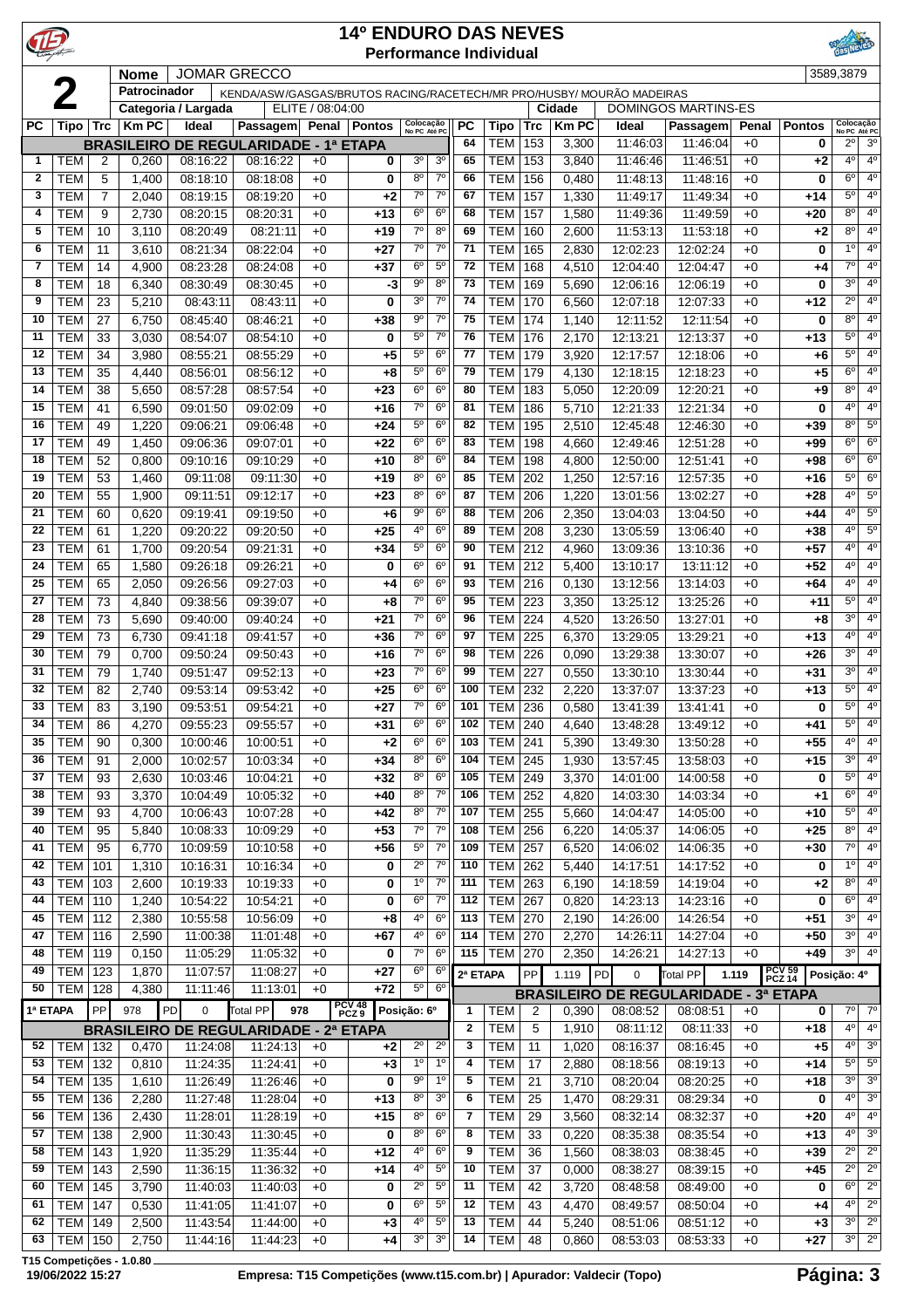# 14º ENDURO DAS NEVES

## Performance Individual

**2**

| | |
|---|---|
| **Nome** | JOMAR GRECCO |
| **Patrocinador** | KENDA/ASW/GASGAS/BRUTOS RACING/RACETECH/MR PRO/HUSBY/ MOURÃO MADEIRAS |
| **Categoria / Largada** | ELITE / 08:04:00 |
| **Cidade** | DOMINGOS MARTINS-ES |

3589,3879

| PC | Tipo | Trc | Km PC | Ideal | Passagem | Penal | Pontos | Colocação No PC | Colocação Até PC |
|---|---|---|---|---|---|---|---|---|---|
| **BRASILEIRO DE REGULARIDADE - 1ª ETAPA** | | | | | | | | | |
| 1 | TEM | 2 | 0,260 | 08:16:22 | 08:16:22 | +0 | 0 | 3º | 3º |
| 2 | TEM | 5 | 1,400 | 08:18:10 | 08:18:08 | +0 | 0 | 8º | 7º |
| 3 | TEM | 7 | 2,040 | 08:19:15 | 08:19:20 | +0 | +2 | 7º | 7º |
| 4 | TEM | 9 | 2,730 | 08:20:15 | 08:20:31 | +0 | +13 | 6º | 6º |
| 5 | TEM | 10 | 3,110 | 08:20:49 | 08:21:11 | +0 | +19 | 7º | 8º |
| 6 | TEM | 11 | 3,610 | 08:21:34 | 08:22:04 | +0 | +27 | 7º | 7º |
| 7 | TEM | 14 | 4,900 | 08:23:28 | 08:24:08 | +0 | +37 | 6º | 5º |
| 8 | TEM | 18 | 6,340 | 08:30:49 | 08:30:45 | +0 | -3 | 9º | 8º |
| 9 | TEM | 23 | 5,210 | 08:43:11 | 08:43:11 | +0 | 0 | 3º | 7º |
| 10 | TEM | 27 | 6,750 | 08:45:40 | 08:46:21 | +0 | +38 | 9º | 7º |
| 11 | TEM | 33 | 3,030 | 08:54:07 | 08:54:10 | +0 | 0 | 5º | 7º |
| 12 | TEM | 34 | 3,980 | 08:55:21 | 08:55:29 | +0 | +5 | 5º | 6º |
| 13 | TEM | 35 | 4,440 | 08:56:01 | 08:56:12 | +0 | +8 | 5º | 6º |
| 14 | TEM | 38 | 5,650 | 08:57:28 | 08:57:54 | +0 | +23 | 6º | 6º |
| 15 | TEM | 41 | 6,590 | 09:01:50 | 09:02:09 | +0 | +16 | 7º | 6º |
| 16 | TEM | 49 | 1,220 | 09:06:21 | 09:06:48 | +0 | +24 | 5º | 6º |
| 17 | TEM | 49 | 1,450 | 09:06:36 | 09:07:01 | +0 | +22 | 6º | 6º |
| 18 | TEM | 52 | 0,800 | 09:10:16 | 09:10:29 | +0 | +10 | 8º | 6º |
| 19 | TEM | 53 | 1,460 | 09:11:08 | 09:11:30 | +0 | +19 | 8º | 6º |
| 20 | TEM | 55 | 1,900 | 09:11:51 | 09:12:17 | +0 | +23 | 8º | 6º |
| 21 | TEM | 60 | 0,620 | 09:19:41 | 09:19:50 | +0 | +6 | 9º | 6º |
| 22 | TEM | 61 | 1,220 | 09:20:22 | 09:20:50 | +0 | +25 | 4º | 6º |
| 23 | TEM | 61 | 1,700 | 09:20:54 | 09:21:31 | +0 | +34 | 5º | 6º |
| 24 | TEM | 65 | 1,580 | 09:26:18 | 09:26:21 | +0 | 0 | 6º | 6º |
| 25 | TEM | 65 | 2,050 | 09:26:56 | 09:27:03 | +0 | +4 | 6º | 6º |
| 27 | TEM | 73 | 4,840 | 09:38:56 | 09:39:07 | +0 | +8 | 7º | 6º |
| 28 | TEM | 73 | 5,690 | 09:40:00 | 09:40:24 | +0 | +21 | 7º | 6º |
| 29 | TEM | 73 | 6,730 | 09:41:18 | 09:41:57 | +0 | +36 | 7º | 6º |
| 30 | TEM | 79 | 0,700 | 09:50:24 | 09:50:43 | +0 | +16 | 7º | 6º |
| 31 | TEM | 79 | 1,740 | 09:51:47 | 09:52:13 | +0 | +23 | 7º | 6º |
| 32 | TEM | 82 | 2,740 | 09:53:14 | 09:53:42 | +0 | +25 | 6º | 6º |
| 33 | TEM | 83 | 3,190 | 09:53:51 | 09:54:21 | +0 | +27 | 7º | 6º |
| 34 | TEM | 86 | 4,270 | 09:55:23 | 09:55:57 | +0 | +31 | 6º | 6º |
| 35 | TEM | 90 | 0,300 | 10:00:46 | 10:00:51 | +0 | +2 | 6º | 6º |
| 36 | TEM | 91 | 2,000 | 10:02:57 | 10:03:34 | +0 | +34 | 8º | 6º |
| 37 | TEM | 93 | 2,630 | 10:03:46 | 10:04:21 | +0 | +32 | 8º | 6º |
| 38 | TEM | 93 | 3,370 | 10:04:49 | 10:05:32 | +0 | +40 | 8º | 7º |
| 39 | TEM | 93 | 4,700 | 10:06:43 | 10:07:28 | +0 | +42 | 8º | 7º |
| 40 | TEM | 95 | 5,840 | 10:08:33 | 10:09:29 | +0 | +53 | 7º | 7º |
| 41 | TEM | 95 | 6,770 | 10:09:59 | 10:10:58 | +0 | +56 | 5º | 7º |
| 42 | TEM | 101 | 1,310 | 10:16:31 | 10:16:34 | +0 | 0 | 2º | 7º |
| 43 | TEM | 103 | 2,600 | 10:19:33 | 10:19:33 | +0 | 0 | 1º | 7º |
| 44 | TEM | 110 | 1,240 | 10:54:22 | 10:54:21 | +0 | 0 | 6º | 7º |
| 45 | TEM | 112 | 2,380 | 10:55:58 | 10:56:09 | +0 | +8 | 4º | 6º |
| 47 | TEM | 116 | 2,590 | 11:00:38 | 11:01:48 | +0 | +67 | 4º | 6º |
| 48 | TEM | 119 | 0,150 | 11:05:29 | 11:05:32 | +0 | 0 | 7º | 6º |
| 49 | TEM | 123 | 1,870 | 11:07:57 | 11:08:27 | +0 | +27 | 6º | 6º |
| 50 | TEM | 128 | 4,380 | 11:11:46 | 11:13:01 | +0 | +72 | 5º | 6º |
| 1ª ETAPA | PP | 978 | PD 0 | Total PP 978 | | | PCV 48 PCZ 9 | Posição: 6º | |
| **BRASILEIRO DE REGULARIDADE - 2ª ETAPA** | | | | | | | | | |
| 52 | TEM | 132 | 0,470 | 11:24:08 | 11:24:13 | +0 | +2 | 2º | 2º |
| 53 | TEM | 132 | 0,810 | 11:24:35 | 11:24:41 | +0 | +3 | 1º | 1º |
| 54 | TEM | 135 | 1,610 | 11:26:49 | 11:26:46 | +0 | 0 | 9º | 1º |
| 55 | TEM | 136 | 2,280 | 11:27:48 | 11:28:04 | +0 | +13 | 8º | 3º |
| 56 | TEM | 136 | 2,430 | 11:28:01 | 11:28:19 | +0 | +15 | 8º | 6º |
| 57 | TEM | 138 | 2,900 | 11:30:43 | 11:30:45 | +0 | 0 | 8º | 6º |
| 58 | TEM | 143 | 1,920 | 11:35:29 | 11:35:44 | +0 | +12 | 4º | 6º |
| 59 | TEM | 143 | 2,590 | 11:36:15 | 11:36:32 | +0 | +14 | 4º | 5º |
| 60 | TEM | 145 | 3,790 | 11:40:03 | 11:40:03 | +0 | 0 | 2º | 5º |
| 61 | TEM | 147 | 0,530 | 11:41:05 | 11:41:07 | +0 | 0 | 6º | 5º |
| 62 | TEM | 149 | 2,500 | 11:43:54 | 11:44:00 | +0 | +3 | 4º | 5º |
| 63 | TEM | 150 | 2,750 | 11:44:16 | 11:44:23 | +0 | +4 | 3º | 3º |
| 64 | TEM | 153 | 3,300 | 11:46:03 | 11:46:04 | +0 | 0 | 2º | 3º |
| 65 | TEM | 153 | 3,840 | 11:46:46 | 11:46:51 | +0 | +2 | 4º | 4º |
| 66 | TEM | 156 | 0,480 | 11:48:13 | 11:48:16 | +0 | 0 | 6º | 4º |
| 67 | TEM | 157 | 1,330 | 11:49:17 | 11:49:34 | +0 | +14 | 5º | 4º |
| 68 | TEM | 157 | 1,580 | 11:49:36 | 11:49:59 | +0 | +20 | 8º | 4º |
| 69 | TEM | 160 | 2,600 | 11:53:13 | 11:53:18 | +0 | +2 | 8º | 4º |
| 71 | TEM | 165 | 2,830 | 12:02:23 | 12:02:24 | +0 | 0 | 1º | 4º |
| 72 | TEM | 168 | 4,510 | 12:04:40 | 12:04:47 | +0 | +4 | 7º | 4º |
| 73 | TEM | 169 | 5,690 | 12:06:16 | 12:06:19 | +0 | 0 | 3º | 4º |
| 74 | TEM | 170 | 6,560 | 12:07:18 | 12:07:33 | +0 | +12 | 2º | 4º |
| 75 | TEM | 174 | 1,140 | 12:11:52 | 12:11:54 | +0 | 0 | 8º | 4º |
| 76 | TEM | 176 | 2,170 | 12:13:21 | 12:13:37 | +0 | +13 | 5º | 4º |
| 77 | TEM | 179 | 3,920 | 12:17:57 | 12:18:06 | +0 | +6 | 5º | 4º |
| 79 | TEM | 179 | 4,130 | 12:18:15 | 12:18:23 | +0 | +5 | 6º | 4º |
| 80 | TEM | 183 | 5,050 | 12:20:09 | 12:20:21 | +0 | +9 | 8º | 4º |
| 81 | TEM | 186 | 5,710 | 12:21:33 | 12:21:34 | +0 | 0 | 4º | 4º |
| 82 | TEM | 195 | 2,510 | 12:45:48 | 12:46:30 | +0 | +39 | 8º | 5º |
| 83 | TEM | 198 | 4,660 | 12:49:46 | 12:51:28 | +0 | +99 | 6º | 6º |
| 84 | TEM | 198 | 4,800 | 12:50:00 | 12:51:41 | +0 | +98 | 6º | 6º |
| 85 | TEM | 202 | 1,250 | 12:57:16 | 12:57:35 | +0 | +16 | 5º | 6º |
| 87 | TEM | 206 | 1,220 | 13:01:56 | 13:02:27 | +0 | +28 | 4º | 5º |
| 88 | TEM | 206 | 2,350 | 13:04:03 | 13:04:50 | +0 | +44 | 4º | 5º |
| 89 | TEM | 208 | 3,230 | 13:05:59 | 13:06:40 | +0 | +38 | 4º | 5º |
| 90 | TEM | 212 | 4,960 | 13:09:36 | 13:10:36 | +0 | +57 | 4º | 4º |
| 91 | TEM | 212 | 5,400 | 13:10:17 | 13:11:12 | +0 | +52 | 4º | 4º |
| 93 | TEM | 216 | 0,130 | 13:12:56 | 13:14:03 | +0 | +64 | 4º | 4º |
| 95 | TEM | 223 | 3,350 | 13:25:12 | 13:25:26 | +0 | +11 | 5º | 4º |
| 96 | TEM | 224 | 4,520 | 13:26:50 | 13:27:01 | +0 | +8 | 3º | 4º |
| 97 | TEM | 225 | 6,370 | 13:29:05 | 13:29:21 | +0 | +13 | 4º | 4º |
| 98 | TEM | 226 | 0,090 | 13:29:38 | 13:30:07 | +0 | +26 | 3º | 4º |
| 99 | TEM | 227 | 0,550 | 13:30:10 | 13:30:44 | +0 | +31 | 3º | 4º |
| 100 | TEM | 232 | 2,220 | 13:37:07 | 13:37:23 | +0 | +13 | 5º | 4º |
| 101 | TEM | 236 | 0,580 | 13:41:39 | 13:41:41 | +0 | 0 | 5º | 4º |
| 102 | TEM | 240 | 4,640 | 13:48:28 | 13:49:12 | +0 | +41 | 5º | 4º |
| 103 | TEM | 241 | 5,390 | 13:49:30 | 13:50:28 | +0 | +55 | 4º | 4º |
| 104 | TEM | 245 | 1,930 | 13:57:45 | 13:58:03 | +0 | +15 | 3º | 4º |
| 105 | TEM | 249 | 3,370 | 14:01:00 | 14:00:58 | +0 | 0 | 5º | 4º |
| 106 | TEM | 252 | 4,820 | 14:03:30 | 14:03:34 | +0 | +1 | 6º | 4º |
| 107 | TEM | 255 | 5,660 | 14:04:47 | 14:05:00 | +0 | +10 | 5º | 4º |
| 108 | TEM | 256 | 6,220 | 14:05:37 | 14:06:05 | +0 | +25 | 8º | 4º |
| 109 | TEM | 257 | 6,520 | 14:06:02 | 14:06:35 | +0 | +30 | 7º | 4º |
| 110 | TEM | 262 | 5,440 | 14:17:51 | 14:17:52 | +0 | 0 | 1º | 4º |
| 111 | TEM | 263 | 6,190 | 14:18:59 | 14:19:04 | +0 | +2 | 8º | 4º |
| 112 | TEM | 267 | 0,820 | 14:23:13 | 14:23:16 | +0 | 0 | 6º | 4º |
| 113 | TEM | 270 | 2,190 | 14:26:00 | 14:26:54 | +0 | +51 | 3º | 4º |
| 114 | TEM | 270 | 2,270 | 14:26:11 | 14:27:04 | +0 | +50 | 3º | 4º |
| 115 | TEM | 270 | 2,350 | 14:26:21 | 14:27:13 | +0 | +49 | 3º | 4º |
| 2ª ETAPA | PP | 1.119 | PD 0 | Total PP 1.119 | | | PCV 59 PCZ 14 | Posição: 4º | |
| **BRASILEIRO DE REGULARIDADE - 3ª ETAPA** | | | | | | | | | |
| 1 | TEM | 2 | 0,390 | 08:08:52 | 08:08:51 | +0 | 0 | 7º | 7º |
| 2 | TEM | 5 | 1,910 | 08:11:12 | 08:11:33 | +0 | +18 | 4º | 4º |
| 3 | TEM | 11 | 1,020 | 08:16:37 | 08:16:45 | +0 | +5 | 4º | 3º |
| 4 | TEM | 17 | 2,880 | 08:18:56 | 08:19:13 | +0 | +14 | 5º | 5º |
| 5 | TEM | 21 | 3,710 | 08:20:04 | 08:20:25 | +0 | +18 | 3º | 3º |
| 6 | TEM | 25 | 1,470 | 08:29:31 | 08:29:34 | +0 | 0 | 4º | 3º |
| 7 | TEM | 29 | 3,560 | 08:32:14 | 08:32:37 | +0 | +20 | 4º | 4º |
| 8 | TEM | 33 | 0,220 | 08:35:38 | 08:35:54 | +0 | +13 | 4º | 3º |
| 9 | TEM | 36 | 1,560 | 08:38:03 | 08:38:45 | +0 | +39 | 2º | 2º |
| 10 | TEM | 37 | 0,000 | 08:38:27 | 08:39:15 | +0 | +45 | 2º | 2º |
| 11 | TEM | 42 | 3,720 | 08:48:58 | 08:49:00 | +0 | 0 | 6º | 2º |
| 12 | TEM | 43 | 4,470 | 08:49:57 | 08:50:04 | +0 | +4 | 4º | 2º |
| 13 | TEM | 44 | 5,240 | 08:51:06 | 08:51:12 | +0 | +3 | 3º | 2º |
| 14 | TEM | 48 | 0,860 | 08:53:03 | 08:53:33 | +0 | +27 | 3º | 2º |

T15 Competições - 1.0.80

19/06/2022 15:27 — Empresa: T15 Competições (www.t15.com.br) | Apurador: Valdecir (Topo)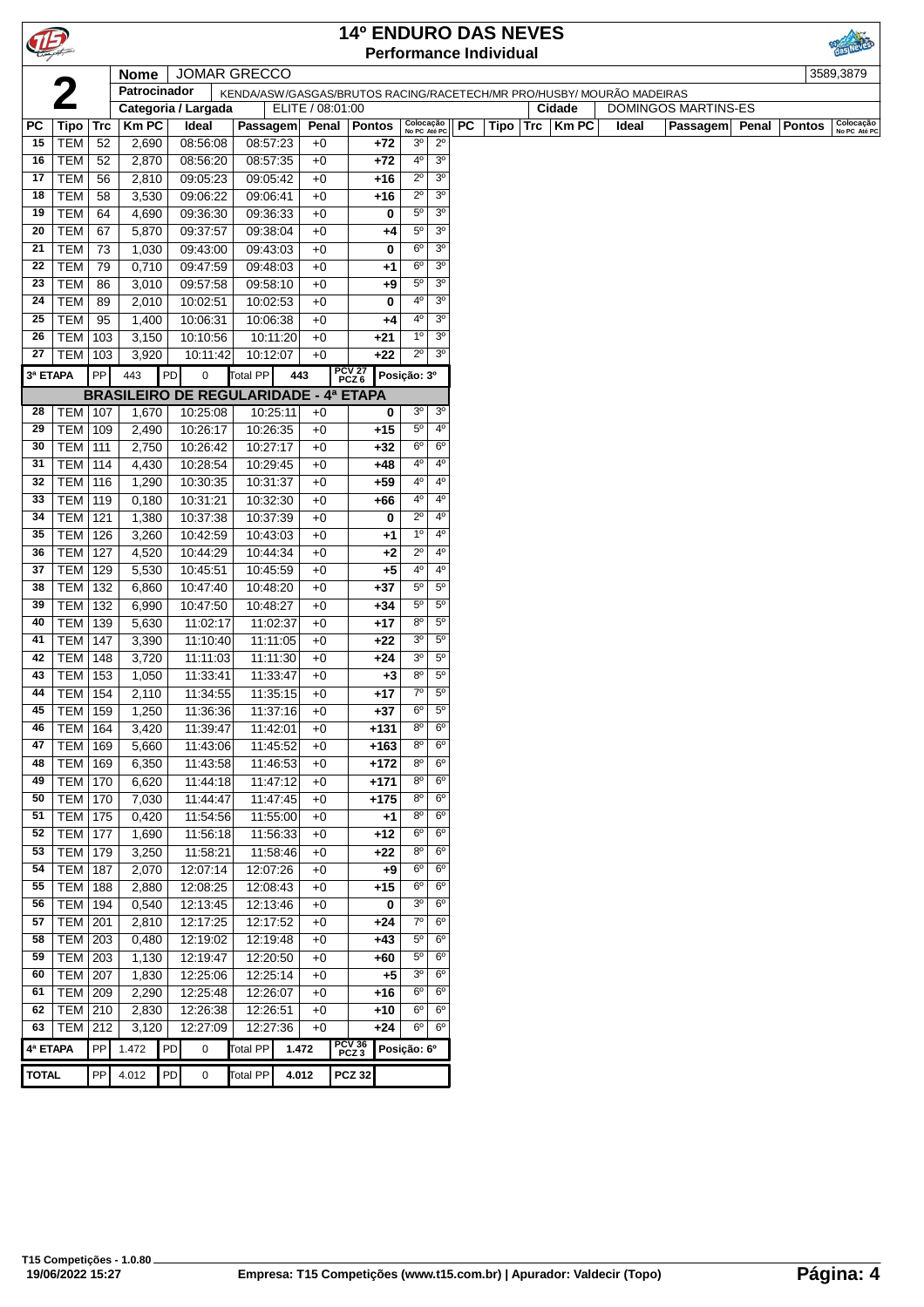# 14º ENDURO DAS NEVES

**Performance Individual**

| **2** | Nome | JOMAR GRECCO | 3589,3879 |
|---|---|---|---|
| | Patrocinador | KENDA/ASW/GASGAS/BRUTOS RACING/RACETECH/MR PRO/HUSBY/ MOURÃO MADEIRAS | |
| | Categoria / Largada | ELITE / 08:01:00 | Cidade: DOMINGOS MARTINS-ES |

| PC | Tipo | Trc | Km PC | Ideal | Passagem | Penal | Pontos | Colocação No PC | Colocação Até PC |
|---|---|---|---|---|---|---|---|---|---|
| 15 | TEM | 52 | 2,690 | 08:56:08 | 08:57:23 | +0 | +72 | 3º | 2º |
| 16 | TEM | 52 | 2,870 | 08:56:20 | 08:57:35 | +0 | +72 | 4º | 3º |
| 17 | TEM | 56 | 2,810 | 09:05:23 | 09:05:42 | +0 | +16 | 2º | 3º |
| 18 | TEM | 58 | 3,530 | 09:06:22 | 09:06:41 | +0 | +16 | 2º | 3º |
| 19 | TEM | 64 | 4,690 | 09:36:30 | 09:36:33 | +0 | 0 | 5º | 3º |
| 20 | TEM | 67 | 5,870 | 09:37:57 | 09:38:04 | +0 | +4 | 5º | 3º |
| 21 | TEM | 73 | 1,030 | 09:43:00 | 09:43:03 | +0 | 0 | 6º | 3º |
| 22 | TEM | 79 | 0,710 | 09:47:59 | 09:48:03 | +0 | +1 | 6º | 3º |
| 23 | TEM | 86 | 3,010 | 09:57:58 | 09:58:10 | +0 | +9 | 5º | 3º |
| 24 | TEM | 89 | 2,010 | 10:02:51 | 10:02:53 | +0 | 0 | 4º | 3º |
| 25 | TEM | 95 | 1,400 | 10:06:31 | 10:06:38 | +0 | +4 | 4º | 3º |
| 26 | TEM | 103 | 3,150 | 10:10:56 | 10:11:20 | +0 | +21 | 1º | 3º |
| 27 | TEM | 103 | 3,920 | 10:11:42 | 10:12:07 | +0 | +22 | 2º | 3º |
| 3ª ETAPA | PP | 443 | PD | 0 | Total PP | 443 | PCV 27 PCZ 6 | Posição: 3º | |
| **BRASILEIRO DE REGULARIDADE - 4ª ETAPA** | | | | | | | | | |
| 28 | TEM | 107 | 1,670 | 10:25:08 | 10:25:11 | +0 | 0 | 3º | 3º |
| 29 | TEM | 109 | 2,490 | 10:26:17 | 10:26:35 | +0 | +15 | 5º | 4º |
| 30 | TEM | 111 | 2,750 | 10:26:42 | 10:27:17 | +0 | +32 | 6º | 6º |
| 31 | TEM | 114 | 4,430 | 10:28:54 | 10:29:45 | +0 | +48 | 4º | 4º |
| 32 | TEM | 116 | 1,290 | 10:30:35 | 10:31:37 | +0 | +59 | 4º | 4º |
| 33 | TEM | 119 | 0,180 | 10:31:21 | 10:32:30 | +0 | +66 | 4º | 4º |
| 34 | TEM | 121 | 1,380 | 10:37:38 | 10:37:39 | +0 | 0 | 2º | 4º |
| 35 | TEM | 126 | 3,260 | 10:42:59 | 10:43:03 | +0 | +1 | 1º | 4º |
| 36 | TEM | 127 | 4,520 | 10:44:29 | 10:44:34 | +0 | +2 | 2º | 4º |
| 37 | TEM | 129 | 5,530 | 10:45:51 | 10:45:59 | +0 | +5 | 4º | 4º |
| 38 | TEM | 132 | 6,860 | 10:47:40 | 10:48:20 | +0 | +37 | 5º | 5º |
| 39 | TEM | 132 | 6,990 | 10:47:50 | 10:48:27 | +0 | +34 | 5º | 5º |
| 40 | TEM | 139 | 5,630 | 11:02:17 | 11:02:37 | +0 | +17 | 8º | 5º |
| 41 | TEM | 147 | 3,390 | 11:10:40 | 11:11:05 | +0 | +22 | 3º | 5º |
| 42 | TEM | 148 | 3,720 | 11:11:03 | 11:11:30 | +0 | +24 | 3º | 5º |
| 43 | TEM | 153 | 1,050 | 11:33:41 | 11:33:47 | +0 | +3 | 8º | 5º |
| 44 | TEM | 154 | 2,110 | 11:34:55 | 11:35:15 | +0 | +17 | 7º | 5º |
| 45 | TEM | 159 | 1,250 | 11:36:36 | 11:37:16 | +0 | +37 | 6º | 5º |
| 46 | TEM | 164 | 3,420 | 11:39:47 | 11:42:01 | +0 | +131 | 8º | 6º |
| 47 | TEM | 169 | 5,660 | 11:43:06 | 11:45:52 | +0 | +163 | 8º | 6º |
| 48 | TEM | 169 | 6,350 | 11:43:58 | 11:46:53 | +0 | +172 | 8º | 6º |
| 49 | TEM | 170 | 6,620 | 11:44:18 | 11:47:12 | +0 | +171 | 8º | 6º |
| 50 | TEM | 170 | 7,030 | 11:44:47 | 11:47:45 | +0 | +175 | 8º | 6º |
| 51 | TEM | 175 | 0,420 | 11:54:56 | 11:55:00 | +0 | +1 | 8º | 6º |
| 52 | TEM | 177 | 1,690 | 11:56:18 | 11:56:33 | +0 | +12 | 6º | 6º |
| 53 | TEM | 179 | 3,250 | 11:58:21 | 11:58:46 | +0 | +22 | 8º | 6º |
| 54 | TEM | 187 | 2,070 | 12:07:14 | 12:07:26 | +0 | +9 | 6º | 6º |
| 55 | TEM | 188 | 2,880 | 12:08:25 | 12:08:43 | +0 | +15 | 6º | 6º |
| 56 | TEM | 194 | 0,540 | 12:13:45 | 12:13:46 | +0 | 0 | 3º | 6º |
| 57 | TEM | 201 | 2,810 | 12:17:25 | 12:17:52 | +0 | +24 | 7º | 6º |
| 58 | TEM | 203 | 0,480 | 12:19:02 | 12:19:48 | +0 | +43 | 5º | 6º |
| 59 | TEM | 203 | 1,130 | 12:19:47 | 12:20:50 | +0 | +60 | 5º | 6º |
| 60 | TEM | 207 | 1,830 | 12:25:06 | 12:25:14 | +0 | +5 | 3º | 6º |
| 61 | TEM | 209 | 2,290 | 12:25:48 | 12:26:07 | +0 | +16 | 6º | 6º |
| 62 | TEM | 210 | 2,830 | 12:26:38 | 12:26:51 | +0 | +10 | 6º | 6º |
| 63 | TEM | 212 | 3,120 | 12:27:09 | 12:27:36 | +0 | +24 | 6º | 6º |
| 4ª ETAPA | PP | 1.472 | PD | 0 | Total PP | 1.472 | PCV 36 PCZ 3 | Posição: 6º | |
| TOTAL | PP | 4.012 | PD | 0 | Total PP | 4.012 | PCZ 32 | | |

T15 Competições - 1.0.80
19/06/2022 15:27 — Empresa: T15 Competições (www.t15.com.br) | Apurador: Valdecir (Topo)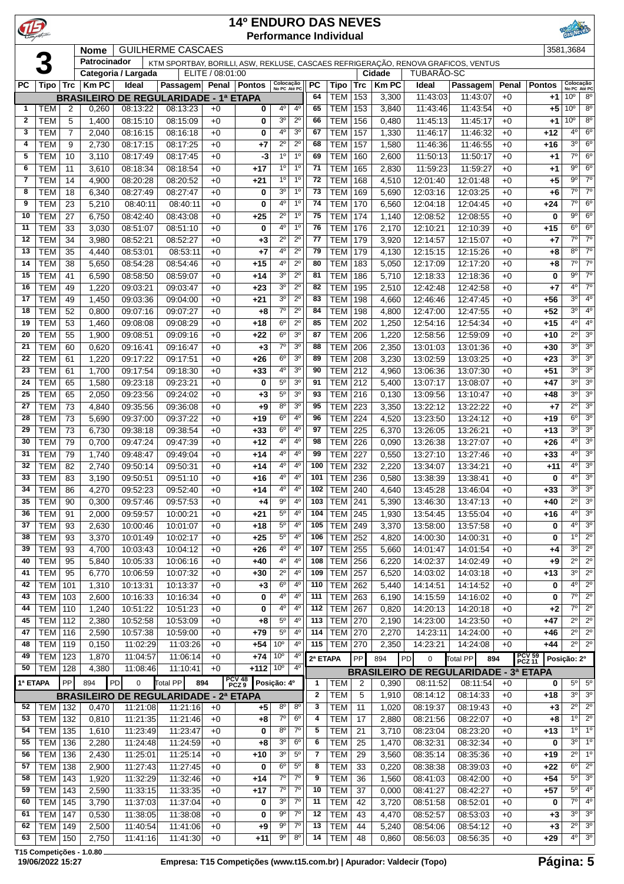# 14º ENDURO DAS NEVES

## Performance Individual

**3** | **Nome**: GUILHERME CASCAES | 3581,3684

**Patrocinador**: KTM SPORTBAY, BORILLI, ASW, REKLUSE, CASCAES REFRIGERAÇÃO, RENOVA GRAFICOS, VENTUS

**Categoria / Largada**: ELITE / 08:01:00 | **Cidade**: TUBARÃO-SC

| PC | Tipo | Trc | Km PC | Ideal | Passagem | Penal | Pontos | Colocação No PC | Colocação Até PC |
|---|---|---|---|---|---|---|---|---|---|
| **BRASILEIRO DE REGULARIDADE - 1ª ETAPA** | | | | | | | | | |
| 1 | TEM | 2 | 0,260 | 08:13:22 | 08:13:23 | +0 | 0 | 4º | 4º |
| 2 | TEM | 5 | 1,400 | 08:15:10 | 08:15:09 | +0 | 0 | 3º | 2º |
| 3 | TEM | 7 | 2,040 | 08:16:15 | 08:16:18 | +0 | 0 | 4º | 3º |
| 4 | TEM | 9 | 2,730 | 08:17:15 | 08:17:25 | +0 | +7 | 2º | 2º |
| 5 | TEM | 10 | 3,110 | 08:17:49 | 08:17:45 | +0 | -3 | 1º | 1º |
| 6 | TEM | 11 | 3,610 | 08:18:34 | 08:18:54 | +0 | +17 | 1º | 1º |
| 7 | TEM | 14 | 4,900 | 08:20:28 | 08:20:52 | +0 | +21 | 1º | 1º |
| 8 | TEM | 18 | 6,340 | 08:27:49 | 08:27:47 | +0 | 0 | 3º | 1º |
| 9 | TEM | 23 | 5,210 | 08:40:11 | 08:40:11 | +0 | 0 | 4º | 1º |
| 10 | TEM | 27 | 6,750 | 08:42:40 | 08:43:08 | +0 | +25 | 2º | 1º |
| 11 | TEM | 33 | 3,030 | 08:51:07 | 08:51:10 | +0 | 0 | 4º | 1º |
| 12 | TEM | 34 | 3,980 | 08:52:21 | 08:52:27 | +0 | +3 | 2º | 2º |
| 13 | TEM | 35 | 4,440 | 08:53:01 | 08:53:11 | +0 | +7 | 4º | 2º |
| 14 | TEM | 38 | 5,650 | 08:54:28 | 08:54:46 | +0 | +15 | 4º | 2º |
| 15 | TEM | 41 | 6,590 | 08:58:50 | 08:59:07 | +0 | +14 | 3º | 2º |
| 16 | TEM | 49 | 1,220 | 09:03:21 | 09:03:47 | +0 | +23 | 3º | 2º |
| 17 | TEM | 49 | 1,450 | 09:03:36 | 09:04:00 | +0 | +21 | 3º | 2º |
| 18 | TEM | 52 | 0,800 | 09:07:16 | 09:07:27 | +0 | +8 | 7º | 2º |
| 19 | TEM | 53 | 1,460 | 09:08:08 | 09:08:29 | +0 | +18 | 6º | 2º |
| 20 | TEM | 55 | 1,900 | 09:08:51 | 09:09:16 | +0 | +22 | 6º | 3º |
| 21 | TEM | 60 | 0,620 | 09:16:41 | 09:16:47 | +0 | +3 | 7º | 3º |
| 22 | TEM | 61 | 1,220 | 09:17:22 | 09:17:51 | +0 | +26 | 6º | 3º |
| 23 | TEM | 61 | 1,700 | 09:17:54 | 09:18:30 | +0 | +33 | 4º | 3º |
| 24 | TEM | 65 | 1,580 | 09:23:18 | 09:23:21 | +0 | 0 | 5º | 3º |
| 25 | TEM | 65 | 2,050 | 09:23:56 | 09:24:02 | +0 | +3 | 5º | 3º |
| 27 | TEM | 73 | 4,840 | 09:35:56 | 09:36:08 | +0 | +9 | 8º | 3º |
| 28 | TEM | 73 | 5,690 | 09:37:00 | 09:37:22 | +0 | +19 | 6º | 4º |
| 29 | TEM | 73 | 6,730 | 09:38:18 | 09:38:54 | +0 | +33 | 6º | 4º |
| 30 | TEM | 79 | 0,700 | 09:47:24 | 09:47:39 | +0 | +12 | 4º | 4º |
| 31 | TEM | 79 | 1,740 | 09:48:47 | 09:49:04 | +0 | +14 | 4º | 4º |
| 32 | TEM | 82 | 2,740 | 09:50:14 | 09:50:31 | +0 | +14 | 4º | 4º |
| 33 | TEM | 83 | 3,190 | 09:50:51 | 09:51:10 | +0 | +16 | 4º | 4º |
| 34 | TEM | 86 | 4,270 | 09:52:23 | 09:52:40 | +0 | +14 | 4º | 4º |
| 35 | TEM | 90 | 0,300 | 09:57:46 | 09:57:53 | +0 | +4 | 9º | 4º |
| 36 | TEM | 91 | 2,000 | 09:59:57 | 10:00:21 | +0 | +21 | 5º | 4º |
| 37 | TEM | 93 | 2,630 | 10:00:46 | 10:01:07 | +0 | +18 | 5º | 4º |
| 38 | TEM | 93 | 3,370 | 10:01:49 | 10:02:17 | +0 | +25 | 5º | 4º |
| 39 | TEM | 93 | 4,700 | 10:03:43 | 10:04:12 | +0 | +26 | 4º | 4º |
| 40 | TEM | 95 | 5,840 | 10:05:33 | 10:06:16 | +0 | +40 | 4º | 4º |
| 41 | TEM | 95 | 6,770 | 10:06:59 | 10:07:32 | +0 | +30 | 2º | 4º |
| 42 | TEM | 101 | 1,310 | 10:13:31 | 10:13:37 | +0 | +3 | 6º | 4º |
| 43 | TEM | 103 | 2,600 | 10:16:33 | 10:16:34 | +0 | 0 | 4º | 4º |
| 44 | TEM | 110 | 1,240 | 10:51:22 | 10:51:23 | +0 | 0 | 4º | 4º |
| 45 | TEM | 112 | 2,380 | 10:52:58 | 10:53:09 | +0 | +8 | 5º | 4º |
| 47 | TEM | 116 | 2,590 | 10:57:38 | 10:59:00 | +0 | +79 | 5º | 4º |
| 48 | TEM | 119 | 0,150 | 11:02:29 | 11:03:26 | +0 | +54 | 10º | 4º |
| 49 | TEM | 123 | 1,870 | 11:04:57 | 11:06:14 | +0 | +74 | 10º | 4º |
| 50 | TEM | 128 | 4,380 | 11:08:46 | 11:10:41 | +0 | +112 | 10º | 4º |
| 1ª ETAPA | PP | 894 | PD | 0 | Total PP | 894 | PCV 48 PCZ 9 | Posição: 4º | |
| **BRASILEIRO DE REGULARIDADE - 2ª ETAPA** | | | | | | | | | |
| 52 | TEM | 132 | 0,470 | 11:21:08 | 11:21:16 | +0 | +5 | 8º | 8º |
| 53 | TEM | 132 | 0,810 | 11:21:35 | 11:21:46 | +0 | +8 | 7º | 6º |
| 54 | TEM | 135 | 1,610 | 11:23:49 | 11:23:47 | +0 | 0 | 8º | 7º |
| 55 | TEM | 136 | 2,280 | 11:24:48 | 11:24:59 | +0 | +8 | 3º | 6º |
| 56 | TEM | 136 | 2,430 | 11:25:01 | 11:25:14 | +0 | +10 | 3º | 5º |
| 57 | TEM | 138 | 2,900 | 11:27:43 | 11:27:45 | +0 | 0 | 6º | 5º |
| 58 | TEM | 143 | 1,920 | 11:32:29 | 11:32:46 | +0 | +14 | 7º | 7º |
| 59 | TEM | 143 | 2,590 | 11:33:15 | 11:33:35 | +0 | +17 | 7º | 7º |
| 60 | TEM | 145 | 3,790 | 11:37:03 | 11:37:04 | +0 | 0 | 3º | 7º |
| 61 | TEM | 147 | 0,530 | 11:38:05 | 11:38:08 | +0 | 0 | 9º | 7º |
| 62 | TEM | 149 | 2,500 | 11:40:54 | 11:41:06 | +0 | +9 | 9º | 7º |
| 63 | TEM | 150 | 2,750 | 11:41:16 | 11:41:30 | +0 | +11 | 9º | 8º |
| 64 | TEM | 153 | 3,300 | 11:43:03 | 11:43:07 | +0 | +1 | 10º | 8º |
| 65 | TEM | 153 | 3,840 | 11:43:46 | 11:43:54 | +0 | +5 | 10º | 8º |
| 66 | TEM | 156 | 0,480 | 11:45:13 | 11:45:17 | +0 | +1 | 10º | 8º |
| 67 | TEM | 157 | 1,330 | 11:46:17 | 11:46:32 | +0 | +12 | 4º | 6º |
| 68 | TEM | 157 | 1,580 | 11:46:36 | 11:46:55 | +0 | +16 | 3º | 6º |
| 69 | TEM | 160 | 2,600 | 11:50:13 | 11:50:17 | +0 | +1 | 7º | 6º |
| 71 | TEM | 165 | 2,830 | 11:59:23 | 11:59:27 | +0 | +1 | 9º | 6º |
| 72 | TEM | 168 | 4,510 | 12:01:40 | 12:01:48 | +0 | +5 | 9º | 7º |
| 73 | TEM | 169 | 5,690 | 12:03:16 | 12:03:25 | +0 | +6 | 7º | 7º |
| 74 | TEM | 170 | 6,560 | 12:04:18 | 12:04:45 | +0 | +24 | 7º | 6º |
| 75 | TEM | 174 | 1,140 | 12:08:52 | 12:08:55 | +0 | 0 | 9º | 6º |
| 76 | TEM | 176 | 2,170 | 12:10:21 | 12:10:39 | +0 | +15 | 6º | 6º |
| 77 | TEM | 179 | 3,920 | 12:14:57 | 12:15:07 | +0 | +7 | 7º | 7º |
| 79 | TEM | 179 | 4,130 | 12:15:15 | 12:15:26 | +0 | +8 | 8º | 7º |
| 80 | TEM | 183 | 5,050 | 12:17:09 | 12:17:20 | +0 | +8 | 7º | 7º |
| 81 | TEM | 186 | 5,710 | 12:18:33 | 12:18:36 | +0 | 0 | 9º | 7º |
| 82 | TEM | 195 | 2,510 | 12:42:48 | 12:42:58 | +0 | +7 | 4º | 7º |
| 83 | TEM | 198 | 4,660 | 12:46:46 | 12:47:45 | +0 | +56 | 3º | 4º |
| 84 | TEM | 198 | 4,800 | 12:47:00 | 12:47:55 | +0 | +52 | 3º | 4º |
| 85 | TEM | 202 | 1,250 | 12:54:16 | 12:54:34 | +0 | +15 | 4º | 4º |
| 87 | TEM | 206 | 1,220 | 12:58:56 | 12:59:09 | +0 | +10 | 2º | 3º |
| 88 | TEM | 206 | 2,350 | 13:01:03 | 13:01:36 | +0 | +30 | 3º | 3º |
| 89 | TEM | 208 | 3,230 | 13:02:59 | 13:03:25 | +0 | +23 | 3º | 3º |
| 90 | TEM | 212 | 4,960 | 13:06:36 | 13:07:30 | +0 | +51 | 3º | 3º |
| 91 | TEM | 212 | 5,400 | 13:07:17 | 13:08:07 | +0 | +47 | 3º | 3º |
| 93 | TEM | 216 | 0,130 | 13:09:56 | 13:10:47 | +0 | +48 | 3º | 3º |
| 95 | TEM | 223 | 3,350 | 13:22:12 | 13:22:22 | +0 | +7 | 2º | 3º |
| 96 | TEM | 224 | 4,520 | 13:23:50 | 13:24:12 | +0 | +19 | 6º | 3º |
| 97 | TEM | 225 | 6,370 | 13:26:05 | 13:26:21 | +0 | +13 | 3º | 3º |
| 98 | TEM | 226 | 0,090 | 13:26:38 | 13:27:07 | +0 | +26 | 4º | 3º |
| 99 | TEM | 227 | 0,550 | 13:27:10 | 13:27:46 | +0 | +33 | 4º | 3º |
| 100 | TEM | 232 | 2,220 | 13:34:07 | 13:34:21 | +0 | +11 | 4º | 3º |
| 101 | TEM | 236 | 0,580 | 13:38:39 | 13:38:41 | +0 | 0 | 4º | 3º |
| 102 | TEM | 240 | 4,640 | 13:45:28 | 13:46:04 | +0 | +33 | 3º | 3º |
| 103 | TEM | 241 | 5,390 | 13:46:30 | 13:47:13 | +0 | +40 | 2º | 3º |
| 104 | TEM | 245 | 1,930 | 13:54:45 | 13:55:04 | +0 | +16 | 4º | 3º |
| 105 | TEM | 249 | 3,370 | 13:58:00 | 13:57:58 | +0 | 0 | 4º | 3º |
| 106 | TEM | 252 | 4,820 | 14:00:30 | 14:00:31 | +0 | 0 | 1º | 2º |
| 107 | TEM | 255 | 5,660 | 14:01:47 | 14:01:54 | +0 | +4 | 3º | 2º |
| 108 | TEM | 256 | 6,220 | 14:02:37 | 14:02:49 | +0 | +9 | 2º | 2º |
| 109 | TEM | 257 | 6,520 | 14:03:02 | 14:03:18 | +0 | +13 | 3º | 2º |
| 110 | TEM | 262 | 5,440 | 14:14:51 | 14:14:52 | +0 | 0 | 4º | 2º |
| 111 | TEM | 263 | 6,190 | 14:15:59 | 14:16:02 | +0 | 0 | 7º | 2º |
| 112 | TEM | 267 | 0,820 | 14:20:13 | 14:20:18 | +0 | +2 | 7º | 2º |
| 113 | TEM | 270 | 2,190 | 14:23:00 | 14:23:50 | +0 | +47 | 2º | 2º |
| 114 | TEM | 270 | 2,270 | 14:23:11 | 14:24:00 | +0 | +46 | 2º | 2º |
| 115 | TEM | 270 | 2,350 | 14:23:21 | 14:24:08 | +0 | +44 | 2º | 2º |
| 2ª ETAPA | PP | 894 | PD | 0 | Total PP | 894 | PCV 59 PCZ 11 | Posição: 2º | |
| **BRASILEIRO DE REGULARIDADE - 3ª ETAPA** | | | | | | | | | |
| 1 | TEM | 2 | 0,390 | 08:11:52 | 08:11:54 | +0 | 0 | 5º | 5º |
| 2 | TEM | 5 | 1,910 | 08:14:12 | 08:14:33 | +0 | +18 | 3º | 3º |
| 3 | TEM | 11 | 1,020 | 08:19:37 | 08:19:43 | +0 | +3 | 2º | 2º |
| 4 | TEM | 17 | 2,880 | 08:21:56 | 08:22:07 | +0 | +8 | 1º | 2º |
| 5 | TEM | 21 | 3,710 | 08:23:04 | 08:23:20 | +0 | +13 | 1º | 1º |
| 6 | TEM | 25 | 1,470 | 08:32:31 | 08:32:34 | +0 | 0 | 3º | 1º |
| 7 | TEM | 29 | 3,560 | 08:35:14 | 08:35:36 | +0 | +19 | 2º | 1º |
| 8 | TEM | 33 | 0,220 | 08:38:38 | 08:39:03 | +0 | +22 | 6º | 2º |
| 9 | TEM | 36 | 1,560 | 08:41:03 | 08:42:00 | +0 | +54 | 5º | 3º |
| 10 | TEM | 37 | 0,000 | 08:41:27 | 08:42:27 | +0 | +57 | 5º | 4º |
| 11 | TEM | 42 | 3,720 | 08:51:58 | 08:52:01 | +0 | 0 | 7º | 4º |
| 12 | TEM | 43 | 4,470 | 08:52:57 | 08:53:03 | +0 | +3 | 3º | 3º |
| 13 | TEM | 44 | 5,240 | 08:54:06 | 08:54:12 | +0 | +3 | 2º | 3º |
| 14 | TEM | 48 | 0,860 | 08:56:03 | 08:56:35 | +0 | +29 | 4º | 3º |

T15 Competições - 1.0.80

19/06/2022 15:27 — Empresa: T15 Competições (www.t15.com.br) | Apurador: Valdecir (Topo)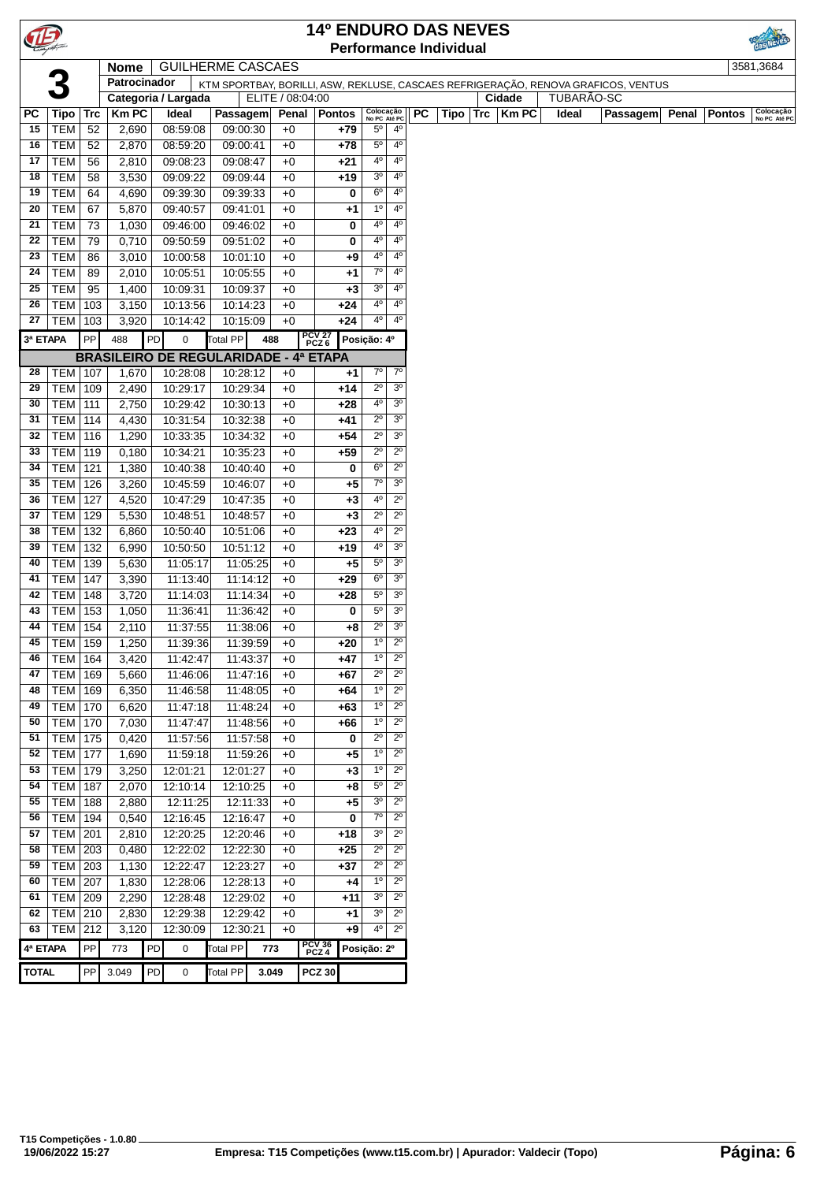# 14º ENDURO DAS NEVES

**Performance Individual**

| 3 | Nome | GUILHERME CASCAES | 3581,3684 |
|---|---|---|---|
| | Patrocinador | KTM SPORTBAY, BORILLI, ASW, REKLUSE, CASCAES REFRIGERAÇÃO, RENOVA GRAFICOS, VENTUS | |
| | Categoria / Largada | ELITE / 08:04:00 | Cidade: TUBARÃO-SC |

| PC | Tipo | Trc | Km PC | Ideal | Passagem | Penal | Pontos | Colocação No PC | Colocação Até PC |
|---|---|---|---|---|---|---|---|---|---|
| 15 | TEM | 52 | 2,690 | 08:59:08 | 09:00:30 | +0 | +79 | 5º | 4º |
| 16 | TEM | 52 | 2,870 | 08:59:20 | 09:00:41 | +0 | +78 | 5º | 4º |
| 17 | TEM | 56 | 2,810 | 09:08:23 | 09:08:47 | +0 | +21 | 4º | 4º |
| 18 | TEM | 58 | 3,530 | 09:09:22 | 09:09:44 | +0 | +19 | 3º | 4º |
| 19 | TEM | 64 | 4,690 | 09:39:30 | 09:39:33 | +0 | 0 | 6º | 4º |
| 20 | TEM | 67 | 5,870 | 09:40:57 | 09:41:01 | +0 | +1 | 1º | 4º |
| 21 | TEM | 73 | 1,030 | 09:46:00 | 09:46:02 | +0 | 0 | 4º | 4º |
| 22 | TEM | 79 | 0,710 | 09:50:59 | 09:51:02 | +0 | 0 | 4º | 4º |
| 23 | TEM | 86 | 3,010 | 10:00:58 | 10:01:10 | +0 | +9 | 4º | 4º |
| 24 | TEM | 89 | 2,010 | 10:05:51 | 10:05:55 | +0 | +1 | 7º | 4º |
| 25 | TEM | 95 | 1,400 | 10:09:31 | 10:09:37 | +0 | +3 | 3º | 4º |
| 26 | TEM | 103 | 3,150 | 10:13:56 | 10:14:23 | +0 | +24 | 4º | 4º |
| 27 | TEM | 103 | 3,920 | 10:14:42 | 10:15:09 | +0 | +24 | 4º | 4º |
| 3ª ETAPA | PP | 488 | PD | 0 | Total PP 488 | | PCV 27 PCZ 6 | Posição: 4º | |
| **BRASILEIRO DE REGULARIDADE - 4ª ETAPA** | | | | | | | | | |
| 28 | TEM | 107 | 1,670 | 10:28:08 | 10:28:12 | +0 | +1 | 7º | 7º |
| 29 | TEM | 109 | 2,490 | 10:29:17 | 10:29:34 | +0 | +14 | 2º | 3º |
| 30 | TEM | 111 | 2,750 | 10:29:42 | 10:30:13 | +0 | +28 | 4º | 3º |
| 31 | TEM | 114 | 4,430 | 10:31:54 | 10:32:38 | +0 | +41 | 2º | 3º |
| 32 | TEM | 116 | 1,290 | 10:33:35 | 10:34:32 | +0 | +54 | 2º | 3º |
| 33 | TEM | 119 | 0,180 | 10:34:21 | 10:35:23 | +0 | +59 | 2º | 2º |
| 34 | TEM | 121 | 1,380 | 10:40:38 | 10:40:40 | +0 | 0 | 6º | 2º |
| 35 | TEM | 126 | 3,260 | 10:45:59 | 10:46:07 | +0 | +5 | 7º | 3º |
| 36 | TEM | 127 | 4,520 | 10:47:29 | 10:47:35 | +0 | +3 | 4º | 2º |
| 37 | TEM | 129 | 5,530 | 10:48:51 | 10:48:57 | +0 | +3 | 2º | 2º |
| 38 | TEM | 132 | 6,860 | 10:50:40 | 10:51:06 | +0 | +23 | 4º | 2º |
| 39 | TEM | 132 | 6,990 | 10:50:50 | 10:51:12 | +0 | +19 | 4º | 3º |
| 40 | TEM | 139 | 5,630 | 11:05:17 | 11:05:25 | +0 | +5 | 5º | 3º |
| 41 | TEM | 147 | 3,390 | 11:13:40 | 11:14:12 | +0 | +29 | 6º | 3º |
| 42 | TEM | 148 | 3,720 | 11:14:03 | 11:14:34 | +0 | +28 | 5º | 3º |
| 43 | TEM | 153 | 1,050 | 11:36:41 | 11:36:42 | +0 | 0 | 5º | 3º |
| 44 | TEM | 154 | 2,110 | 11:37:55 | 11:38:06 | +0 | +8 | 2º | 3º |
| 45 | TEM | 159 | 1,250 | 11:39:36 | 11:39:59 | +0 | +20 | 1º | 2º |
| 46 | TEM | 164 | 3,420 | 11:42:47 | 11:43:37 | +0 | +47 | 1º | 2º |
| 47 | TEM | 169 | 5,660 | 11:46:06 | 11:47:16 | +0 | +67 | 2º | 2º |
| 48 | TEM | 169 | 6,350 | 11:46:58 | 11:48:05 | +0 | +64 | 1º | 2º |
| 49 | TEM | 170 | 6,620 | 11:47:18 | 11:48:24 | +0 | +63 | 1º | 2º |
| 50 | TEM | 170 | 7,030 | 11:47:47 | 11:48:56 | +0 | +66 | 1º | 2º |
| 51 | TEM | 175 | 0,420 | 11:57:56 | 11:57:58 | +0 | 0 | 2º | 2º |
| 52 | TEM | 177 | 1,690 | 11:59:18 | 11:59:26 | +0 | +5 | 1º | 2º |
| 53 | TEM | 179 | 3,250 | 12:01:21 | 12:01:27 | +0 | +3 | 1º | 2º |
| 54 | TEM | 187 | 2,070 | 12:10:14 | 12:10:25 | +0 | +8 | 5º | 2º |
| 55 | TEM | 188 | 2,880 | 12:11:25 | 12:11:33 | +0 | +5 | 3º | 2º |
| 56 | TEM | 194 | 0,540 | 12:16:45 | 12:16:47 | +0 | 0 | 7º | 2º |
| 57 | TEM | 201 | 2,810 | 12:20:25 | 12:20:46 | +0 | +18 | 3º | 2º |
| 58 | TEM | 203 | 0,480 | 12:22:02 | 12:22:30 | +0 | +25 | 2º | 2º |
| 59 | TEM | 203 | 1,130 | 12:22:47 | 12:23:27 | +0 | +37 | 2º | 2º |
| 60 | TEM | 207 | 1,830 | 12:28:06 | 12:28:13 | +0 | +4 | 1º | 2º |
| 61 | TEM | 209 | 2,290 | 12:28:48 | 12:29:02 | +0 | +11 | 3º | 2º |
| 62 | TEM | 210 | 2,830 | 12:29:38 | 12:29:42 | +0 | +1 | 3º | 2º |
| 63 | TEM | 212 | 3,120 | 12:30:09 | 12:30:21 | +0 | +9 | 4º | 2º |
| 4ª ETAPA | PP | 773 | PD | 0 | Total PP 773 | | PCV 36 PCZ 4 | Posição: 2º | |
| TOTAL | PP | 3.049 | PD | 0 | Total PP 3.049 | | PCZ 30 | | |

T15 Competições - 1.0.80
19/06/2022 15:27 — Empresa: T15 Competições (www.t15.com.br) | Apurador: Valdecir (Topo)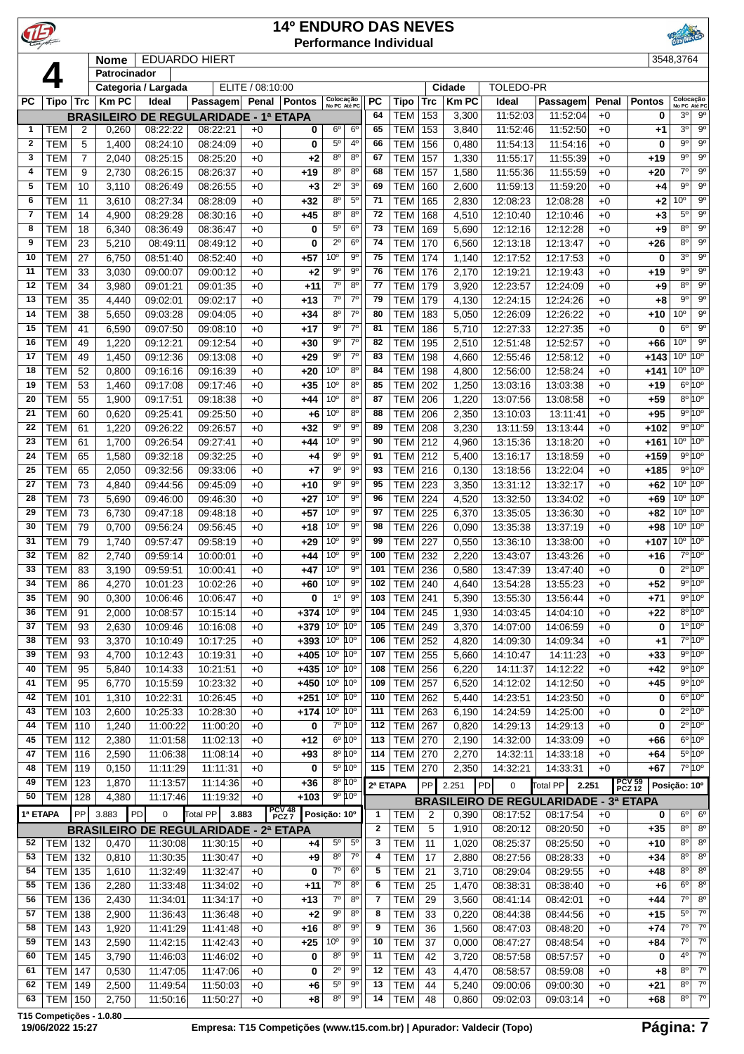# 14º ENDURO DAS NEVES

## Performance Individual

**4** | **Nome**: EDUARDO HIERT | 3548,3764

**Patrocinador**:

**Categoria / Largada**: ELITE / 08:10:00 | **Cidade**: TOLEDO-PR

| PC | Tipo | Trc | Km PC | Ideal | Passagem | Penal | Pontos | Colocação No PC | Colocação Até PC |
|---|---|---|---|---|---|---|---|---|---|
| **BRASILEIRO DE REGULARIDADE - 1ª ETAPA** | | | | | | | | | |
| 1 | TEM | 2 | 0,260 | 08:22:22 | 08:22:21 | +0 | 0 | 6º | 6º |
| 2 | TEM | 5 | 1,400 | 08:24:10 | 08:24:09 | +0 | 0 | 5º | 4º |
| 3 | TEM | 7 | 2,040 | 08:25:15 | 08:25:20 | +0 | +2 | 8º | 8º |
| 4 | TEM | 9 | 2,730 | 08:26:15 | 08:26:37 | +0 | +19 | 8º | 8º |
| 5 | TEM | 10 | 3,110 | 08:26:49 | 08:26:55 | +0 | +3 | 2º | 3º |
| 6 | TEM | 11 | 3,610 | 08:27:34 | 08:28:09 | +0 | +32 | 8º | 5º |
| 7 | TEM | 14 | 4,900 | 08:29:28 | 08:30:16 | +0 | +45 | 8º | 8º |
| 8 | TEM | 18 | 6,340 | 08:36:49 | 08:36:47 | +0 | 0 | 5º | 6º |
| 9 | TEM | 23 | 5,210 | 08:49:11 | 08:49:12 | +0 | 0 | 2º | 6º |
| 10 | TEM | 27 | 6,750 | 08:51:40 | 08:52:40 | +0 | +57 | 10º | 9º |
| 11 | TEM | 33 | 3,030 | 09:00:07 | 09:00:12 | +0 | +2 | 9º | 9º |
| 12 | TEM | 34 | 3,980 | 09:01:21 | 09:01:35 | +0 | +11 | 7º | 8º |
| 13 | TEM | 35 | 4,440 | 09:02:01 | 09:02:17 | +0 | +13 | 7º | 7º |
| 14 | TEM | 38 | 5,650 | 09:03:28 | 09:04:05 | +0 | +34 | 8º | 7º |
| 15 | TEM | 41 | 6,590 | 09:07:50 | 09:08:10 | +0 | +17 | 9º | 7º |
| 16 | TEM | 49 | 1,220 | 09:12:21 | 09:12:54 | +0 | +30 | 9º | 7º |
| 17 | TEM | 49 | 1,450 | 09:12:36 | 09:13:08 | +0 | +29 | 9º | 7º |
| 18 | TEM | 52 | 0,800 | 09:16:16 | 09:16:39 | +0 | +20 | 10º | 8º |
| 19 | TEM | 53 | 1,460 | 09:17:08 | 09:17:46 | +0 | +35 | 10º | 8º |
| 20 | TEM | 55 | 1,900 | 09:17:51 | 09:18:38 | +0 | +44 | 10º | 8º |
| 21 | TEM | 60 | 0,620 | 09:25:41 | 09:25:50 | +0 | +6 | 10º | 8º |
| 22 | TEM | 61 | 1,220 | 09:26:22 | 09:26:57 | +0 | +32 | 9º | 9º |
| 23 | TEM | 61 | 1,700 | 09:26:54 | 09:27:41 | +0 | +44 | 10º | 9º |
| 24 | TEM | 65 | 1,580 | 09:32:18 | 09:32:25 | +0 | +4 | 9º | 9º |
| 25 | TEM | 65 | 2,050 | 09:32:56 | 09:33:06 | +0 | +7 | 9º | 9º |
| 27 | TEM | 73 | 4,840 | 09:44:56 | 09:45:09 | +0 | +10 | 9º | 9º |
| 28 | TEM | 73 | 5,690 | 09:46:00 | 09:46:30 | +0 | +27 | 10º | 9º |
| 29 | TEM | 73 | 6,730 | 09:47:18 | 09:48:18 | +0 | +57 | 10º | 9º |
| 30 | TEM | 79 | 0,700 | 09:56:24 | 09:56:45 | +0 | +18 | 10º | 9º |
| 31 | TEM | 79 | 1,740 | 09:57:47 | 09:58:19 | +0 | +29 | 10º | 9º |
| 32 | TEM | 82 | 2,740 | 09:59:14 | 10:00:01 | +0 | +44 | 10º | 9º |
| 33 | TEM | 83 | 3,190 | 09:59:51 | 10:00:41 | +0 | +47 | 10º | 9º |
| 34 | TEM | 86 | 4,270 | 10:01:23 | 10:02:26 | +0 | +60 | 10º | 9º |
| 35 | TEM | 90 | 0,300 | 10:06:46 | 10:06:47 | +0 | 0 | 1º | 9º |
| 36 | TEM | 91 | 2,000 | 10:08:57 | 10:15:14 | +0 | +374 | 10º | 9º |
| 37 | TEM | 93 | 2,630 | 10:09:46 | 10:16:08 | +0 | +379 | 10º | 10º |
| 38 | TEM | 93 | 3,370 | 10:10:49 | 10:17:25 | +0 | +393 | 10º | 10º |
| 39 | TEM | 93 | 4,700 | 10:12:43 | 10:19:31 | +0 | +405 | 10º | 10º |
| 40 | TEM | 95 | 5,840 | 10:14:33 | 10:21:51 | +0 | +435 | 10º | 10º |
| 41 | TEM | 95 | 6,770 | 10:15:59 | 10:23:32 | +0 | +450 | 10º | 10º |
| 42 | TEM | 101 | 1,310 | 10:22:31 | 10:26:45 | +0 | +251 | 10º | 10º |
| 43 | TEM | 103 | 2,600 | 10:25:33 | 10:28:30 | +0 | +174 | 10º | 10º |
| 44 | TEM | 110 | 1,240 | 11:00:22 | 11:00:20 | +0 | 0 | 7º | 10º |
| 45 | TEM | 112 | 2,380 | 11:01:58 | 11:02:13 | +0 | +12 | 6º | 10º |
| 47 | TEM | 116 | 2,590 | 11:06:38 | 11:08:14 | +0 | +93 | 8º | 10º |
| 48 | TEM | 119 | 0,150 | 11:11:29 | 11:11:31 | +0 | 0 | 5º | 10º |
| 49 | TEM | 123 | 1,870 | 11:13:57 | 11:14:36 | +0 | +36 | 8º | 10º |
| 50 | TEM | 128 | 4,380 | 11:17:46 | 11:19:32 | +0 | +103 | 9º | 10º |
| 1ª ETAPA | PP | 3.883 | PD | 0 | Total PP 3.883 | PCV 48 PCZ 7 | Posição: 10º | | |
| **BRASILEIRO DE REGULARIDADE - 2ª ETAPA** | | | | | | | | | |
| 52 | TEM | 132 | 0,470 | 11:30:08 | 11:30:15 | +0 | +4 | 5º | 5º |
| 53 | TEM | 132 | 0,810 | 11:30:35 | 11:30:47 | +0 | +9 | 8º | 7º |
| 54 | TEM | 135 | 1,610 | 11:32:49 | 11:32:47 | +0 | 0 | 7º | 6º |
| 55 | TEM | 136 | 2,280 | 11:33:48 | 11:34:02 | +0 | +11 | 7º | 8º |
| 56 | TEM | 136 | 2,430 | 11:34:01 | 11:34:17 | +0 | +13 | 7º | 8º |
| 57 | TEM | 138 | 2,900 | 11:36:43 | 11:36:48 | +0 | +2 | 9º | 8º |
| 58 | TEM | 143 | 1,920 | 11:41:29 | 11:41:48 | +0 | +16 | 8º | 9º |
| 59 | TEM | 143 | 2,590 | 11:42:15 | 11:42:43 | +0 | +25 | 10º | 9º |
| 60 | TEM | 145 | 3,790 | 11:46:03 | 11:46:02 | +0 | 0 | 8º | 9º |
| 61 | TEM | 147 | 0,530 | 11:47:05 | 11:47:06 | +0 | 0 | 2º | 9º |
| 62 | TEM | 149 | 2,500 | 11:49:54 | 11:50:03 | +0 | +6 | 5º | 9º |
| 63 | TEM | 150 | 2,750 | 11:50:16 | 11:50:27 | +0 | +8 | 8º | 9º |
| 64 | TEM | 153 | 3,300 | 11:52:03 | 11:52:04 | +0 | 0 | 3º | 9º |
| 65 | TEM | 153 | 3,840 | 11:52:46 | 11:52:50 | +0 | +1 | 3º | 9º |
| 66 | TEM | 156 | 0,480 | 11:54:13 | 11:54:16 | +0 | 0 | 9º | 9º |
| 67 | TEM | 157 | 1,330 | 11:55:17 | 11:55:39 | +0 | +19 | 9º | 9º |
| 68 | TEM | 157 | 1,580 | 11:55:36 | 11:55:59 | +0 | +20 | 7º | 9º |
| 69 | TEM | 160 | 2,600 | 11:59:13 | 11:59:20 | +0 | +4 | 9º | 9º |
| 71 | TEM | 165 | 2,830 | 12:08:23 | 12:08:28 | +0 | +2 | 10º | 9º |
| 72 | TEM | 168 | 4,510 | 12:10:40 | 12:10:46 | +0 | +3 | 5º | 9º |
| 73 | TEM | 169 | 5,690 | 12:12:16 | 12:12:28 | +0 | +9 | 8º | 9º |
| 74 | TEM | 170 | 6,560 | 12:13:18 | 12:13:47 | +0 | +26 | 8º | 9º |
| 75 | TEM | 174 | 1,140 | 12:17:52 | 12:17:53 | +0 | 0 | 3º | 9º |
| 76 | TEM | 176 | 2,170 | 12:19:21 | 12:19:43 | +0 | +19 | 9º | 9º |
| 77 | TEM | 179 | 3,920 | 12:23:57 | 12:24:09 | +0 | +9 | 8º | 9º |
| 79 | TEM | 179 | 4,130 | 12:24:15 | 12:24:26 | +0 | +8 | 9º | 9º |
| 80 | TEM | 183 | 5,050 | 12:26:09 | 12:26:22 | +0 | +10 | 10º | 9º |
| 81 | TEM | 186 | 5,710 | 12:27:33 | 12:27:35 | +0 | 0 | 6º | 9º |
| 82 | TEM | 195 | 2,510 | 12:51:48 | 12:52:57 | +0 | +66 | 10º | 9º |
| 83 | TEM | 198 | 4,660 | 12:55:46 | 12:58:12 | +0 | +143 | 10º | 10º |
| 84 | TEM | 198 | 4,800 | 12:56:00 | 12:58:24 | +0 | +141 | 10º | 10º |
| 85 | TEM | 202 | 1,250 | 13:03:16 | 13:03:38 | +0 | +19 | 6º | 10º |
| 87 | TEM | 206 | 1,220 | 13:07:56 | 13:08:58 | +0 | +59 | 8º | 10º |
| 88 | TEM | 206 | 2,350 | 13:10:03 | 13:11:41 | +0 | +95 | 9º | 10º |
| 89 | TEM | 208 | 3,230 | 13:11:59 | 13:13:44 | +0 | +102 | 9º | 10º |
| 90 | TEM | 212 | 4,960 | 13:15:36 | 13:18:20 | +0 | +161 | 10º | 10º |
| 91 | TEM | 212 | 5,400 | 13:16:17 | 13:18:59 | +0 | +159 | 9º | 10º |
| 93 | TEM | 216 | 0,130 | 13:18:56 | 13:22:04 | +0 | +185 | 9º | 10º |
| 95 | TEM | 223 | 3,350 | 13:31:12 | 13:32:17 | +0 | +62 | 10º | 10º |
| 96 | TEM | 224 | 4,520 | 13:32:50 | 13:34:02 | +0 | +69 | 10º | 10º |
| 97 | TEM | 225 | 6,370 | 13:35:05 | 13:36:30 | +0 | +82 | 10º | 10º |
| 98 | TEM | 226 | 0,090 | 13:35:38 | 13:37:19 | +0 | +98 | 10º | 10º |
| 99 | TEM | 227 | 0,550 | 13:36:10 | 13:38:00 | +0 | +107 | 10º | 10º |
| 100 | TEM | 232 | 2,220 | 13:43:07 | 13:43:26 | +0 | +16 | 7º | 10º |
| 101 | TEM | 236 | 0,580 | 13:47:39 | 13:47:40 | +0 | 0 | 2º | 10º |
| 102 | TEM | 240 | 4,640 | 13:54:28 | 13:55:23 | +0 | +52 | 9º | 10º |
| 103 | TEM | 241 | 5,390 | 13:55:30 | 13:56:44 | +0 | +71 | 9º | 10º |
| 104 | TEM | 245 | 1,930 | 14:03:45 | 14:04:10 | +0 | +22 | 8º | 10º |
| 105 | TEM | 249 | 3,370 | 14:07:00 | 14:06:59 | +0 | 0 | 1º | 10º |
| 106 | TEM | 252 | 4,820 | 14:09:30 | 14:09:34 | +0 | +1 | 7º | 10º |
| 107 | TEM | 255 | 5,660 | 14:10:47 | 14:11:23 | +0 | +33 | 9º | 10º |
| 108 | TEM | 256 | 6,220 | 14:11:37 | 14:12:22 | +0 | +42 | 9º | 10º |
| 109 | TEM | 257 | 6,520 | 14:12:02 | 14:12:50 | +0 | +45 | 9º | 10º |
| 110 | TEM | 262 | 5,440 | 14:23:51 | 14:23:50 | +0 | 0 | 6º | 10º |
| 111 | TEM | 263 | 6,190 | 14:24:59 | 14:25:00 | +0 | 0 | 2º | 10º |
| 112 | TEM | 267 | 0,820 | 14:29:13 | 14:29:13 | +0 | 0 | 2º | 10º |
| 113 | TEM | 270 | 2,190 | 14:32:00 | 14:33:09 | +0 | +66 | 6º | 10º |
| 114 | TEM | 270 | 2,270 | 14:32:11 | 14:33:18 | +0 | +64 | 5º | 10º |
| 115 | TEM | 270 | 2,350 | 14:32:21 | 14:33:31 | +0 | +67 | 7º | 10º |
| 2ª ETAPA | PP | 2.251 | PD | 0 | Total PP 2.251 | PCV 59 PCZ 12 | Posição: 10º | | |
| **BRASILEIRO DE REGULARIDADE - 3ª ETAPA** | | | | | | | | | |
| 1 | TEM | 2 | 0,390 | 08:17:52 | 08:17:54 | +0 | 0 | 6º | 6º |
| 2 | TEM | 5 | 1,910 | 08:20:12 | 08:20:50 | +0 | +35 | 8º | 8º |
| 3 | TEM | 11 | 1,020 | 08:25:37 | 08:25:50 | +0 | +10 | 8º | 8º |
| 4 | TEM | 17 | 2,880 | 08:27:56 | 08:28:33 | +0 | +34 | 8º | 8º |
| 5 | TEM | 21 | 3,710 | 08:29:04 | 08:29:55 | +0 | +48 | 8º | 8º |
| 6 | TEM | 25 | 1,470 | 08:38:31 | 08:38:40 | +0 | +6 | 6º | 8º |
| 7 | TEM | 29 | 3,560 | 08:41:14 | 08:42:01 | +0 | +44 | 7º | 8º |
| 8 | TEM | 33 | 0,220 | 08:44:38 | 08:44:56 | +0 | +15 | 5º | 7º |
| 9 | TEM | 36 | 1,560 | 08:47:03 | 08:48:20 | +0 | +74 | 7º | 7º |
| 10 | TEM | 37 | 0,000 | 08:47:27 | 08:48:54 | +0 | +84 | 7º | 7º |
| 11 | TEM | 42 | 3,720 | 08:57:58 | 08:57:57 | +0 | 0 | 4º | 7º |
| 12 | TEM | 43 | 4,470 | 08:58:57 | 08:59:08 | +0 | +8 | 8º | 7º |
| 13 | TEM | 44 | 5,240 | 09:00:06 | 09:00:30 | +0 | +21 | 8º | 7º |
| 14 | TEM | 48 | 0,860 | 09:02:03 | 09:03:14 | +0 | +68 | 8º | 7º |

T15 Competições - 1.0.80

19/06/2022 15:27 — Empresa: T15 Competições (www.t15.com.br) | Apurador: Valdecir (Topo)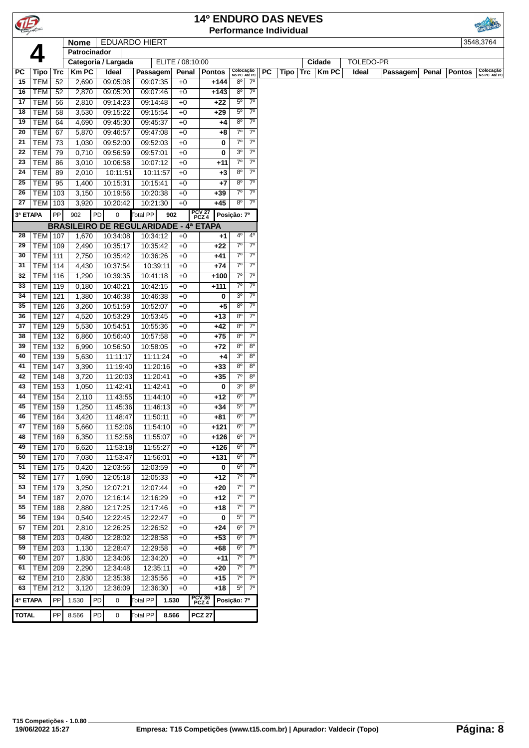# 14º ENDURO DAS NEVES
## Performance Individual

| **4** | Nome | EDUARDO HIERT | 3548,3764 |
|---|---|---|---|
| | Patrocinador | | |
| | Categoria / Largada | ELITE / 08:10:00 | Cidade: TOLEDO-PR |

| PC | Tipo | Trc | Km PC | Ideal | Passagem | Penal | Pontos | Colocação No PC | Colocação Até PC |
|---|---|---|---|---|---|---|---|---|---|
| 15 | TEM | 52 | 2,690 | 09:05:08 | 09:07:35 | +0 | +144 | 8º | 7º |
| 16 | TEM | 52 | 2,870 | 09:05:20 | 09:07:46 | +0 | +143 | 8º | 7º |
| 17 | TEM | 56 | 2,810 | 09:14:23 | 09:14:48 | +0 | +22 | 5º | 7º |
| 18 | TEM | 58 | 3,530 | 09:15:22 | 09:15:54 | +0 | +29 | 5º | 7º |
| 19 | TEM | 64 | 4,690 | 09:45:30 | 09:45:37 | +0 | +4 | 8º | 7º |
| 20 | TEM | 67 | 5,870 | 09:46:57 | 09:47:08 | +0 | +8 | 7º | 7º |
| 21 | TEM | 73 | 1,030 | 09:52:00 | 09:52:03 | +0 | 0 | 7º | 7º |
| 22 | TEM | 79 | 0,710 | 09:56:59 | 09:57:01 | +0 | 0 | 3º | 7º |
| 23 | TEM | 86 | 3,010 | 10:06:58 | 10:07:12 | +0 | +11 | 7º | 7º |
| 24 | TEM | 89 | 2,010 | 10:11:51 | 10:11:57 | +0 | +3 | 8º | 7º |
| 25 | TEM | 95 | 1,400 | 10:15:31 | 10:15:41 | +0 | +7 | 8º | 7º |
| 26 | TEM | 103 | 3,150 | 10:19:56 | 10:20:38 | +0 | +39 | 7º | 7º |
| 27 | TEM | 103 | 3,920 | 10:20:42 | 10:21:30 | +0 | +45 | 8º | 7º |
| 3ª ETAPA | | PP 902 | PD 0 | Total PP 902 | | PCV 27 PCZ 4 | Posição: 7º | | |
| **BRASILEIRO DE REGULARIDADE - 4ª ETAPA** | | | | | | | | | |
| 28 | TEM | 107 | 1,670 | 10:34:08 | 10:34:12 | +0 | +1 | 4º | 4º |
| 29 | TEM | 109 | 2,490 | 10:35:17 | 10:35:42 | +0 | +22 | 7º | 7º |
| 30 | TEM | 111 | 2,750 | 10:35:42 | 10:36:26 | +0 | +41 | 7º | 7º |
| 31 | TEM | 114 | 4,430 | 10:37:54 | 10:39:11 | +0 | +74 | 7º | 7º |
| 32 | TEM | 116 | 1,290 | 10:39:35 | 10:41:18 | +0 | +100 | 7º | 7º |
| 33 | TEM | 119 | 0,180 | 10:40:21 | 10:42:15 | +0 | +111 | 7º | 7º |
| 34 | TEM | 121 | 1,380 | 10:46:38 | 10:46:38 | +0 | 0 | 3º | 7º |
| 35 | TEM | 126 | 3,260 | 10:51:59 | 10:52:07 | +0 | +5 | 8º | 7º |
| 36 | TEM | 127 | 4,520 | 10:53:29 | 10:53:45 | +0 | +13 | 8º | 7º |
| 37 | TEM | 129 | 5,530 | 10:54:51 | 10:55:36 | +0 | +42 | 8º | 7º |
| 38 | TEM | 132 | 6,860 | 10:56:40 | 10:57:58 | +0 | +75 | 8º | 7º |
| 39 | TEM | 132 | 6,990 | 10:56:50 | 10:58:05 | +0 | +72 | 8º | 8º |
| 40 | TEM | 139 | 5,630 | 11:11:17 | 11:11:24 | +0 | +4 | 3º | 8º |
| 41 | TEM | 147 | 3,390 | 11:19:40 | 11:20:16 | +0 | +33 | 8º | 8º |
| 42 | TEM | 148 | 3,720 | 11:20:03 | 11:20:41 | +0 | +35 | 7º | 8º |
| 43 | TEM | 153 | 1,050 | 11:42:41 | 11:42:41 | +0 | 0 | 3º | 8º |
| 44 | TEM | 154 | 2,110 | 11:43:55 | 11:44:10 | +0 | +12 | 6º | 7º |
| 45 | TEM | 159 | 1,250 | 11:45:36 | 11:46:13 | +0 | +34 | 5º | 7º |
| 46 | TEM | 164 | 3,420 | 11:48:47 | 11:50:11 | +0 | +81 | 6º | 7º |
| 47 | TEM | 169 | 5,660 | 11:52:06 | 11:54:10 | +0 | +121 | 6º | 7º |
| 48 | TEM | 169 | 6,350 | 11:52:58 | 11:55:07 | +0 | +126 | 6º | 7º |
| 49 | TEM | 170 | 6,620 | 11:53:18 | 11:55:27 | +0 | +126 | 6º | 7º |
| 50 | TEM | 170 | 7,030 | 11:53:47 | 11:56:01 | +0 | +131 | 6º | 7º |
| 51 | TEM | 175 | 0,420 | 12:03:56 | 12:03:59 | +0 | 0 | 6º | 7º |
| 52 | TEM | 177 | 1,690 | 12:05:18 | 12:05:33 | +0 | +12 | 7º | 7º |
| 53 | TEM | 179 | 3,250 | 12:07:21 | 12:07:44 | +0 | +20 | 7º | 7º |
| 54 | TEM | 187 | 2,070 | 12:16:14 | 12:16:29 | +0 | +12 | 7º | 7º |
| 55 | TEM | 188 | 2,880 | 12:17:25 | 12:17:46 | +0 | +18 | 7º | 7º |
| 56 | TEM | 194 | 0,540 | 12:22:45 | 12:22:47 | +0 | 0 | 5º | 7º |
| 57 | TEM | 201 | 2,810 | 12:26:25 | 12:26:52 | +0 | +24 | 6º | 7º |
| 58 | TEM | 203 | 0,480 | 12:28:02 | 12:28:58 | +0 | +53 | 6º | 7º |
| 59 | TEM | 203 | 1,130 | 12:28:47 | 12:29:58 | +0 | +68 | 6º | 7º |
| 60 | TEM | 207 | 1,830 | 12:34:06 | 12:34:20 | +0 | +11 | 7º | 7º |
| 61 | TEM | 209 | 2,290 | 12:34:48 | 12:35:11 | +0 | +20 | 7º | 7º |
| 62 | TEM | 210 | 2,830 | 12:35:38 | 12:35:56 | +0 | +15 | 7º | 7º |
| 63 | TEM | 212 | 3,120 | 12:36:09 | 12:36:30 | +0 | +18 | 5º | 7º |
| 4ª ETAPA | | PP 1.530 | PD 0 | Total PP 1.530 | | PCV 36 PCZ 4 | Posição: 7º | | |
| TOTAL | | PP 8.566 | PD 0 | Total PP 8.566 | | PCZ 27 | | | |

T15 Competições - 1.0.80
19/06/2022 15:27
Empresa: T15 Competições (www.t15.com.br) | Apurador: Valdecir (Topo)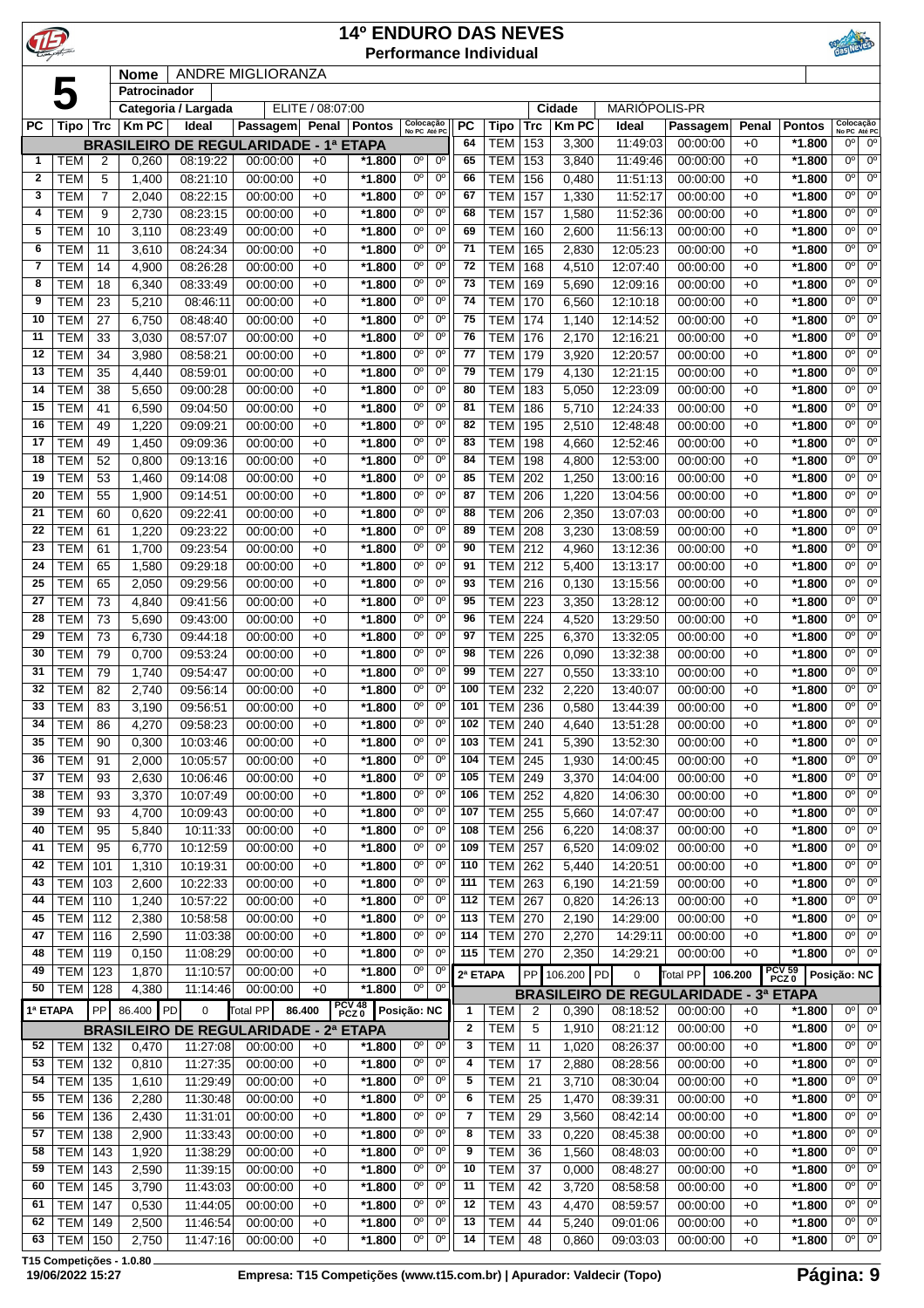# 14º ENDURO DAS NEVES

## Performance Individual

**5**

| Nome | ANDRE MIGLIORANZA | | |
|---|---|---|---|
| Patrocinador | | | |
| Categoria / Largada | ELITE / 08:07:00 | Cidade | MARIÓPOLIS-PR |

| PC | Tipo | Trc | Km PC | Ideal | Passagem | Penal | Pontos | Colocação No PC | Colocação Até PC |
|---|---|---|---|---|---|---|---|---|---|
| **BRASILEIRO DE REGULARIDADE - 1ª ETAPA** | | | | | | | | | |
| 1 | TEM | 2 | 0,260 | 08:19:22 | 00:00:00 | +0 | *1.800 | 0º | 0º |
| 2 | TEM | 5 | 1,400 | 08:21:10 | 00:00:00 | +0 | *1.800 | 0º | 0º |
| 3 | TEM | 7 | 2,040 | 08:22:15 | 00:00:00 | +0 | *1.800 | 0º | 0º |
| 4 | TEM | 9 | 2,730 | 08:23:15 | 00:00:00 | +0 | *1.800 | 0º | 0º |
| 5 | TEM | 10 | 3,110 | 08:23:49 | 00:00:00 | +0 | *1.800 | 0º | 0º |
| 6 | TEM | 11 | 3,610 | 08:24:34 | 00:00:00 | +0 | *1.800 | 0º | 0º |
| 7 | TEM | 14 | 4,900 | 08:26:28 | 00:00:00 | +0 | *1.800 | 0º | 0º |
| 8 | TEM | 18 | 6,340 | 08:33:49 | 00:00:00 | +0 | *1.800 | 0º | 0º |
| 9 | TEM | 23 | 5,210 | 08:46:11 | 00:00:00 | +0 | *1.800 | 0º | 0º |
| 10 | TEM | 27 | 6,750 | 08:48:40 | 00:00:00 | +0 | *1.800 | 0º | 0º |
| 11 | TEM | 33 | 3,030 | 08:57:07 | 00:00:00 | +0 | *1.800 | 0º | 0º |
| 12 | TEM | 34 | 3,980 | 08:58:21 | 00:00:00 | +0 | *1.800 | 0º | 0º |
| 13 | TEM | 35 | 4,440 | 08:59:01 | 00:00:00 | +0 | *1.800 | 0º | 0º |
| 14 | TEM | 38 | 5,650 | 09:00:28 | 00:00:00 | +0 | *1.800 | 0º | 0º |
| 15 | TEM | 41 | 6,590 | 09:04:50 | 00:00:00 | +0 | *1.800 | 0º | 0º |
| 16 | TEM | 49 | 1,220 | 09:09:21 | 00:00:00 | +0 | *1.800 | 0º | 0º |
| 17 | TEM | 49 | 1,450 | 09:09:36 | 00:00:00 | +0 | *1.800 | 0º | 0º |
| 18 | TEM | 52 | 0,800 | 09:13:16 | 00:00:00 | +0 | *1.800 | 0º | 0º |
| 19 | TEM | 53 | 1,460 | 09:14:08 | 00:00:00 | +0 | *1.800 | 0º | 0º |
| 20 | TEM | 55 | 1,900 | 09:14:51 | 00:00:00 | +0 | *1.800 | 0º | 0º |
| 21 | TEM | 60 | 0,620 | 09:22:41 | 00:00:00 | +0 | *1.800 | 0º | 0º |
| 22 | TEM | 61 | 1,220 | 09:23:22 | 00:00:00 | +0 | *1.800 | 0º | 0º |
| 23 | TEM | 61 | 1,700 | 09:23:54 | 00:00:00 | +0 | *1.800 | 0º | 0º |
| 24 | TEM | 65 | 1,580 | 09:29:18 | 00:00:00 | +0 | *1.800 | 0º | 0º |
| 25 | TEM | 65 | 2,050 | 09:29:56 | 00:00:00 | +0 | *1.800 | 0º | 0º |
| 27 | TEM | 73 | 4,840 | 09:41:56 | 00:00:00 | +0 | *1.800 | 0º | 0º |
| 28 | TEM | 73 | 5,690 | 09:43:00 | 00:00:00 | +0 | *1.800 | 0º | 0º |
| 29 | TEM | 73 | 6,730 | 09:44:18 | 00:00:00 | +0 | *1.800 | 0º | 0º |
| 30 | TEM | 79 | 0,700 | 09:53:24 | 00:00:00 | +0 | *1.800 | 0º | 0º |
| 31 | TEM | 79 | 1,740 | 09:54:47 | 00:00:00 | +0 | *1.800 | 0º | 0º |
| 32 | TEM | 82 | 2,740 | 09:56:14 | 00:00:00 | +0 | *1.800 | 0º | 0º |
| 33 | TEM | 83 | 3,190 | 09:56:51 | 00:00:00 | +0 | *1.800 | 0º | 0º |
| 34 | TEM | 86 | 4,270 | 09:58:23 | 00:00:00 | +0 | *1.800 | 0º | 0º |
| 35 | TEM | 90 | 0,300 | 10:03:46 | 00:00:00 | +0 | *1.800 | 0º | 0º |
| 36 | TEM | 91 | 2,000 | 10:05:57 | 00:00:00 | +0 | *1.800 | 0º | 0º |
| 37 | TEM | 93 | 2,630 | 10:06:46 | 00:00:00 | +0 | *1.800 | 0º | 0º |
| 38 | TEM | 93 | 3,370 | 10:07:49 | 00:00:00 | +0 | *1.800 | 0º | 0º |
| 39 | TEM | 93 | 4,700 | 10:09:43 | 00:00:00 | +0 | *1.800 | 0º | 0º |
| 40 | TEM | 95 | 5,840 | 10:11:33 | 00:00:00 | +0 | *1.800 | 0º | 0º |
| 41 | TEM | 95 | 6,770 | 10:12:59 | 00:00:00 | +0 | *1.800 | 0º | 0º |
| 42 | TEM | 101 | 1,310 | 10:19:31 | 00:00:00 | +0 | *1.800 | 0º | 0º |
| 43 | TEM | 103 | 2,600 | 10:22:33 | 00:00:00 | +0 | *1.800 | 0º | 0º |
| 44 | TEM | 110 | 1,240 | 10:57:22 | 00:00:00 | +0 | *1.800 | 0º | 0º |
| 45 | TEM | 112 | 2,380 | 10:58:58 | 00:00:00 | +0 | *1.800 | 0º | 0º |
| 47 | TEM | 116 | 2,590 | 11:03:38 | 00:00:00 | +0 | *1.800 | 0º | 0º |
| 48 | TEM | 119 | 0,150 | 11:08:29 | 00:00:00 | +0 | *1.800 | 0º | 0º |
| 49 | TEM | 123 | 1,870 | 11:10:57 | 00:00:00 | +0 | *1.800 | 0º | 0º |
| 50 | TEM | 128 | 4,380 | 11:14:46 | 00:00:00 | +0 | *1.800 | 0º | 0º |
| 1ª ETAPA | PP | 86.400 | PD | 0 | Total PP | 86.400 | PCV 48 PCZ 0 | Posição: NC | |
| **BRASILEIRO DE REGULARIDADE - 2ª ETAPA** | | | | | | | | | |
| 52 | TEM | 132 | 0,470 | 11:27:08 | 00:00:00 | +0 | *1.800 | 0º | 0º |
| 53 | TEM | 132 | 0,810 | 11:27:35 | 00:00:00 | +0 | *1.800 | 0º | 0º |
| 54 | TEM | 135 | 1,610 | 11:29:49 | 00:00:00 | +0 | *1.800 | 0º | 0º |
| 55 | TEM | 136 | 2,280 | 11:30:48 | 00:00:00 | +0 | *1.800 | 0º | 0º |
| 56 | TEM | 136 | 2,430 | 11:31:01 | 00:00:00 | +0 | *1.800 | 0º | 0º |
| 57 | TEM | 138 | 2,900 | 11:33:43 | 00:00:00 | +0 | *1.800 | 0º | 0º |
| 58 | TEM | 143 | 1,920 | 11:38:29 | 00:00:00 | +0 | *1.800 | 0º | 0º |
| 59 | TEM | 143 | 2,590 | 11:39:15 | 00:00:00 | +0 | *1.800 | 0º | 0º |
| 60 | TEM | 145 | 3,790 | 11:43:03 | 00:00:00 | +0 | *1.800 | 0º | 0º |
| 61 | TEM | 147 | 0,530 | 11:44:05 | 00:00:00 | +0 | *1.800 | 0º | 0º |
| 62 | TEM | 149 | 2,500 | 11:46:54 | 00:00:00 | +0 | *1.800 | 0º | 0º |
| 63 | TEM | 150 | 2,750 | 11:47:16 | 00:00:00 | +0 | *1.800 | 0º | 0º |
| 64 | TEM | 153 | 3,300 | 11:49:03 | 00:00:00 | +0 | *1.800 | 0º | 0º |
| 65 | TEM | 153 | 3,840 | 11:49:46 | 00:00:00 | +0 | *1.800 | 0º | 0º |
| 66 | TEM | 156 | 0,480 | 11:51:13 | 00:00:00 | +0 | *1.800 | 0º | 0º |
| 67 | TEM | 157 | 1,330 | 11:52:17 | 00:00:00 | +0 | *1.800 | 0º | 0º |
| 68 | TEM | 157 | 1,580 | 11:52:36 | 00:00:00 | +0 | *1.800 | 0º | 0º |
| 69 | TEM | 160 | 2,600 | 11:56:13 | 00:00:00 | +0 | *1.800 | 0º | 0º |
| 71 | TEM | 165 | 2,830 | 12:05:23 | 00:00:00 | +0 | *1.800 | 0º | 0º |
| 72 | TEM | 168 | 4,510 | 12:07:40 | 00:00:00 | +0 | *1.800 | 0º | 0º |
| 73 | TEM | 169 | 5,690 | 12:09:16 | 00:00:00 | +0 | *1.800 | 0º | 0º |
| 74 | TEM | 170 | 6,560 | 12:10:18 | 00:00:00 | +0 | *1.800 | 0º | 0º |
| 75 | TEM | 174 | 1,140 | 12:14:52 | 00:00:00 | +0 | *1.800 | 0º | 0º |
| 76 | TEM | 176 | 2,170 | 12:16:21 | 00:00:00 | +0 | *1.800 | 0º | 0º |
| 77 | TEM | 179 | 3,920 | 12:20:57 | 00:00:00 | +0 | *1.800 | 0º | 0º |
| 79 | TEM | 179 | 4,130 | 12:21:15 | 00:00:00 | +0 | *1.800 | 0º | 0º |
| 80 | TEM | 183 | 5,050 | 12:23:09 | 00:00:00 | +0 | *1.800 | 0º | 0º |
| 81 | TEM | 186 | 5,710 | 12:24:33 | 00:00:00 | +0 | *1.800 | 0º | 0º |
| 82 | TEM | 195 | 2,510 | 12:48:48 | 00:00:00 | +0 | *1.800 | 0º | 0º |
| 83 | TEM | 198 | 4,660 | 12:52:46 | 00:00:00 | +0 | *1.800 | 0º | 0º |
| 84 | TEM | 198 | 4,800 | 12:53:00 | 00:00:00 | +0 | *1.800 | 0º | 0º |
| 85 | TEM | 202 | 1,250 | 13:00:16 | 00:00:00 | +0 | *1.800 | 0º | 0º |
| 87 | TEM | 206 | 1,220 | 13:04:56 | 00:00:00 | +0 | *1.800 | 0º | 0º |
| 88 | TEM | 206 | 2,350 | 13:07:03 | 00:00:00 | +0 | *1.800 | 0º | 0º |
| 89 | TEM | 208 | 3,230 | 13:08:59 | 00:00:00 | +0 | *1.800 | 0º | 0º |
| 90 | TEM | 212 | 4,960 | 13:12:36 | 00:00:00 | +0 | *1.800 | 0º | 0º |
| 91 | TEM | 212 | 5,400 | 13:13:17 | 00:00:00 | +0 | *1.800 | 0º | 0º |
| 93 | TEM | 216 | 0,130 | 13:15:56 | 00:00:00 | +0 | *1.800 | 0º | 0º |
| 95 | TEM | 223 | 3,350 | 13:28:12 | 00:00:00 | +0 | *1.800 | 0º | 0º |
| 96 | TEM | 224 | 4,520 | 13:29:50 | 00:00:00 | +0 | *1.800 | 0º | 0º |
| 97 | TEM | 225 | 6,370 | 13:32:05 | 00:00:00 | +0 | *1.800 | 0º | 0º |
| 98 | TEM | 226 | 0,090 | 13:32:38 | 00:00:00 | +0 | *1.800 | 0º | 0º |
| 99 | TEM | 227 | 0,550 | 13:33:10 | 00:00:00 | +0 | *1.800 | 0º | 0º |
| 100 | TEM | 232 | 2,220 | 13:40:07 | 00:00:00 | +0 | *1.800 | 0º | 0º |
| 101 | TEM | 236 | 0,580 | 13:44:39 | 00:00:00 | +0 | *1.800 | 0º | 0º |
| 102 | TEM | 240 | 4,640 | 13:51:28 | 00:00:00 | +0 | *1.800 | 0º | 0º |
| 103 | TEM | 241 | 5,390 | 13:52:30 | 00:00:00 | +0 | *1.800 | 0º | 0º |
| 104 | TEM | 245 | 1,930 | 14:00:45 | 00:00:00 | +0 | *1.800 | 0º | 0º |
| 105 | TEM | 249 | 3,370 | 14:04:00 | 00:00:00 | +0 | *1.800 | 0º | 0º |
| 106 | TEM | 252 | 4,820 | 14:06:30 | 00:00:00 | +0 | *1.800 | 0º | 0º |
| 107 | TEM | 255 | 5,660 | 14:07:47 | 00:00:00 | +0 | *1.800 | 0º | 0º |
| 108 | TEM | 256 | 6,220 | 14:08:37 | 00:00:00 | +0 | *1.800 | 0º | 0º |
| 109 | TEM | 257 | 6,520 | 14:09:02 | 00:00:00 | +0 | *1.800 | 0º | 0º |
| 110 | TEM | 262 | 5,440 | 14:20:51 | 00:00:00 | +0 | *1.800 | 0º | 0º |
| 111 | TEM | 263 | 6,190 | 14:21:59 | 00:00:00 | +0 | *1.800 | 0º | 0º |
| 112 | TEM | 267 | 0,820 | 14:26:13 | 00:00:00 | +0 | *1.800 | 0º | 0º |
| 113 | TEM | 270 | 2,190 | 14:29:00 | 00:00:00 | +0 | *1.800 | 0º | 0º |
| 114 | TEM | 270 | 2,270 | 14:29:11 | 00:00:00 | +0 | *1.800 | 0º | 0º |
| 115 | TEM | 270 | 2,350 | 14:29:21 | 00:00:00 | +0 | *1.800 | 0º | 0º |
| 2ª ETAPA | PP | 106.200 | PD | 0 | Total PP | 106.200 | PCV 59 PCZ 0 | Posição: NC | |
| **BRASILEIRO DE REGULARIDADE - 3ª ETAPA** | | | | | | | | | |
| 1 | TEM | 2 | 0,390 | 08:18:52 | 00:00:00 | +0 | *1.800 | 0º | 0º |
| 2 | TEM | 5 | 1,910 | 08:21:12 | 00:00:00 | +0 | *1.800 | 0º | 0º |
| 3 | TEM | 11 | 1,020 | 08:26:37 | 00:00:00 | +0 | *1.800 | 0º | 0º |
| 4 | TEM | 17 | 2,880 | 08:28:56 | 00:00:00 | +0 | *1.800 | 0º | 0º |
| 5 | TEM | 21 | 3,710 | 08:30:04 | 00:00:00 | +0 | *1.800 | 0º | 0º |
| 6 | TEM | 25 | 1,470 | 08:39:31 | 00:00:00 | +0 | *1.800 | 0º | 0º |
| 7 | TEM | 29 | 3,560 | 08:42:14 | 00:00:00 | +0 | *1.800 | 0º | 0º |
| 8 | TEM | 33 | 0,220 | 08:45:38 | 00:00:00 | +0 | *1.800 | 0º | 0º |
| 9 | TEM | 36 | 1,560 | 08:48:03 | 00:00:00 | +0 | *1.800 | 0º | 0º |
| 10 | TEM | 37 | 0,000 | 08:48:27 | 00:00:00 | +0 | *1.800 | 0º | 0º |
| 11 | TEM | 42 | 3,720 | 08:58:58 | 00:00:00 | +0 | *1.800 | 0º | 0º |
| 12 | TEM | 43 | 4,470 | 08:59:57 | 00:00:00 | +0 | *1.800 | 0º | 0º |
| 13 | TEM | 44 | 5,240 | 09:01:06 | 00:00:00 | +0 | *1.800 | 0º | 0º |
| 14 | TEM | 48 | 0,860 | 09:03:03 | 00:00:00 | +0 | *1.800 | 0º | 0º |

T15 Competições - 1.0.80

19/06/2022 15:27 — Empresa: T15 Competições (www.t15.com.br) | Apurador: Valdecir (Topo)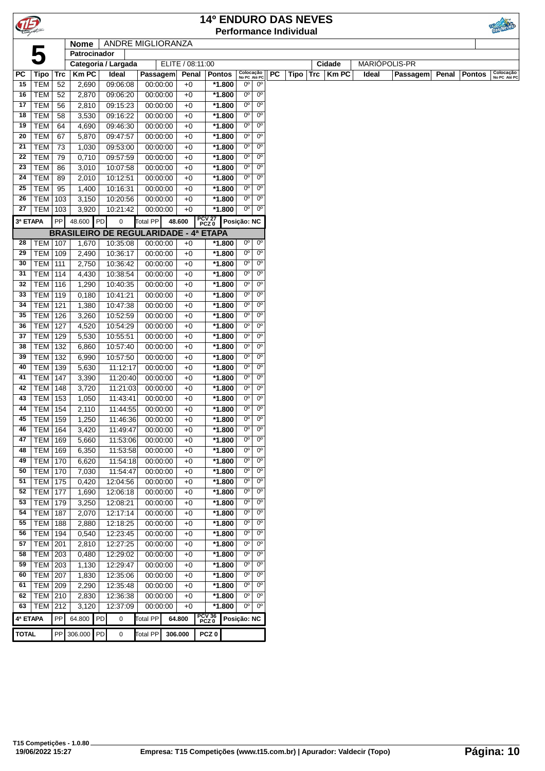# 14º ENDURO DAS NEVES

## Performance Individual

**5**

| Nome | ANDRE MIGLIORANZA |
|---|---|
| Patrocinador | |
| Categoria / Largada | ELITE / 08:11:00 |
| Cidade | MARIÓPOLIS-PR |

| PC | Tipo | Trc | Km PC | Ideal | Passagem | Penal | Pontos | Colocação No PC | Colocação Até PC |
|---|---|---|---|---|---|---|---|---|---|
| 15 | TEM | 52 | 2,690 | 09:06:08 | 00:00:00 | +0 | *1.800 | 0º | 0º |
| 16 | TEM | 52 | 2,870 | 09:06:20 | 00:00:00 | +0 | *1.800 | 0º | 0º |
| 17 | TEM | 56 | 2,810 | 09:15:23 | 00:00:00 | +0 | *1.800 | 0º | 0º |
| 18 | TEM | 58 | 3,530 | 09:16:22 | 00:00:00 | +0 | *1.800 | 0º | 0º |
| 19 | TEM | 64 | 4,690 | 09:46:30 | 00:00:00 | +0 | *1.800 | 0º | 0º |
| 20 | TEM | 67 | 5,870 | 09:47:57 | 00:00:00 | +0 | *1.800 | 0º | 0º |
| 21 | TEM | 73 | 1,030 | 09:53:00 | 00:00:00 | +0 | *1.800 | 0º | 0º |
| 22 | TEM | 79 | 0,710 | 09:57:59 | 00:00:00 | +0 | *1.800 | 0º | 0º |
| 23 | TEM | 86 | 3,010 | 10:07:58 | 00:00:00 | +0 | *1.800 | 0º | 0º |
| 24 | TEM | 89 | 2,010 | 10:12:51 | 00:00:00 | +0 | *1.800 | 0º | 0º |
| 25 | TEM | 95 | 1,400 | 10:16:31 | 00:00:00 | +0 | *1.800 | 0º | 0º |
| 26 | TEM | 103 | 3,150 | 10:20:56 | 00:00:00 | +0 | *1.800 | 0º | 0º |
| 27 | TEM | 103 | 3,920 | 10:21:42 | 00:00:00 | +0 | *1.800 | 0º | 0º |
| 3ª ETAPA | PP | 48.600 | PD 0 | Total PP | 48.600 | PCV 27 PCZ 0 | Posição: NC | | |
| **BRASILEIRO DE REGULARIDADE - 4ª ETAPA** | | | | | | | | | |
| 28 | TEM | 107 | 1,670 | 10:35:08 | 00:00:00 | +0 | *1.800 | 0º | 0º |
| 29 | TEM | 109 | 2,490 | 10:36:17 | 00:00:00 | +0 | *1.800 | 0º | 0º |
| 30 | TEM | 111 | 2,750 | 10:36:42 | 00:00:00 | +0 | *1.800 | 0º | 0º |
| 31 | TEM | 114 | 4,430 | 10:38:54 | 00:00:00 | +0 | *1.800 | 0º | 0º |
| 32 | TEM | 116 | 1,290 | 10:40:35 | 00:00:00 | +0 | *1.800 | 0º | 0º |
| 33 | TEM | 119 | 0,180 | 10:41:21 | 00:00:00 | +0 | *1.800 | 0º | 0º |
| 34 | TEM | 121 | 1,380 | 10:47:38 | 00:00:00 | +0 | *1.800 | 0º | 0º |
| 35 | TEM | 126 | 3,260 | 10:52:59 | 00:00:00 | +0 | *1.800 | 0º | 0º |
| 36 | TEM | 127 | 4,520 | 10:54:29 | 00:00:00 | +0 | *1.800 | 0º | 0º |
| 37 | TEM | 129 | 5,530 | 10:55:51 | 00:00:00 | +0 | *1.800 | 0º | 0º |
| 38 | TEM | 132 | 6,860 | 10:57:40 | 00:00:00 | +0 | *1.800 | 0º | 0º |
| 39 | TEM | 132 | 6,990 | 10:57:50 | 00:00:00 | +0 | *1.800 | 0º | 0º |
| 40 | TEM | 139 | 5,630 | 11:12:17 | 00:00:00 | +0 | *1.800 | 0º | 0º |
| 41 | TEM | 147 | 3,390 | 11:20:40 | 00:00:00 | +0 | *1.800 | 0º | 0º |
| 42 | TEM | 148 | 3,720 | 11:21:03 | 00:00:00 | +0 | *1.800 | 0º | 0º |
| 43 | TEM | 153 | 1,050 | 11:43:41 | 00:00:00 | +0 | *1.800 | 0º | 0º |
| 44 | TEM | 154 | 2,110 | 11:44:55 | 00:00:00 | +0 | *1.800 | 0º | 0º |
| 45 | TEM | 159 | 1,250 | 11:46:36 | 00:00:00 | +0 | *1.800 | 0º | 0º |
| 46 | TEM | 164 | 3,420 | 11:49:47 | 00:00:00 | +0 | *1.800 | 0º | 0º |
| 47 | TEM | 169 | 5,660 | 11:53:06 | 00:00:00 | +0 | *1.800 | 0º | 0º |
| 48 | TEM | 169 | 6,350 | 11:53:58 | 00:00:00 | +0 | *1.800 | 0º | 0º |
| 49 | TEM | 170 | 6,620 | 11:54:18 | 00:00:00 | +0 | *1.800 | 0º | 0º |
| 50 | TEM | 170 | 7,030 | 11:54:47 | 00:00:00 | +0 | *1.800 | 0º | 0º |
| 51 | TEM | 175 | 0,420 | 12:04:56 | 00:00:00 | +0 | *1.800 | 0º | 0º |
| 52 | TEM | 177 | 1,690 | 12:06:18 | 00:00:00 | +0 | *1.800 | 0º | 0º |
| 53 | TEM | 179 | 3,250 | 12:08:21 | 00:00:00 | +0 | *1.800 | 0º | 0º |
| 54 | TEM | 187 | 2,070 | 12:17:14 | 00:00:00 | +0 | *1.800 | 0º | 0º |
| 55 | TEM | 188 | 2,880 | 12:18:25 | 00:00:00 | +0 | *1.800 | 0º | 0º |
| 56 | TEM | 194 | 0,540 | 12:23:45 | 00:00:00 | +0 | *1.800 | 0º | 0º |
| 57 | TEM | 201 | 2,810 | 12:27:25 | 00:00:00 | +0 | *1.800 | 0º | 0º |
| 58 | TEM | 203 | 0,480 | 12:29:02 | 00:00:00 | +0 | *1.800 | 0º | 0º |
| 59 | TEM | 203 | 1,130 | 12:29:47 | 00:00:00 | +0 | *1.800 | 0º | 0º |
| 60 | TEM | 207 | 1,830 | 12:35:06 | 00:00:00 | +0 | *1.800 | 0º | 0º |
| 61 | TEM | 209 | 2,290 | 12:35:48 | 00:00:00 | +0 | *1.800 | 0º | 0º |
| 62 | TEM | 210 | 2,830 | 12:36:38 | 00:00:00 | +0 | *1.800 | 0º | 0º |
| 63 | TEM | 212 | 3,120 | 12:37:09 | 00:00:00 | +0 | *1.800 | 0º | 0º |
| 4ª ETAPA | PP | 64.800 | PD 0 | Total PP | 64.800 | PCV 36 PCZ 0 | Posição: NC | | |
| TOTAL | PP | 306.000 | PD 0 | Total PP | 306.000 | PCZ 0 | | | |

T15 Competições - 1.0.80
19/06/2022 15:27

Empresa: T15 Competições (www.t15.com.br) | Apurador: Valdecir (Topo)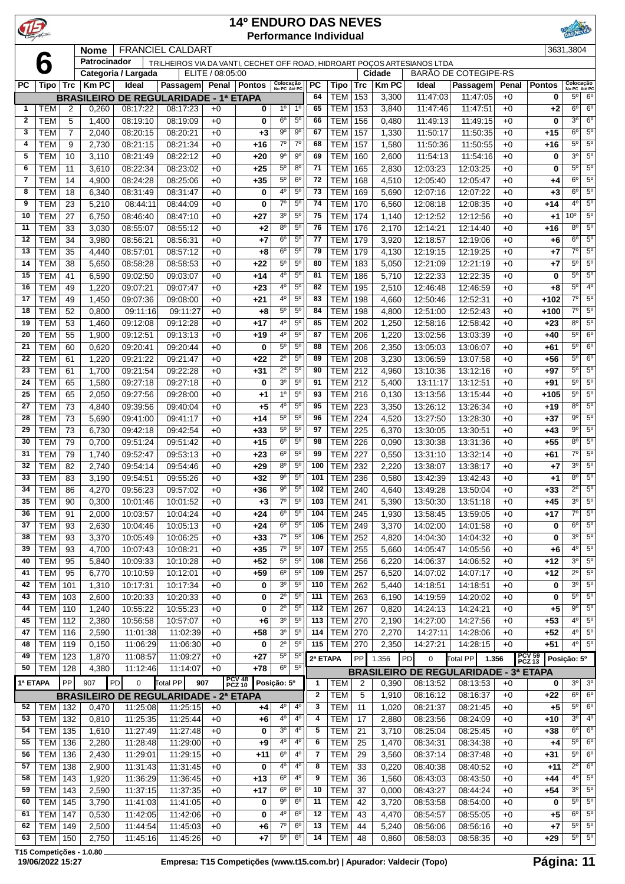# 14º ENDURO DAS NEVES

## Performance Individual

**6**

| Nome | FRANCIEL CALDART | | | 3631,3804 |
|---|---|---|---|---|
| Patrocinador | TRILHEIROS VIA DA VANTI, CECHET OFF ROAD, HIDROART POÇOS ARTESIANOS LTDA | | | |
| Categoria / Largada | ELITE / 08:05:00 | Cidade | BARÃO DE COTEGIPE-RS | |

| PC | Tipo | Trc | Km PC | Ideal | Passagem | Penal | Pontos | Colocação No PC | Colocação Até PC |
|---|---|---|---|---|---|---|---|---|---|
| **BRASILEIRO DE REGULARIDADE - 1ª ETAPA** | | | | | | | | | |
| 1 | TEM | 2 | 0,260 | 08:17:22 | 08:17:23 | +0 | 0 | 1º | 1º |
| 2 | TEM | 5 | 1,400 | 08:19:10 | 08:19:09 | +0 | 0 | 6º | 5º |
| 3 | TEM | 7 | 2,040 | 08:20:15 | 08:20:21 | +0 | +3 | 9º | 9º |
| 4 | TEM | 9 | 2,730 | 08:21:15 | 08:21:34 | +0 | +16 | 7º | 7º |
| 5 | TEM | 10 | 3,110 | 08:21:49 | 08:22:12 | +0 | +20 | 9º | 9º |
| 6 | TEM | 11 | 3,610 | 08:22:34 | 08:23:02 | +0 | +25 | 5º | 8º |
| 7 | TEM | 14 | 4,900 | 08:24:28 | 08:25:06 | +0 | +35 | 5º | 6º |
| 8 | TEM | 18 | 6,340 | 08:31:49 | 08:31:47 | +0 | 0 | 4º | 5º |
| 9 | TEM | 23 | 5,210 | 08:44:11 | 08:44:09 | +0 | 0 | 7º | 5º |
| 10 | TEM | 27 | 6,750 | 08:46:40 | 08:47:10 | +0 | +27 | 3º | 5º |
| 11 | TEM | 33 | 3,030 | 08:55:07 | 08:55:12 | +0 | +2 | 8º | 5º |
| 12 | TEM | 34 | 3,980 | 08:56:21 | 08:56:31 | +0 | +7 | 6º | 5º |
| 13 | TEM | 35 | 4,440 | 08:57:01 | 08:57:12 | +0 | +8 | 6º | 5º |
| 14 | TEM | 38 | 5,650 | 08:58:28 | 08:58:53 | +0 | +22 | 5º | 5º |
| 15 | TEM | 41 | 6,590 | 09:02:50 | 09:03:07 | +0 | +14 | 4º | 5º |
| 16 | TEM | 49 | 1,220 | 09:07:21 | 09:07:47 | +0 | +23 | 4º | 5º |
| 17 | TEM | 49 | 1,450 | 09:07:36 | 09:08:00 | +0 | +21 | 4º | 5º |
| 18 | TEM | 52 | 0,800 | 09:11:16 | 09:11:27 | +0 | +8 | 5º | 5º |
| 19 | TEM | 53 | 1,460 | 09:12:08 | 09:12:28 | +0 | +17 | 4º | 5º |
| 20 | TEM | 55 | 1,900 | 09:12:51 | 09:13:13 | +0 | +19 | 4º | 5º |
| 21 | TEM | 60 | 0,620 | 09:20:41 | 09:20:44 | +0 | 0 | 5º | 5º |
| 22 | TEM | 61 | 1,220 | 09:21:22 | 09:21:47 | +0 | +22 | 2º | 5º |
| 23 | TEM | 61 | 1,700 | 09:21:54 | 09:22:28 | +0 | +31 | 2º | 5º |
| 24 | TEM | 65 | 1,580 | 09:27:18 | 09:27:18 | +0 | 0 | 3º | 5º |
| 25 | TEM | 65 | 2,050 | 09:27:56 | 09:28:00 | +0 | +1 | 1º | 5º |
| 27 | TEM | 73 | 4,840 | 09:39:56 | 09:40:04 | +0 | +5 | 4º | 5º |
| 28 | TEM | 73 | 5,690 | 09:41:00 | 09:41:17 | +0 | +14 | 5º | 5º |
| 29 | TEM | 73 | 6,730 | 09:42:18 | 09:42:54 | +0 | +33 | 5º | 5º |
| 30 | TEM | 79 | 0,700 | 09:51:24 | 09:51:42 | +0 | +15 | 6º | 5º |
| 31 | TEM | 79 | 1,740 | 09:52:47 | 09:53:13 | +0 | +23 | 6º | 5º |
| 32 | TEM | 82 | 2,740 | 09:54:14 | 09:54:46 | +0 | +29 | 8º | 5º |
| 33 | TEM | 83 | 3,190 | 09:54:51 | 09:55:26 | +0 | +32 | 9º | 5º |
| 34 | TEM | 86 | 4,270 | 09:56:23 | 09:57:02 | +0 | +36 | 9º | 5º |
| 35 | TEM | 90 | 0,300 | 10:01:46 | 10:01:52 | +0 | +3 | 7º | 5º |
| 36 | TEM | 91 | 2,000 | 10:03:57 | 10:04:24 | +0 | +24 | 6º | 5º |
| 37 | TEM | 93 | 2,630 | 10:04:46 | 10:05:13 | +0 | +24 | 6º | 5º |
| 38 | TEM | 93 | 3,370 | 10:05:49 | 10:06:25 | +0 | +33 | 7º | 5º |
| 39 | TEM | 93 | 4,700 | 10:07:43 | 10:08:21 | +0 | +35 | 7º | 5º |
| 40 | TEM | 95 | 5,840 | 10:09:33 | 10:10:28 | +0 | +52 | 5º | 5º |
| 41 | TEM | 95 | 6,770 | 10:10:59 | 10:12:01 | +0 | +59 | 6º | 5º |
| 42 | TEM | 101 | 1,310 | 10:17:31 | 10:17:34 | +0 | 0 | 3º | 5º |
| 43 | TEM | 103 | 2,600 | 10:20:33 | 10:20:33 | +0 | 0 | 2º | 5º |
| 44 | TEM | 110 | 1,240 | 10:55:22 | 10:55:23 | +0 | 0 | 2º | 5º |
| 45 | TEM | 112 | 2,380 | 10:56:58 | 10:57:07 | +0 | +6 | 3º | 5º |
| 47 | TEM | 116 | 2,590 | 11:01:38 | 11:02:39 | +0 | +58 | 3º | 5º |
| 48 | TEM | 119 | 0,150 | 11:06:29 | 11:06:30 | +0 | 0 | 2º | 5º |
| 49 | TEM | 123 | 1,870 | 11:08:57 | 11:09:27 | +0 | +27 | 5º | 5º |
| 50 | TEM | 128 | 4,380 | 11:12:46 | 11:14:07 | +0 | +78 | 6º | 5º |
| 1ª ETAPA | PP | 907 | PD | 0 | Total PP | 907 | PCV 48 PCZ 10 | Posição: 5º | |
| **BRASILEIRO DE REGULARIDADE - 2ª ETAPA** | | | | | | | | | |
| 52 | TEM | 132 | 0,470 | 11:25:08 | 11:25:15 | +0 | +4 | 4º | 4º |
| 53 | TEM | 132 | 0,810 | 11:25:35 | 11:25:44 | +0 | +6 | 4º | 4º |
| 54 | TEM | 135 | 1,610 | 11:27:49 | 11:27:48 | +0 | 0 | 3º | 4º |
| 55 | TEM | 136 | 2,280 | 11:28:48 | 11:29:00 | +0 | +9 | 4º | 4º |
| 56 | TEM | 136 | 2,430 | 11:29:01 | 11:29:15 | +0 | +11 | 6º | 4º |
| 57 | TEM | 138 | 2,900 | 11:31:43 | 11:31:45 | +0 | 0 | 4º | 4º |
| 58 | TEM | 143 | 1,920 | 11:36:29 | 11:36:45 | +0 | +13 | 6º | 4º |
| 59 | TEM | 143 | 2,590 | 11:37:15 | 11:37:35 | +0 | +17 | 6º | 6º |
| 60 | TEM | 145 | 3,790 | 11:41:03 | 11:41:05 | +0 | 0 | 9º | 6º |
| 61 | TEM | 147 | 0,530 | 11:42:05 | 11:42:06 | +0 | 0 | 4º | 6º |
| 62 | TEM | 149 | 2,500 | 11:44:54 | 11:45:03 | +0 | +6 | 7º | 6º |
| 63 | TEM | 150 | 2,750 | 11:45:16 | 11:45:26 | +0 | +7 | 5º | 6º |
| 64 | TEM | 153 | 3,300 | 11:47:03 | 11:47:05 | +0 | 0 | 5º | 6º |
| 65 | TEM | 153 | 3,840 | 11:47:46 | 11:47:51 | +0 | +2 | 6º | 6º |
| 66 | TEM | 156 | 0,480 | 11:49:13 | 11:49:15 | +0 | 0 | 3º | 6º |
| 67 | TEM | 157 | 1,330 | 11:50:17 | 11:50:35 | +0 | +15 | 6º | 5º |
| 68 | TEM | 157 | 1,580 | 11:50:36 | 11:50:55 | +0 | +16 | 5º | 5º |
| 69 | TEM | 160 | 2,600 | 11:54:13 | 11:54:16 | +0 | 0 | 3º | 5º |
| 71 | TEM | 165 | 2,830 | 12:03:23 | 12:03:25 | +0 | 0 | 5º | 5º |
| 72 | TEM | 168 | 4,510 | 12:05:40 | 12:05:47 | +0 | +4 | 6º | 5º |
| 73 | TEM | 169 | 5,690 | 12:07:16 | 12:07:22 | +0 | +3 | 6º | 5º |
| 74 | TEM | 170 | 6,560 | 12:08:18 | 12:08:35 | +0 | +14 | 4º | 5º |
| 75 | TEM | 174 | 1,140 | 12:12:52 | 12:12:56 | +0 | +1 | 10º | 5º |
| 76 | TEM | 176 | 2,170 | 12:14:21 | 12:14:40 | +0 | +16 | 8º | 5º |
| 77 | TEM | 179 | 3,920 | 12:18:57 | 12:19:06 | +0 | +6 | 6º | 5º |
| 79 | TEM | 179 | 4,130 | 12:19:15 | 12:19:25 | +0 | +7 | 7º | 5º |
| 80 | TEM | 183 | 5,050 | 12:21:09 | 12:21:19 | +0 | +7 | 5º | 5º |
| 81 | TEM | 186 | 5,710 | 12:22:33 | 12:22:35 | +0 | 0 | 5º | 5º |
| 82 | TEM | 195 | 2,510 | 12:46:48 | 12:46:59 | +0 | +8 | 5º | 4º |
| 83 | TEM | 198 | 4,660 | 12:50:46 | 12:52:31 | +0 | +102 | 7º | 5º |
| 84 | TEM | 198 | 4,800 | 12:51:00 | 12:52:43 | +0 | +100 | 7º | 5º |
| 85 | TEM | 202 | 1,250 | 12:58:16 | 12:58:42 | +0 | +23 | 8º | 5º |
| 87 | TEM | 206 | 1,220 | 13:02:56 | 13:03:39 | +0 | +40 | 5º | 6º |
| 88 | TEM | 206 | 2,350 | 13:05:03 | 13:06:07 | +0 | +61 | 5º | 6º |
| 89 | TEM | 208 | 3,230 | 13:06:59 | 13:07:58 | +0 | +56 | 5º | 6º |
| 90 | TEM | 212 | 4,960 | 13:10:36 | 13:12:16 | +0 | +97 | 5º | 5º |
| 91 | TEM | 212 | 5,400 | 13:11:17 | 13:12:51 | +0 | +91 | 5º | 5º |
| 93 | TEM | 216 | 0,130 | 13:13:56 | 13:15:44 | +0 | +105 | 5º | 5º |
| 95 | TEM | 223 | 3,350 | 13:26:12 | 13:26:34 | +0 | +19 | 8º | 5º |
| 96 | TEM | 224 | 4,520 | 13:27:50 | 13:28:30 | +0 | +37 | 9º | 5º |
| 97 | TEM | 225 | 6,370 | 13:30:05 | 13:30:51 | +0 | +43 | 9º | 5º |
| 98 | TEM | 226 | 0,090 | 13:30:38 | 13:31:36 | +0 | +55 | 8º | 5º |
| 99 | TEM | 227 | 0,550 | 13:31:10 | 13:32:14 | +0 | +61 | 7º | 5º |
| 100 | TEM | 232 | 2,220 | 13:38:07 | 13:38:17 | +0 | +7 | 3º | 5º |
| 101 | TEM | 236 | 0,580 | 13:42:39 | 13:42:43 | +0 | +1 | 8º | 5º |
| 102 | TEM | 240 | 4,640 | 13:49:28 | 13:50:04 | +0 | +33 | 2º | 5º |
| 103 | TEM | 241 | 5,390 | 13:50:30 | 13:51:18 | +0 | +45 | 3º | 5º |
| 104 | TEM | 245 | 1,930 | 13:58:45 | 13:59:05 | +0 | +17 | 7º | 5º |
| 105 | TEM | 249 | 3,370 | 14:02:00 | 14:01:58 | +0 | 0 | 6º | 5º |
| 106 | TEM | 252 | 4,820 | 14:04:30 | 14:04:32 | +0 | 0 | 3º | 5º |
| 107 | TEM | 255 | 5,660 | 14:05:47 | 14:05:56 | +0 | +6 | 4º | 5º |
| 108 | TEM | 256 | 6,220 | 14:06:37 | 14:06:52 | +0 | +12 | 3º | 5º |
| 109 | TEM | 257 | 6,520 | 14:07:02 | 14:07:17 | +0 | +12 | 2º | 5º |
| 110 | TEM | 262 | 5,440 | 14:18:51 | 14:18:51 | +0 | 0 | 3º | 5º |
| 111 | TEM | 263 | 6,190 | 14:19:59 | 14:20:02 | +0 | 0 | 5º | 5º |
| 112 | TEM | 267 | 0,820 | 14:24:13 | 14:24:21 | +0 | +5 | 9º | 5º |
| 113 | TEM | 270 | 2,190 | 14:27:00 | 14:27:56 | +0 | +53 | 4º | 5º |
| 114 | TEM | 270 | 2,270 | 14:27:11 | 14:28:06 | +0 | +52 | 4º | 5º |
| 115 | TEM | 270 | 2,350 | 14:27:21 | 14:28:15 | +0 | +51 | 4º | 5º |
| 2ª ETAPA | PP | 1.356 | PD | 0 | Total PP | 1.356 | PCV 59 PCZ 13 | Posição: 5º | |
| **BRASILEIRO DE REGULARIDADE - 3ª ETAPA** | | | | | | | | | |
| 1 | TEM | 2 | 0,390 | 08:13:52 | 08:13:53 | +0 | 0 | 3º | 3º |
| 2 | TEM | 5 | 1,910 | 08:16:12 | 08:16:37 | +0 | +22 | 6º | 6º |
| 3 | TEM | 11 | 1,020 | 08:21:37 | 08:21:45 | +0 | +5 | 5º | 6º |
| 4 | TEM | 17 | 2,880 | 08:23:56 | 08:24:09 | +0 | +10 | 3º | 4º |
| 5 | TEM | 21 | 3,710 | 08:25:04 | 08:25:45 | +0 | +38 | 6º | 6º |
| 6 | TEM | 25 | 1,470 | 08:34:31 | 08:34:38 | +0 | +4 | 5º | 6º |
| 7 | TEM | 29 | 3,560 | 08:37:14 | 08:37:48 | +0 | +31 | 5º | 6º |
| 8 | TEM | 33 | 0,220 | 08:40:38 | 08:40:52 | +0 | +11 | 2º | 6º |
| 9 | TEM | 36 | 1,560 | 08:43:03 | 08:43:50 | +0 | +44 | 4º | 5º |
| 10 | TEM | 37 | 0,000 | 08:43:27 | 08:44:24 | +0 | +54 | 3º | 5º |
| 11 | TEM | 42 | 3,720 | 08:53:58 | 08:54:00 | +0 | 0 | 5º | 5º |
| 12 | TEM | 43 | 4,470 | 08:54:57 | 08:55:05 | +0 | +5 | 6º | 5º |
| 13 | TEM | 44 | 5,240 | 08:56:06 | 08:56:16 | +0 | +7 | 5º | 5º |
| 14 | TEM | 48 | 0,860 | 08:58:03 | 08:58:35 | +0 | +29 | 5º | 5º |

T15 Competições - 1.0.80
19/06/2022 15:27 Empresa: T15 Competições (www.t15.com.br) | Apurador: Valdecir (Topo)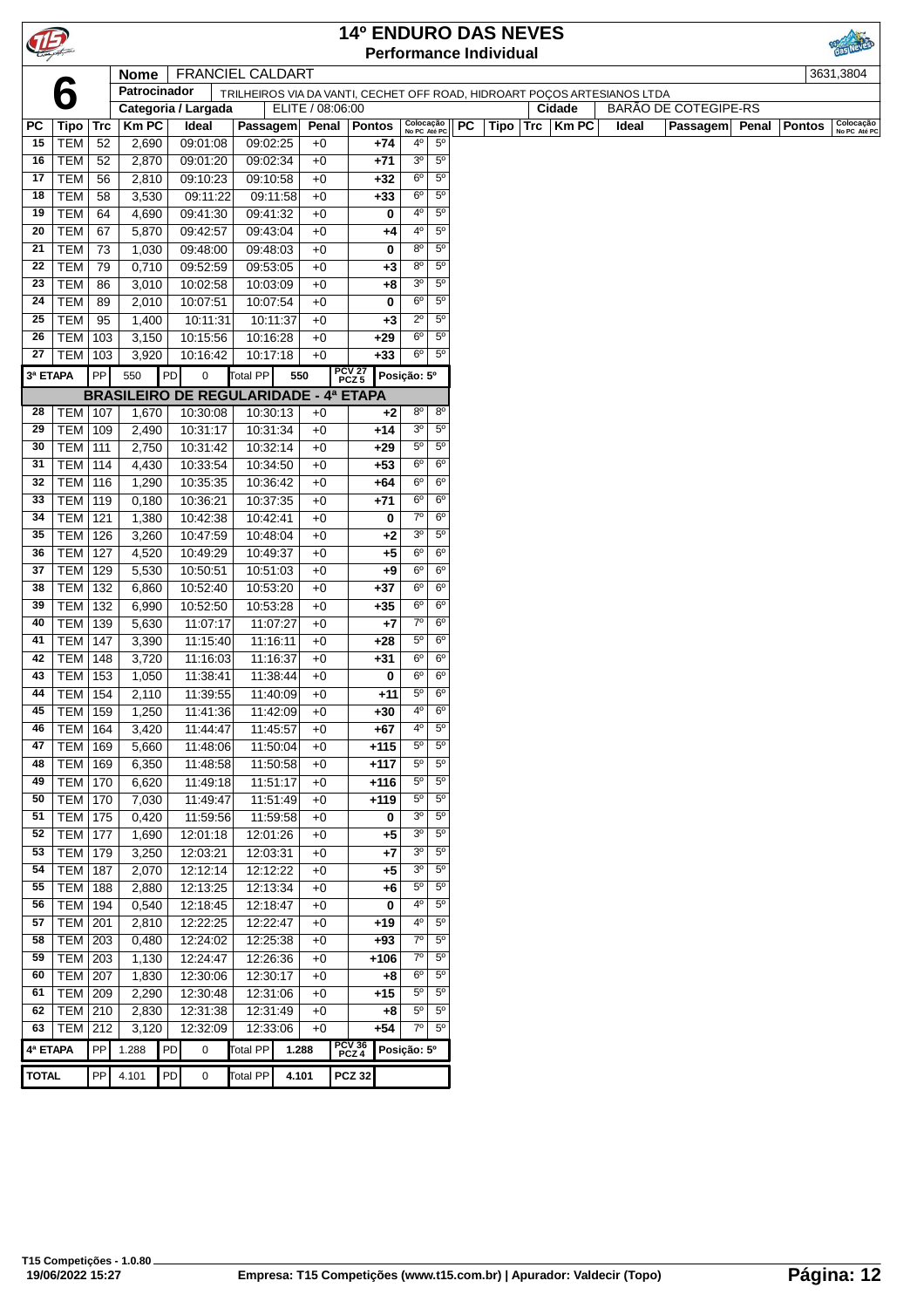# 14º ENDURO DAS NEVES

**Performance Individual**

**6**

| Nome | FRANCIEL CALDART | | 3631,3804 |
|---|---|---|---|
| Patrocinador | TRILHEIROS VIA DA VANTI, CECHET OFF ROAD, HIDROART POÇOS ARTESIANOS LTDA | | |
| Categoria / Largada | ELITE / 08:06:00 | Cidade | BARÃO DE COTEGIPE-RS |

| PC | Tipo | Trc | Km PC | Ideal | Passagem | Penal | Pontos | Colocação No PC | Colocação Até PC |
|---|---|---|---|---|---|---|---|---|---|
| 15 | TEM | 52 | 2,690 | 09:01:08 | 09:02:25 | +0 | +74 | 4º | 5º |
| 16 | TEM | 52 | 2,870 | 09:01:20 | 09:02:34 | +0 | +71 | 3º | 5º |
| 17 | TEM | 56 | 2,810 | 09:10:23 | 09:10:58 | +0 | +32 | 6º | 5º |
| 18 | TEM | 58 | 3,530 | 09:11:22 | 09:11:58 | +0 | +33 | 6º | 5º |
| 19 | TEM | 64 | 4,690 | 09:41:30 | 09:41:32 | +0 | 0 | 4º | 5º |
| 20 | TEM | 67 | 5,870 | 09:42:57 | 09:43:04 | +0 | +4 | 4º | 5º |
| 21 | TEM | 73 | 1,030 | 09:48:00 | 09:48:03 | +0 | 0 | 8º | 5º |
| 22 | TEM | 79 | 0,710 | 09:52:59 | 09:53:05 | +0 | +3 | 8º | 5º |
| 23 | TEM | 86 | 3,010 | 10:02:58 | 10:03:09 | +0 | +8 | 3º | 5º |
| 24 | TEM | 89 | 2,010 | 10:07:51 | 10:07:54 | +0 | 0 | 6º | 5º |
| 25 | TEM | 95 | 1,400 | 10:11:31 | 10:11:37 | +0 | +3 | 2º | 5º |
| 26 | TEM | 103 | 3,150 | 10:15:56 | 10:16:28 | +0 | +29 | 6º | 5º |
| 27 | TEM | 103 | 3,920 | 10:16:42 | 10:17:18 | +0 | +33 | 6º | 5º |
| 3ª ETAPA | PP | 550 | PD 0 | Total PP | 550 | | PCV 27 PCZ 5 | Posição: 5º | |
| **BRASILEIRO DE REGULARIDADE - 4ª ETAPA** | | | | | | | | | |
| 28 | TEM | 107 | 1,670 | 10:30:08 | 10:30:13 | +0 | +2 | 8º | 8º |
| 29 | TEM | 109 | 2,490 | 10:31:17 | 10:31:34 | +0 | +14 | 3º | 5º |
| 30 | TEM | 111 | 2,750 | 10:31:42 | 10:32:14 | +0 | +29 | 5º | 5º |
| 31 | TEM | 114 | 4,430 | 10:33:54 | 10:34:50 | +0 | +53 | 6º | 6º |
| 32 | TEM | 116 | 1,290 | 10:35:35 | 10:36:42 | +0 | +64 | 6º | 6º |
| 33 | TEM | 119 | 0,180 | 10:36:21 | 10:37:35 | +0 | +71 | 6º | 6º |
| 34 | TEM | 121 | 1,380 | 10:42:38 | 10:42:41 | +0 | 0 | 7º | 6º |
| 35 | TEM | 126 | 3,260 | 10:47:59 | 10:48:04 | +0 | +2 | 3º | 5º |
| 36 | TEM | 127 | 4,520 | 10:49:29 | 10:49:37 | +0 | +5 | 6º | 6º |
| 37 | TEM | 129 | 5,530 | 10:50:51 | 10:51:03 | +0 | +9 | 6º | 6º |
| 38 | TEM | 132 | 6,860 | 10:52:40 | 10:53:20 | +0 | +37 | 6º | 6º |
| 39 | TEM | 132 | 6,990 | 10:52:50 | 10:53:28 | +0 | +35 | 6º | 6º |
| 40 | TEM | 139 | 5,630 | 11:07:17 | 11:07:27 | +0 | +7 | 7º | 6º |
| 41 | TEM | 147 | 3,390 | 11:15:40 | 11:16:11 | +0 | +28 | 5º | 6º |
| 42 | TEM | 148 | 3,720 | 11:16:03 | 11:16:37 | +0 | +31 | 6º | 6º |
| 43 | TEM | 153 | 1,050 | 11:38:41 | 11:38:44 | +0 | 0 | 6º | 6º |
| 44 | TEM | 154 | 2,110 | 11:39:55 | 11:40:09 | +0 | +11 | 5º | 6º |
| 45 | TEM | 159 | 1,250 | 11:41:36 | 11:42:09 | +0 | +30 | 4º | 6º |
| 46 | TEM | 164 | 3,420 | 11:44:47 | 11:45:57 | +0 | +67 | 4º | 5º |
| 47 | TEM | 169 | 5,660 | 11:48:06 | 11:50:04 | +0 | +115 | 5º | 5º |
| 48 | TEM | 169 | 6,350 | 11:48:58 | 11:50:58 | +0 | +117 | 5º | 5º |
| 49 | TEM | 170 | 6,620 | 11:49:18 | 11:51:17 | +0 | +116 | 5º | 5º |
| 50 | TEM | 170 | 7,030 | 11:49:47 | 11:51:49 | +0 | +119 | 5º | 5º |
| 51 | TEM | 175 | 0,420 | 11:59:56 | 11:59:58 | +0 | 0 | 3º | 5º |
| 52 | TEM | 177 | 1,690 | 12:01:18 | 12:01:26 | +0 | +5 | 3º | 5º |
| 53 | TEM | 179 | 3,250 | 12:03:21 | 12:03:31 | +0 | +7 | 3º | 5º |
| 54 | TEM | 187 | 2,070 | 12:12:14 | 12:12:22 | +0 | +5 | 3º | 5º |
| 55 | TEM | 188 | 2,880 | 12:13:25 | 12:13:34 | +0 | +6 | 5º | 5º |
| 56 | TEM | 194 | 0,540 | 12:18:45 | 12:18:47 | +0 | 0 | 4º | 5º |
| 57 | TEM | 201 | 2,810 | 12:22:25 | 12:22:47 | +0 | +19 | 4º | 5º |
| 58 | TEM | 203 | 0,480 | 12:24:02 | 12:25:38 | +0 | +93 | 7º | 5º |
| 59 | TEM | 203 | 1,130 | 12:24:47 | 12:26:36 | +0 | +106 | 7º | 5º |
| 60 | TEM | 207 | 1,830 | 12:30:06 | 12:30:17 | +0 | +8 | 6º | 5º |
| 61 | TEM | 209 | 2,290 | 12:30:48 | 12:31:06 | +0 | +15 | 5º | 5º |
| 62 | TEM | 210 | 2,830 | 12:31:38 | 12:31:49 | +0 | +8 | 5º | 5º |
| 63 | TEM | 212 | 3,120 | 12:32:09 | 12:33:06 | +0 | +54 | 7º | 5º |
| 4ª ETAPA | PP | 1.288 | PD 0 | Total PP | 1.288 | | PCV 36 PCZ 4 | Posição: 5º | |
| TOTAL | PP | 4.101 | PD 0 | Total PP | 4.101 | | PCZ 32 | | |

T15 Competições - 1.0.80
19/06/2022 15:27 — Empresa: T15 Competições (www.t15.com.br) | Apurador: Valdecir (Topo)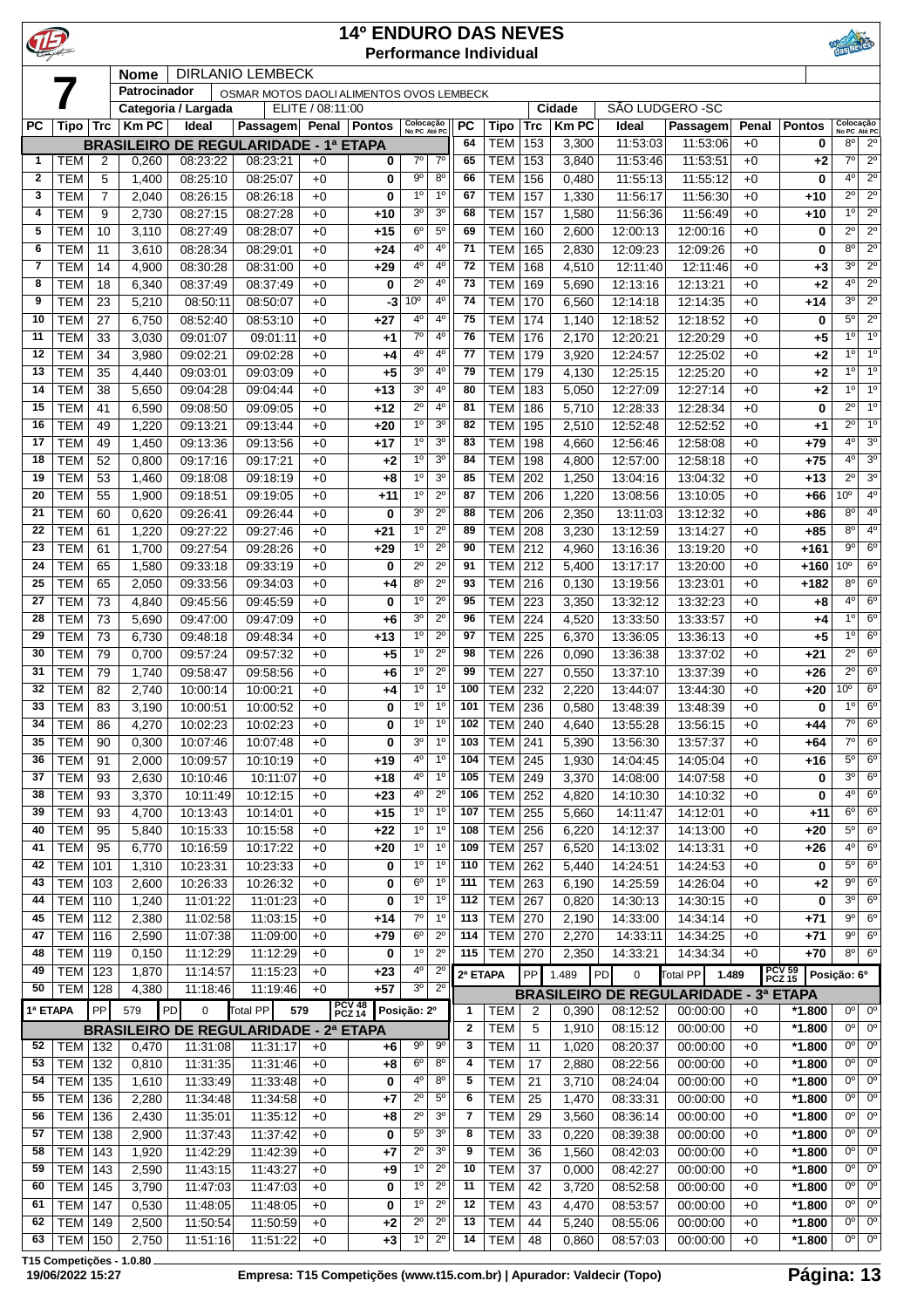# 14º ENDURO DAS NEVES

## Performance Individual

**7**

**Nome:** DIRLANIO LEMBECK
**Patrocinador:** OSMAR MOTOS DAOLI ALIMENTOS OVOS LEMBECK
**Categoria / Largada:** ELITE / 08:11:00
**Cidade:** SÃO LUDGERO -SC

| PC | Tipo | Trc | Km PC | Ideal | Passagem | Penal | Pontos | Colocação No PC | Colocação Até PC |
|---|---|---|---|---|---|---|---|---|---|
| **BRASILEIRO DE REGULARIDADE - 1ª ETAPA** | | | | | | | | | |
| 1 | TEM | 2 | 0,260 | 08:23:22 | 08:23:21 | +0 | 0 | 7º | 7º |
| 2 | TEM | 5 | 1,400 | 08:25:10 | 08:25:07 | +0 | 0 | 9º | 8º |
| 3 | TEM | 7 | 2,040 | 08:26:15 | 08:26:18 | +0 | 0 | 1º | 1º |
| 4 | TEM | 9 | 2,730 | 08:27:15 | 08:27:28 | +0 | +10 | 3º | 3º |
| 5 | TEM | 10 | 3,110 | 08:27:49 | 08:28:07 | +0 | +15 | 6º | 5º |
| 6 | TEM | 11 | 3,610 | 08:28:34 | 08:29:01 | +0 | +24 | 4º | 4º |
| 7 | TEM | 14 | 4,900 | 08:30:28 | 08:31:00 | +0 | +29 | 4º | 4º |
| 8 | TEM | 18 | 6,340 | 08:37:49 | 08:37:49 | +0 | 0 | 2º | 4º |
| 9 | TEM | 23 | 5,210 | 08:50:11 | 08:50:07 | +0 | -3 | 10º | 4º |
| 10 | TEM | 27 | 6,750 | 08:52:40 | 08:53:10 | +0 | +27 | 4º | 4º |
| 11 | TEM | 33 | 3,030 | 09:01:07 | 09:01:11 | +0 | +1 | 7º | 4º |
| 12 | TEM | 34 | 3,980 | 09:02:21 | 09:02:28 | +0 | +4 | 4º | 4º |
| 13 | TEM | 35 | 4,440 | 09:03:01 | 09:03:09 | +0 | +5 | 3º | 4º |
| 14 | TEM | 38 | 5,650 | 09:04:28 | 09:04:44 | +0 | +13 | 3º | 4º |
| 15 | TEM | 41 | 6,590 | 09:08:50 | 09:09:05 | +0 | +12 | 2º | 4º |
| 16 | TEM | 49 | 1,220 | 09:13:21 | 09:13:44 | +0 | +20 | 1º | 3º |
| 17 | TEM | 49 | 1,450 | 09:13:36 | 09:13:56 | +0 | +17 | 1º | 3º |
| 18 | TEM | 52 | 0,800 | 09:17:16 | 09:17:21 | +0 | +2 | 1º | 3º |
| 19 | TEM | 53 | 1,460 | 09:18:08 | 09:18:19 | +0 | +8 | 1º | 3º |
| 20 | TEM | 55 | 1,900 | 09:18:51 | 09:19:05 | +0 | +11 | 1º | 2º |
| 21 | TEM | 60 | 0,620 | 09:26:41 | 09:26:44 | +0 | 0 | 3º | 2º |
| 22 | TEM | 61 | 1,220 | 09:27:22 | 09:27:46 | +0 | +21 | 1º | 2º |
| 23 | TEM | 61 | 1,700 | 09:27:54 | 09:28:26 | +0 | +29 | 1º | 2º |
| 24 | TEM | 65 | 1,580 | 09:33:18 | 09:33:19 | +0 | 0 | 2º | 2º |
| 25 | TEM | 65 | 2,050 | 09:33:56 | 09:34:03 | +0 | +4 | 8º | 2º |
| 27 | TEM | 73 | 4,840 | 09:45:56 | 09:45:59 | +0 | 0 | 1º | 2º |
| 28 | TEM | 73 | 5,690 | 09:47:00 | 09:47:09 | +0 | +6 | 3º | 2º |
| 29 | TEM | 73 | 6,730 | 09:48:18 | 09:48:34 | +0 | +13 | 1º | 2º |
| 30 | TEM | 79 | 0,700 | 09:57:24 | 09:57:32 | +0 | +5 | 1º | 2º |
| 31 | TEM | 79 | 1,740 | 09:58:47 | 09:58:56 | +0 | +6 | 1º | 2º |
| 32 | TEM | 82 | 2,740 | 10:00:14 | 10:00:21 | +0 | +4 | 1º | 1º |
| 33 | TEM | 83 | 3,190 | 10:00:51 | 10:00:52 | +0 | 0 | 1º | 1º |
| 34 | TEM | 86 | 4,270 | 10:02:23 | 10:02:23 | +0 | 0 | 1º | 1º |
| 35 | TEM | 90 | 0,300 | 10:07:46 | 10:07:48 | +0 | 0 | 3º | 1º |
| 36 | TEM | 91 | 2,000 | 10:09:57 | 10:10:19 | +0 | +19 | 4º | 1º |
| 37 | TEM | 93 | 2,630 | 10:10:46 | 10:11:07 | +0 | +18 | 4º | 1º |
| 38 | TEM | 93 | 3,370 | 10:11:49 | 10:12:15 | +0 | +23 | 4º | 2º |
| 39 | TEM | 93 | 4,700 | 10:13:43 | 10:14:01 | +0 | +15 | 1º | 1º |
| 40 | TEM | 95 | 5,840 | 10:15:33 | 10:15:58 | +0 | +22 | 1º | 1º |
| 41 | TEM | 95 | 6,770 | 10:16:59 | 10:17:22 | +0 | +20 | 1º | 1º |
| 42 | TEM | 101 | 1,310 | 10:23:31 | 10:23:33 | +0 | 0 | 1º | 1º |
| 43 | TEM | 103 | 2,600 | 10:26:33 | 10:26:32 | +0 | 0 | 6º | 1º |
| 44 | TEM | 110 | 1,240 | 11:01:22 | 11:01:23 | +0 | 0 | 1º | 1º |
| 45 | TEM | 112 | 2,380 | 11:02:58 | 11:03:15 | +0 | +14 | 7º | 1º |
| 47 | TEM | 116 | 2,590 | 11:07:38 | 11:09:00 | +0 | +79 | 6º | 2º |
| 48 | TEM | 119 | 0,150 | 11:12:29 | 11:12:29 | +0 | 0 | 1º | 2º |
| 49 | TEM | 123 | 1,870 | 11:14:57 | 11:15:23 | +0 | +23 | 4º | 2º |
| 50 | TEM | 128 | 4,380 | 11:18:46 | 11:19:46 | +0 | +57 | 3º | 2º |
| 1ª ETAPA | PP | 579 | PD 0 | Total PP | 579 | PCV 48 PCZ 14 | Posição: 2º | | |
| **BRASILEIRO DE REGULARIDADE - 2ª ETAPA** | | | | | | | | | |
| 52 | TEM | 132 | 0,470 | 11:31:08 | 11:31:17 | +0 | +6 | 9º | 9º |
| 53 | TEM | 132 | 0,810 | 11:31:35 | 11:31:46 | +0 | +8 | 6º | 8º |
| 54 | TEM | 135 | 1,610 | 11:33:49 | 11:33:48 | +0 | 0 | 4º | 8º |
| 55 | TEM | 136 | 2,280 | 11:34:48 | 11:34:58 | +0 | +7 | 2º | 5º |
| 56 | TEM | 136 | 2,430 | 11:35:01 | 11:35:12 | +0 | +8 | 2º | 3º |
| 57 | TEM | 138 | 2,900 | 11:37:43 | 11:37:42 | +0 | 0 | 5º | 3º |
| 58 | TEM | 143 | 1,920 | 11:42:29 | 11:42:39 | +0 | +7 | 2º | 3º |
| 59 | TEM | 143 | 2,590 | 11:43:15 | 11:43:27 | +0 | +9 | 1º | 2º |
| 60 | TEM | 145 | 3,790 | 11:47:03 | 11:47:03 | +0 | 0 | 1º | 2º |
| 61 | TEM | 147 | 0,530 | 11:48:05 | 11:48:05 | +0 | 0 | 1º | 2º |
| 62 | TEM | 149 | 2,500 | 11:50:54 | 11:50:59 | +0 | +2 | 2º | 2º |
| 63 | TEM | 150 | 2,750 | 11:51:16 | 11:51:22 | +0 | +3 | 1º | 2º |
| 64 | TEM | 153 | 3,300 | 11:53:03 | 11:53:06 | +0 | 0 | 8º | 2º |
| 65 | TEM | 153 | 3,840 | 11:53:46 | 11:53:51 | +0 | +2 | 7º | 2º |
| 66 | TEM | 156 | 0,480 | 11:55:13 | 11:55:12 | +0 | 0 | 4º | 2º |
| 67 | TEM | 157 | 1,330 | 11:56:17 | 11:56:30 | +0 | +10 | 2º | 2º |
| 68 | TEM | 157 | 1,580 | 11:56:36 | 11:56:49 | +0 | +10 | 1º | 2º |
| 69 | TEM | 160 | 2,600 | 12:00:13 | 12:00:16 | +0 | 0 | 2º | 2º |
| 71 | TEM | 165 | 2,830 | 12:09:23 | 12:09:26 | +0 | 0 | 8º | 2º |
| 72 | TEM | 168 | 4,510 | 12:11:40 | 12:11:46 | +0 | +3 | 3º | 2º |
| 73 | TEM | 169 | 5,690 | 12:13:16 | 12:13:21 | +0 | +2 | 4º | 2º |
| 74 | TEM | 170 | 6,560 | 12:14:18 | 12:14:35 | +0 | +14 | 3º | 2º |
| 75 | TEM | 174 | 1,140 | 12:18:52 | 12:18:52 | +0 | 0 | 5º | 2º |
| 76 | TEM | 176 | 2,170 | 12:20:21 | 12:20:29 | +0 | +5 | 1º | 1º |
| 77 | TEM | 179 | 3,920 | 12:24:57 | 12:25:02 | +0 | +2 | 1º | 1º |
| 79 | TEM | 179 | 4,130 | 12:25:15 | 12:25:20 | +0 | +2 | 1º | 1º |
| 80 | TEM | 183 | 5,050 | 12:27:09 | 12:27:14 | +0 | +2 | 1º | 1º |
| 81 | TEM | 186 | 5,710 | 12:28:33 | 12:28:34 | +0 | 0 | 2º | 1º |
| 82 | TEM | 195 | 2,510 | 12:52:48 | 12:52:52 | +0 | +1 | 2º | 1º |
| 83 | TEM | 198 | 4,660 | 12:56:46 | 12:58:08 | +0 | +79 | 4º | 3º |
| 84 | TEM | 198 | 4,800 | 12:57:00 | 12:58:18 | +0 | +75 | 4º | 3º |
| 85 | TEM | 202 | 1,250 | 13:04:16 | 13:04:32 | +0 | +13 | 2º | 3º |
| 87 | TEM | 206 | 1,220 | 13:08:56 | 13:10:05 | +0 | +66 | 10º | 4º |
| 88 | TEM | 206 | 2,350 | 13:11:03 | 13:12:32 | +0 | +86 | 8º | 4º |
| 89 | TEM | 208 | 3,230 | 13:12:59 | 13:14:27 | +0 | +85 | 8º | 4º |
| 90 | TEM | 212 | 4,960 | 13:16:36 | 13:19:20 | +0 | +161 | 9º | 6º |
| 91 | TEM | 212 | 5,400 | 13:17:17 | 13:20:00 | +0 | +160 | 10º | 6º |
| 93 | TEM | 216 | 0,130 | 13:19:56 | 13:23:01 | +0 | +182 | 8º | 6º |
| 95 | TEM | 223 | 3,350 | 13:32:12 | 13:32:23 | +0 | +8 | 4º | 6º |
| 96 | TEM | 224 | 4,520 | 13:33:50 | 13:33:57 | +0 | +4 | 1º | 6º |
| 97 | TEM | 225 | 6,370 | 13:36:05 | 13:36:13 | +0 | +5 | 1º | 6º |
| 98 | TEM | 226 | 0,090 | 13:36:38 | 13:37:02 | +0 | +21 | 2º | 6º |
| 99 | TEM | 227 | 0,550 | 13:37:10 | 13:37:39 | +0 | +26 | 2º | 6º |
| 100 | TEM | 232 | 2,220 | 13:44:07 | 13:44:30 | +0 | +20 | 10º | 6º |
| 101 | TEM | 236 | 0,580 | 13:48:39 | 13:48:39 | +0 | 0 | 1º | 6º |
| 102 | TEM | 240 | 4,640 | 13:55:28 | 13:56:15 | +0 | +44 | 7º | 6º |
| 103 | TEM | 241 | 5,390 | 13:56:30 | 13:57:37 | +0 | +64 | 7º | 6º |
| 104 | TEM | 245 | 1,930 | 14:04:45 | 14:05:04 | +0 | +16 | 5º | 6º |
| 105 | TEM | 249 | 3,370 | 14:08:00 | 14:07:58 | +0 | 0 | 3º | 6º |
| 106 | TEM | 252 | 4,820 | 14:10:30 | 14:10:32 | +0 | 0 | 4º | 6º |
| 107 | TEM | 255 | 5,660 | 14:11:47 | 14:12:01 | +0 | +11 | 6º | 6º |
| 108 | TEM | 256 | 6,220 | 14:12:37 | 14:13:00 | +0 | +20 | 5º | 6º |
| 109 | TEM | 257 | 6,520 | 14:13:02 | 14:13:31 | +0 | +26 | 4º | 6º |
| 110 | TEM | 262 | 5,440 | 14:24:51 | 14:24:53 | +0 | 0 | 5º | 6º |
| 111 | TEM | 263 | 6,190 | 14:25:59 | 14:26:04 | +0 | +2 | 9º | 6º |
| 112 | TEM | 267 | 0,820 | 14:30:13 | 14:30:15 | +0 | 0 | 3º | 6º |
| 113 | TEM | 270 | 2,190 | 14:33:00 | 14:34:14 | +0 | +71 | 9º | 6º |
| 114 | TEM | 270 | 2,270 | 14:33:11 | 14:34:25 | +0 | +71 | 9º | 6º |
| 115 | TEM | 270 | 2,350 | 14:33:21 | 14:34:34 | +0 | +70 | 8º | 6º |
| 2ª ETAPA | PP | 1.489 | PD 0 | Total PP | 1.489 | PCV 59 PCZ 15 | Posição: 6º | | |
| **BRASILEIRO DE REGULARIDADE - 3ª ETAPA** | | | | | | | | | |
| 1 | TEM | 2 | 0,390 | 08:12:52 | 00:00:00 | +0 | *1.800 | 0º | 0º |
| 2 | TEM | 5 | 1,910 | 08:15:12 | 00:00:00 | +0 | *1.800 | 0º | 0º |
| 3 | TEM | 11 | 1,020 | 08:20:37 | 00:00:00 | +0 | *1.800 | 0º | 0º |
| 4 | TEM | 17 | 2,880 | 08:22:56 | 00:00:00 | +0 | *1.800 | 0º | 0º |
| 5 | TEM | 21 | 3,710 | 08:24:04 | 00:00:00 | +0 | *1.800 | 0º | 0º |
| 6 | TEM | 25 | 1,470 | 08:33:31 | 00:00:00 | +0 | *1.800 | 0º | 0º |
| 7 | TEM | 29 | 3,560 | 08:36:14 | 00:00:00 | +0 | *1.800 | 0º | 0º |
| 8 | TEM | 33 | 0,220 | 08:39:38 | 00:00:00 | +0 | *1.800 | 0º | 0º |
| 9 | TEM | 36 | 1,560 | 08:42:03 | 00:00:00 | +0 | *1.800 | 0º | 0º |
| 10 | TEM | 37 | 0,000 | 08:42:27 | 00:00:00 | +0 | *1.800 | 0º | 0º |
| 11 | TEM | 42 | 3,720 | 08:52:58 | 00:00:00 | +0 | *1.800 | 0º | 0º |
| 12 | TEM | 43 | 4,470 | 08:53:57 | 00:00:00 | +0 | *1.800 | 0º | 0º |
| 13 | TEM | 44 | 5,240 | 08:55:06 | 00:00:00 | +0 | *1.800 | 0º | 0º |
| 14 | TEM | 48 | 0,860 | 08:57:03 | 00:00:00 | +0 | *1.800 | 0º | 0º |

T15 Competições - 1.0.80
19/06/2022 15:27 — Empresa: T15 Competições (www.t15.com.br) | Apurador: Valdecir (Topo)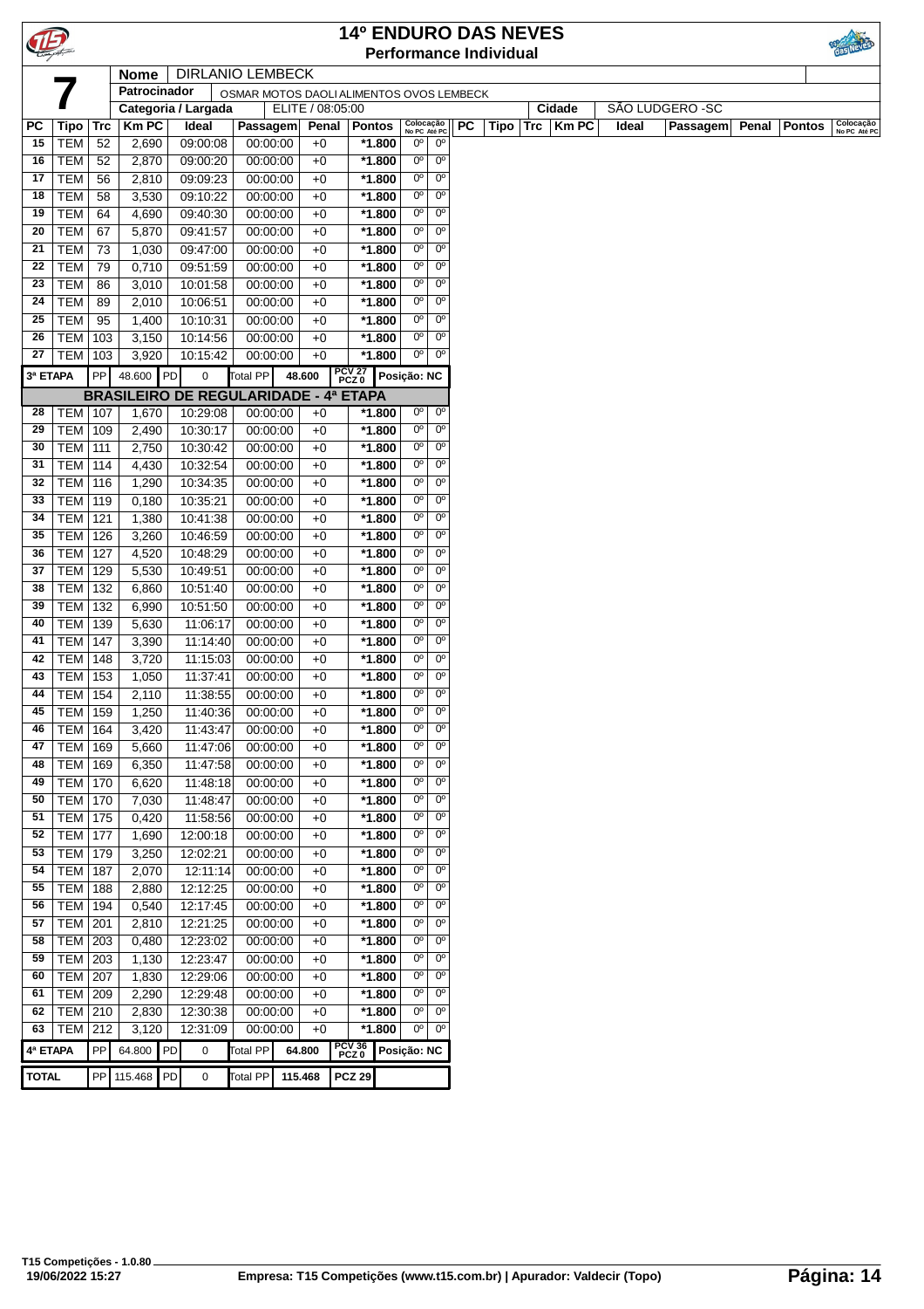# 14º ENDURO DAS NEVES

## Performance Individual

| **7** | | |
|---|---|---|
| **Nome** | DIRLANIO LEMBECK | |
| **Patrocinador** | OSMAR MOTOS DAOLI ALIMENTOS OVOS LEMBECK | |
| **Categoria / Largada** | ELITE / 08:05:00 | **Cidade** SÃO LUDGERO -SC |

| PC | Tipo | Trc | Km PC | Ideal | Passagem | Penal | Pontos | Colocação No PC | Colocação Até PC |
|---|---|---|---|---|---|---|---|---|---|
| 15 | TEM | 52 | 2,690 | 09:00:08 | 00:00:00 | +0 | *1.800 | 0º | 0º |
| 16 | TEM | 52 | 2,870 | 09:00:20 | 00:00:00 | +0 | *1.800 | 0º | 0º |
| 17 | TEM | 56 | 2,810 | 09:09:23 | 00:00:00 | +0 | *1.800 | 0º | 0º |
| 18 | TEM | 58 | 3,530 | 09:10:22 | 00:00:00 | +0 | *1.800 | 0º | 0º |
| 19 | TEM | 64 | 4,690 | 09:40:30 | 00:00:00 | +0 | *1.800 | 0º | 0º |
| 20 | TEM | 67 | 5,870 | 09:41:57 | 00:00:00 | +0 | *1.800 | 0º | 0º |
| 21 | TEM | 73 | 1,030 | 09:47:00 | 00:00:00 | +0 | *1.800 | 0º | 0º |
| 22 | TEM | 79 | 0,710 | 09:51:59 | 00:00:00 | +0 | *1.800 | 0º | 0º |
| 23 | TEM | 86 | 3,010 | 10:01:58 | 00:00:00 | +0 | *1.800 | 0º | 0º |
| 24 | TEM | 89 | 2,010 | 10:06:51 | 00:00:00 | +0 | *1.800 | 0º | 0º |
| 25 | TEM | 95 | 1,400 | 10:10:31 | 00:00:00 | +0 | *1.800 | 0º | 0º |
| 26 | TEM | 103 | 3,150 | 10:14:56 | 00:00:00 | +0 | *1.800 | 0º | 0º |
| 27 | TEM | 103 | 3,920 | 10:15:42 | 00:00:00 | +0 | *1.800 | 0º | 0º |
| **3ª ETAPA** | PP | 48.600 | PD | 0 | Total PP | 48.600 | PCV 27 PCZ 0 | Posição: NC | |
| **BRASILEIRO DE REGULARIDADE - 4ª ETAPA** | | | | | | | | | |
| 28 | TEM | 107 | 1,670 | 10:29:08 | 00:00:00 | +0 | *1.800 | 0º | 0º |
| 29 | TEM | 109 | 2,490 | 10:30:17 | 00:00:00 | +0 | *1.800 | 0º | 0º |
| 30 | TEM | 111 | 2,750 | 10:30:42 | 00:00:00 | +0 | *1.800 | 0º | 0º |
| 31 | TEM | 114 | 4,430 | 10:32:54 | 00:00:00 | +0 | *1.800 | 0º | 0º |
| 32 | TEM | 116 | 1,290 | 10:34:35 | 00:00:00 | +0 | *1.800 | 0º | 0º |
| 33 | TEM | 119 | 0,180 | 10:35:21 | 00:00:00 | +0 | *1.800 | 0º | 0º |
| 34 | TEM | 121 | 1,380 | 10:41:38 | 00:00:00 | +0 | *1.800 | 0º | 0º |
| 35 | TEM | 126 | 3,260 | 10:46:59 | 00:00:00 | +0 | *1.800 | 0º | 0º |
| 36 | TEM | 127 | 4,520 | 10:48:29 | 00:00:00 | +0 | *1.800 | 0º | 0º |
| 37 | TEM | 129 | 5,530 | 10:49:51 | 00:00:00 | +0 | *1.800 | 0º | 0º |
| 38 | TEM | 132 | 6,860 | 10:51:40 | 00:00:00 | +0 | *1.800 | 0º | 0º |
| 39 | TEM | 132 | 6,990 | 10:51:50 | 00:00:00 | +0 | *1.800 | 0º | 0º |
| 40 | TEM | 139 | 5,630 | 11:06:17 | 00:00:00 | +0 | *1.800 | 0º | 0º |
| 41 | TEM | 147 | 3,390 | 11:14:40 | 00:00:00 | +0 | *1.800 | 0º | 0º |
| 42 | TEM | 148 | 3,720 | 11:15:03 | 00:00:00 | +0 | *1.800 | 0º | 0º |
| 43 | TEM | 153 | 1,050 | 11:37:41 | 00:00:00 | +0 | *1.800 | 0º | 0º |
| 44 | TEM | 154 | 2,110 | 11:38:55 | 00:00:00 | +0 | *1.800 | 0º | 0º |
| 45 | TEM | 159 | 1,250 | 11:40:36 | 00:00:00 | +0 | *1.800 | 0º | 0º |
| 46 | TEM | 164 | 3,420 | 11:43:47 | 00:00:00 | +0 | *1.800 | 0º | 0º |
| 47 | TEM | 169 | 5,660 | 11:47:06 | 00:00:00 | +0 | *1.800 | 0º | 0º |
| 48 | TEM | 169 | 6,350 | 11:47:58 | 00:00:00 | +0 | *1.800 | 0º | 0º |
| 49 | TEM | 170 | 6,620 | 11:48:18 | 00:00:00 | +0 | *1.800 | 0º | 0º |
| 50 | TEM | 170 | 7,030 | 11:48:47 | 00:00:00 | +0 | *1.800 | 0º | 0º |
| 51 | TEM | 175 | 0,420 | 11:58:56 | 00:00:00 | +0 | *1.800 | 0º | 0º |
| 52 | TEM | 177 | 1,690 | 12:00:18 | 00:00:00 | +0 | *1.800 | 0º | 0º |
| 53 | TEM | 179 | 3,250 | 12:02:21 | 00:00:00 | +0 | *1.800 | 0º | 0º |
| 54 | TEM | 187 | 2,070 | 12:11:14 | 00:00:00 | +0 | *1.800 | 0º | 0º |
| 55 | TEM | 188 | 2,880 | 12:12:25 | 00:00:00 | +0 | *1.800 | 0º | 0º |
| 56 | TEM | 194 | 0,540 | 12:17:45 | 00:00:00 | +0 | *1.800 | 0º | 0º |
| 57 | TEM | 201 | 2,810 | 12:21:25 | 00:00:00 | +0 | *1.800 | 0º | 0º |
| 58 | TEM | 203 | 0,480 | 12:23:02 | 00:00:00 | +0 | *1.800 | 0º | 0º |
| 59 | TEM | 203 | 1,130 | 12:23:47 | 00:00:00 | +0 | *1.800 | 0º | 0º |
| 60 | TEM | 207 | 1,830 | 12:29:06 | 00:00:00 | +0 | *1.800 | 0º | 0º |
| 61 | TEM | 209 | 2,290 | 12:29:48 | 00:00:00 | +0 | *1.800 | 0º | 0º |
| 62 | TEM | 210 | 2,830 | 12:30:38 | 00:00:00 | +0 | *1.800 | 0º | 0º |
| 63 | TEM | 212 | 3,120 | 12:31:09 | 00:00:00 | +0 | *1.800 | 0º | 0º |
| **4ª ETAPA** | PP | 64.800 | PD | 0 | Total PP | 64.800 | PCV 36 PCZ 0 | Posição: NC | |
| **TOTAL** | PP | 115.468 | PD | 0 | Total PP | 115.468 | PCZ 29 | | |

T15 Competições - 1.0.80
19/06/2022 15:27
Empresa: T15 Competições (www.t15.com.br) | Apurador: Valdecir (Topo)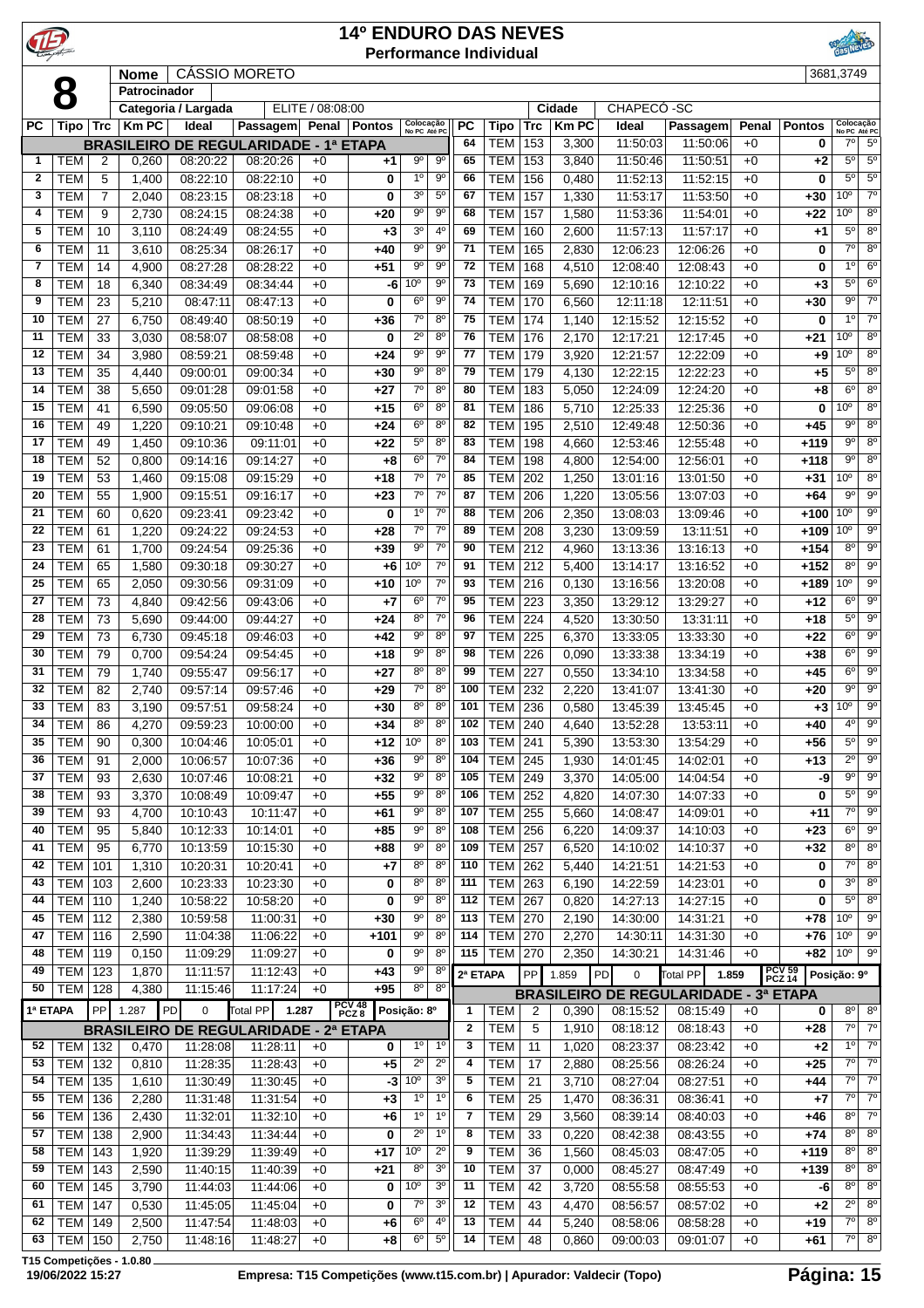# 14º ENDURO DAS NEVES

## Performance Individual

**8** — Nome: CÁSSIO MORETO — 3681,3749

Patrocinador:

Categoria / Largada: ELITE / 08:08:00 — Cidade: CHAPECÓ -SC

| PC | Tipo | Trc | Km PC | Ideal | Passagem | Penal | Pontos | Colocação No PC | Colocação Até PC |
|---|---|---|---|---|---|---|---|---|---|
| **BRASILEIRO DE REGULARIDADE - 1ª ETAPA** | | | | | | | | | |
| 1 | TEM | 2 | 0,260 | 08:20:22 | 08:20:26 | +0 | +1 | 9º | 9º |
| 2 | TEM | 5 | 1,400 | 08:22:10 | 08:22:10 | +0 | 0 | 1º | 9º |
| 3 | TEM | 7 | 2,040 | 08:23:15 | 08:23:18 | +0 | +3 | 3º | 5º |
| 4 | TEM | 9 | 2,730 | 08:24:15 | 08:24:38 | +0 | +20 | 9º | 9º |
| 5 | TEM | 10 | 3,110 | 08:24:49 | 08:24:55 | +0 | +3 | 3º | 4º |
| 6 | TEM | 11 | 3,610 | 08:25:34 | 08:26:17 | +0 | +40 | 9º | 9º |
| 7 | TEM | 14 | 4,900 | 08:27:28 | 08:28:22 | +0 | +51 | 9º | 9º |
| 8 | TEM | 18 | 6,340 | 08:34:49 | 08:34:44 | +0 | -6 | 10º | 9º |
| 9 | TEM | 23 | 5,210 | 08:47:11 | 08:47:13 | +0 | 0 | 6º | 9º |
| 10 | TEM | 27 | 6,750 | 08:49:40 | 08:50:19 | +0 | +36 | 7º | 8º |
| 11 | TEM | 33 | 3,030 | 08:58:07 | 08:58:08 | +0 | 0 | 2º | 8º |
| 12 | TEM | 34 | 3,980 | 08:59:21 | 08:59:48 | +0 | +24 | 9º | 9º |
| 13 | TEM | 35 | 4,440 | 09:00:01 | 09:00:34 | +0 | +30 | 9º | 8º |
| 14 | TEM | 38 | 5,650 | 09:01:28 | 09:01:58 | +0 | +27 | 7º | 8º |
| 15 | TEM | 41 | 6,590 | 09:05:50 | 09:06:08 | +0 | +15 | 6º | 8º |
| 16 | TEM | 49 | 1,220 | 09:10:21 | 09:10:48 | +0 | +24 | 6º | 8º |
| 17 | TEM | 49 | 1,450 | 09:10:36 | 09:11:01 | +0 | +22 | 5º | 8º |
| 18 | TEM | 52 | 0,800 | 09:14:16 | 09:14:27 | +0 | +8 | 6º | 7º |
| 19 | TEM | 53 | 1,460 | 09:15:08 | 09:15:29 | +0 | +18 | 7º | 7º |
| 20 | TEM | 55 | 1,900 | 09:15:51 | 09:16:17 | +0 | +23 | 7º | 7º |
| 21 | TEM | 60 | 0,620 | 09:23:41 | 09:23:42 | +0 | 0 | 1º | 7º |
| 22 | TEM | 61 | 1,220 | 09:24:22 | 09:24:53 | +0 | +28 | 7º | 7º |
| 23 | TEM | 61 | 1,700 | 09:24:54 | 09:25:36 | +0 | +39 | 9º | 7º |
| 24 | TEM | 65 | 1,580 | 09:30:18 | 09:30:27 | +0 | +6 | 10º | 7º |
| 25 | TEM | 65 | 2,050 | 09:30:56 | 09:31:09 | +0 | +10 | 10º | 7º |
| 27 | TEM | 73 | 4,840 | 09:42:56 | 09:43:06 | +0 | +7 | 6º | 7º |
| 28 | TEM | 73 | 5,690 | 09:44:00 | 09:44:27 | +0 | +24 | 8º | 7º |
| 29 | TEM | 73 | 6,730 | 09:45:18 | 09:46:03 | +0 | +42 | 9º | 8º |
| 30 | TEM | 79 | 0,700 | 09:54:24 | 09:54:45 | +0 | +18 | 9º | 8º |
| 31 | TEM | 79 | 1,740 | 09:55:47 | 09:56:17 | +0 | +27 | 8º | 8º |
| 32 | TEM | 82 | 2,740 | 09:57:14 | 09:57:46 | +0 | +29 | 7º | 8º |
| 33 | TEM | 83 | 3,190 | 09:57:51 | 09:58:24 | +0 | +30 | 8º | 8º |
| 34 | TEM | 86 | 4,270 | 09:59:23 | 10:00:00 | +0 | +34 | 8º | 8º |
| 35 | TEM | 90 | 0,300 | 10:04:46 | 10:05:01 | +0 | +12 | 10º | 8º |
| 36 | TEM | 91 | 2,000 | 10:06:57 | 10:07:36 | +0 | +36 | 9º | 8º |
| 37 | TEM | 93 | 2,630 | 10:07:46 | 10:08:21 | +0 | +32 | 9º | 8º |
| 38 | TEM | 93 | 3,370 | 10:08:49 | 10:09:47 | +0 | +55 | 9º | 8º |
| 39 | TEM | 93 | 4,700 | 10:10:43 | 10:11:47 | +0 | +61 | 9º | 8º |
| 40 | TEM | 95 | 5,840 | 10:12:33 | 10:14:01 | +0 | +85 | 9º | 8º |
| 41 | TEM | 95 | 6,770 | 10:13:59 | 10:15:30 | +0 | +88 | 9º | 8º |
| 42 | TEM | 101 | 1,310 | 10:20:31 | 10:20:41 | +0 | +7 | 8º | 8º |
| 43 | TEM | 103 | 2,600 | 10:23:33 | 10:23:30 | +0 | 0 | 8º | 8º |
| 44 | TEM | 110 | 1,240 | 10:58:22 | 10:58:20 | +0 | 0 | 9º | 8º |
| 45 | TEM | 112 | 2,380 | 10:59:58 | 11:00:31 | +0 | +30 | 9º | 8º |
| 47 | TEM | 116 | 2,590 | 11:04:38 | 11:06:22 | +0 | +101 | 9º | 8º |
| 48 | TEM | 119 | 0,150 | 11:09:29 | 11:09:27 | +0 | 0 | 9º | 8º |
| 49 | TEM | 123 | 1,870 | 11:11:57 | 11:12:43 | +0 | +43 | 9º | 8º |
| 50 | TEM | 128 | 4,380 | 11:15:46 | 11:17:24 | +0 | +95 | 8º | 8º |
| 1ª ETAPA | PP | 1.287 | PD 0 | Total PP 1.287 | | | PCV 48 PCZ 8 | Posição: 8º | |
| **BRASILEIRO DE REGULARIDADE - 2ª ETAPA** | | | | | | | | | |
| 52 | TEM | 132 | 0,470 | 11:28:08 | 11:28:11 | +0 | 0 | 1º | 1º |
| 53 | TEM | 132 | 0,810 | 11:28:35 | 11:28:43 | +0 | +5 | 2º | 2º |
| 54 | TEM | 135 | 1,610 | 11:30:49 | 11:30:45 | +0 | -3 | 10º | 3º |
| 55 | TEM | 136 | 2,280 | 11:31:48 | 11:31:54 | +0 | +3 | 1º | 1º |
| 56 | TEM | 136 | 2,430 | 11:32:01 | 11:32:10 | +0 | +6 | 1º | 1º |
| 57 | TEM | 138 | 2,900 | 11:34:43 | 11:34:44 | +0 | 0 | 2º | 1º |
| 58 | TEM | 143 | 1,920 | 11:39:29 | 11:39:49 | +0 | +17 | 10º | 2º |
| 59 | TEM | 143 | 2,590 | 11:40:15 | 11:40:39 | +0 | +21 | 8º | 3º |
| 60 | TEM | 145 | 3,790 | 11:44:03 | 11:44:06 | +0 | 0 | 10º | 3º |
| 61 | TEM | 147 | 0,530 | 11:45:05 | 11:45:04 | +0 | 0 | 7º | 3º |
| 62 | TEM | 149 | 2,500 | 11:47:54 | 11:48:03 | +0 | +6 | 6º | 4º |
| 63 | TEM | 150 | 2,750 | 11:48:16 | 11:48:27 | +0 | +8 | 6º | 5º |
| 64 | TEM | 153 | 3,300 | 11:50:03 | 11:50:06 | +0 | 0 | 7º | 5º |
| 65 | TEM | 153 | 3,840 | 11:50:46 | 11:50:51 | +0 | +2 | 5º | 5º |
| 66 | TEM | 156 | 0,480 | 11:52:13 | 11:52:15 | +0 | 0 | 5º | 5º |
| 67 | TEM | 157 | 1,330 | 11:53:17 | 11:53:50 | +0 | +30 | 10º | 7º |
| 68 | TEM | 157 | 1,580 | 11:53:36 | 11:54:01 | +0 | +22 | 10º | 8º |
| 69 | TEM | 160 | 2,600 | 11:57:13 | 11:57:17 | +0 | +1 | 5º | 8º |
| 71 | TEM | 165 | 2,830 | 12:06:23 | 12:06:26 | +0 | 0 | 7º | 8º |
| 72 | TEM | 168 | 4,510 | 12:08:40 | 12:08:43 | +0 | 0 | 1º | 6º |
| 73 | TEM | 169 | 5,690 | 12:10:16 | 12:10:22 | +0 | +3 | 5º | 6º |
| 74 | TEM | 170 | 6,560 | 12:11:18 | 12:11:51 | +0 | +30 | 9º | 7º |
| 75 | TEM | 174 | 1,140 | 12:15:52 | 12:15:52 | +0 | 0 | 1º | 7º |
| 76 | TEM | 176 | 2,170 | 12:17:21 | 12:17:45 | +0 | +21 | 10º | 8º |
| 77 | TEM | 179 | 3,920 | 12:21:57 | 12:22:09 | +0 | +9 | 10º | 8º |
| 79 | TEM | 179 | 4,130 | 12:22:15 | 12:22:23 | +0 | +5 | 5º | 8º |
| 80 | TEM | 183 | 5,050 | 12:24:09 | 12:24:20 | +0 | +8 | 6º | 8º |
| 81 | TEM | 186 | 5,710 | 12:25:33 | 12:25:36 | +0 | 0 | 10º | 8º |
| 82 | TEM | 195 | 2,510 | 12:49:48 | 12:50:36 | +0 | +45 | 9º | 8º |
| 83 | TEM | 198 | 4,660 | 12:53:46 | 12:55:48 | +0 | +119 | 9º | 8º |
| 84 | TEM | 198 | 4,800 | 12:54:00 | 12:56:01 | +0 | +118 | 9º | 8º |
| 85 | TEM | 202 | 1,250 | 13:01:16 | 13:01:50 | +0 | +31 | 10º | 8º |
| 87 | TEM | 206 | 1,220 | 13:05:56 | 13:07:03 | +0 | +64 | 9º | 9º |
| 88 | TEM | 206 | 2,350 | 13:08:03 | 13:09:46 | +0 | +100 | 10º | 9º |
| 89 | TEM | 208 | 3,230 | 13:09:59 | 13:11:51 | +0 | +109 | 10º | 9º |
| 90 | TEM | 212 | 4,960 | 13:13:36 | 13:16:13 | +0 | +154 | 8º | 9º |
| 91 | TEM | 212 | 5,400 | 13:14:17 | 13:16:52 | +0 | +152 | 8º | 9º |
| 93 | TEM | 216 | 0,130 | 13:16:56 | 13:20:08 | +0 | +189 | 10º | 9º |
| 95 | TEM | 223 | 3,350 | 13:29:12 | 13:29:27 | +0 | +12 | 6º | 9º |
| 96 | TEM | 224 | 4,520 | 13:30:50 | 13:31:11 | +0 | +18 | 5º | 9º |
| 97 | TEM | 225 | 6,370 | 13:33:05 | 13:33:30 | +0 | +22 | 6º | 9º |
| 98 | TEM | 226 | 0,090 | 13:33:38 | 13:34:19 | +0 | +38 | 6º | 9º |
| 99 | TEM | 227 | 0,550 | 13:34:10 | 13:34:58 | +0 | +45 | 6º | 9º |
| 100 | TEM | 232 | 2,220 | 13:41:07 | 13:41:30 | +0 | +20 | 9º | 9º |
| 101 | TEM | 236 | 0,580 | 13:45:39 | 13:45:45 | +0 | +3 | 10º | 9º |
| 102 | TEM | 240 | 4,640 | 13:52:28 | 13:53:11 | +0 | +40 | 4º | 9º |
| 103 | TEM | 241 | 5,390 | 13:53:30 | 13:54:29 | +0 | +56 | 5º | 9º |
| 104 | TEM | 245 | 1,930 | 14:01:45 | 14:02:01 | +0 | +13 | 2º | 9º |
| 105 | TEM | 249 | 3,370 | 14:05:00 | 14:04:54 | +0 | -9 | 9º | 9º |
| 106 | TEM | 252 | 4,820 | 14:07:30 | 14:07:33 | +0 | 0 | 5º | 9º |
| 107 | TEM | 255 | 5,660 | 14:08:47 | 14:09:01 | +0 | +11 | 7º | 9º |
| 108 | TEM | 256 | 6,220 | 14:09:37 | 14:10:03 | +0 | +23 | 6º | 9º |
| 109 | TEM | 257 | 6,520 | 14:10:02 | 14:10:37 | +0 | +32 | 8º | 8º |
| 110 | TEM | 262 | 5,440 | 14:21:51 | 14:21:53 | +0 | 0 | 7º | 8º |
| 111 | TEM | 263 | 6,190 | 14:22:59 | 14:23:01 | +0 | 0 | 3º | 8º |
| 112 | TEM | 267 | 0,820 | 14:27:13 | 14:27:15 | +0 | 0 | 5º | 8º |
| 113 | TEM | 270 | 2,190 | 14:30:00 | 14:31:21 | +0 | +78 | 10º | 9º |
| 114 | TEM | 270 | 2,270 | 14:30:11 | 14:31:30 | +0 | +76 | 10º | 9º |
| 115 | TEM | 270 | 2,350 | 14:30:21 | 14:31:46 | +0 | +82 | 10º | 9º |
| 2ª ETAPA | PP | 1.859 | PD 0 | Total PP 1.859 | | | PCV 59 PCZ 14 | Posição: 9º | |
| **BRASILEIRO DE REGULARIDADE - 3ª ETAPA** | | | | | | | | | |
| 1 | TEM | 2 | 0,390 | 08:15:52 | 08:15:49 | +0 | 0 | 8º | 8º |
| 2 | TEM | 5 | 1,910 | 08:18:12 | 08:18:43 | +0 | +28 | 7º | 7º |
| 3 | TEM | 11 | 1,020 | 08:23:37 | 08:23:42 | +0 | +2 | 1º | 7º |
| 4 | TEM | 17 | 2,880 | 08:25:56 | 08:26:24 | +0 | +25 | 7º | 7º |
| 5 | TEM | 21 | 3,710 | 08:27:04 | 08:27:51 | +0 | +44 | 7º | 7º |
| 6 | TEM | 25 | 1,470 | 08:36:31 | 08:36:41 | +0 | +7 | 7º | 7º |
| 7 | TEM | 29 | 3,560 | 08:39:14 | 08:40:03 | +0 | +46 | 8º | 7º |
| 8 | TEM | 33 | 0,220 | 08:42:38 | 08:43:55 | +0 | +74 | 8º | 8º |
| 9 | TEM | 36 | 1,560 | 08:45:03 | 08:47:05 | +0 | +119 | 8º | 8º |
| 10 | TEM | 37 | 0,000 | 08:45:27 | 08:47:49 | +0 | +139 | 8º | 8º |
| 11 | TEM | 42 | 3,720 | 08:55:58 | 08:55:53 | +0 | -6 | 8º | 8º |
| 12 | TEM | 43 | 4,470 | 08:56:57 | 08:57:02 | +0 | +2 | 2º | 8º |
| 13 | TEM | 44 | 5,240 | 08:58:06 | 08:58:28 | +0 | +19 | 7º | 8º |
| 14 | TEM | 48 | 0,860 | 09:00:03 | 09:01:07 | +0 | +61 | 7º | 8º |

T15 Competições - 1.0.80

19/06/2022 15:27 — Empresa: T15 Competições (www.t15.com.br) | Apurador: Valdecir (Topo)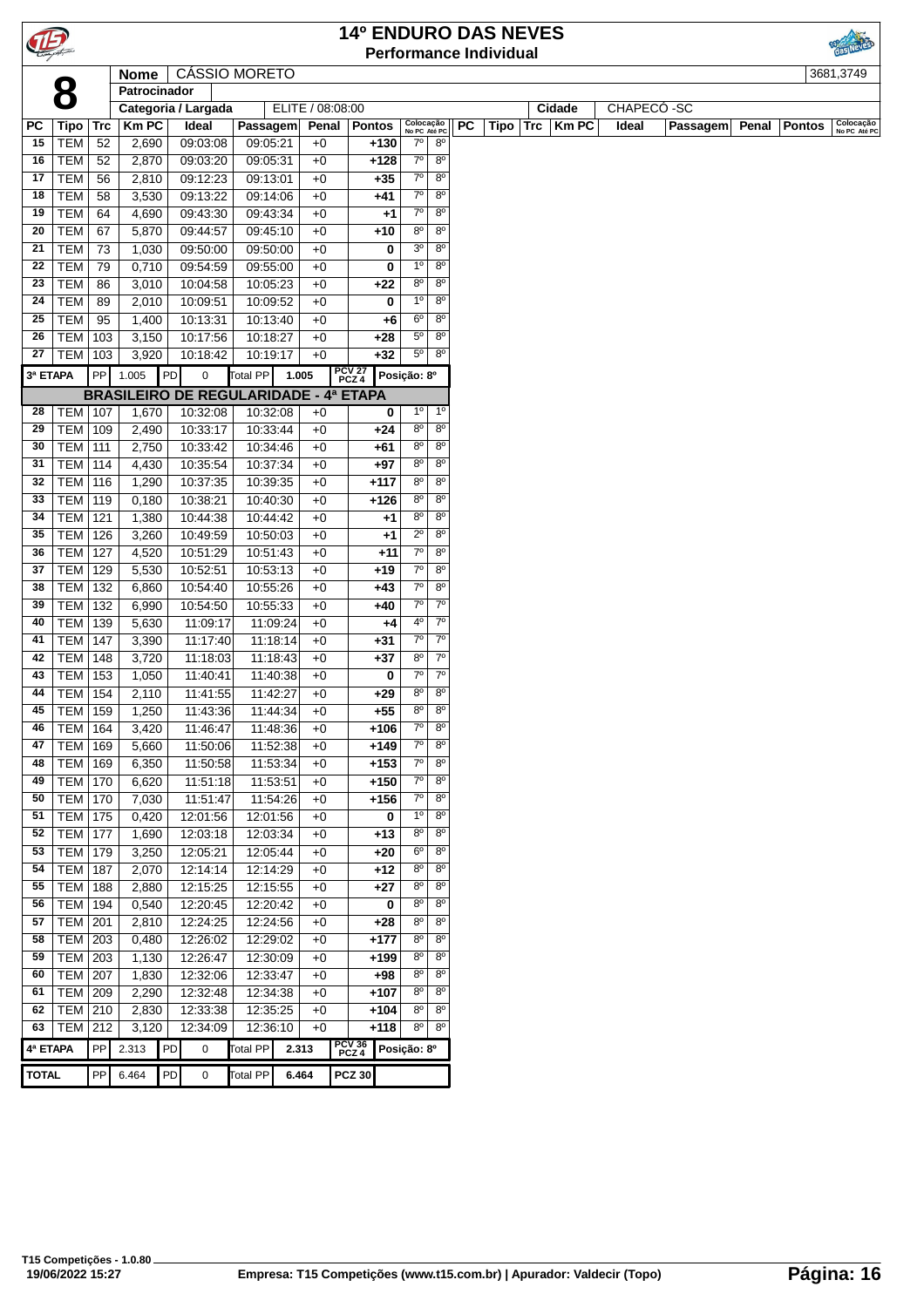# 14º ENDURO DAS NEVES

## Performance Individual

**8**

| | |
|---|---|
| **Nome** | CÁSSIO MORETO |
| **Patrocinador** | |
| **Categoria / Largada** | ELITE / 08:08:00 |
| **Cidade** | CHAPECÓ -SC |

3681,3749

| PC | Tipo | Trc | Km PC | Ideal | Passagem | Penal | Pontos | Colocação No PC | Colocação Até PC |
|---|---|---|---|---|---|---|---|---|---|
| 15 | TEM | 52 | 2,690 | 09:03:08 | 09:05:21 | +0 | +130 | 7º | 8º |
| 16 | TEM | 52 | 2,870 | 09:03:20 | 09:05:31 | +0 | +128 | 7º | 8º |
| 17 | TEM | 56 | 2,810 | 09:12:23 | 09:13:01 | +0 | +35 | 7º | 8º |
| 18 | TEM | 58 | 3,530 | 09:13:22 | 09:14:06 | +0 | +41 | 7º | 8º |
| 19 | TEM | 64 | 4,690 | 09:43:30 | 09:43:34 | +0 | +1 | 7º | 8º |
| 20 | TEM | 67 | 5,870 | 09:44:57 | 09:45:10 | +0 | +10 | 8º | 8º |
| 21 | TEM | 73 | 1,030 | 09:50:00 | 09:50:00 | +0 | 0 | 3º | 8º |
| 22 | TEM | 79 | 0,710 | 09:54:59 | 09:55:00 | +0 | 0 | 1º | 8º |
| 23 | TEM | 86 | 3,010 | 10:04:58 | 10:05:23 | +0 | +22 | 8º | 8º |
| 24 | TEM | 89 | 2,010 | 10:09:51 | 10:09:52 | +0 | 0 | 1º | 8º |
| 25 | TEM | 95 | 1,400 | 10:13:31 | 10:13:40 | +0 | +6 | 6º | 8º |
| 26 | TEM | 103 | 3,150 | 10:17:56 | 10:18:27 | +0 | +28 | 5º | 8º |
| 27 | TEM | 103 | 3,920 | 10:18:42 | 10:19:17 | +0 | +32 | 5º | 8º |
| 3ª ETAPA | | PP 1.005 | PD 0 | Total PP 1.005 | | | PCV 27 PCZ 4 | Posição: 8º | |
| **BRASILEIRO DE REGULARIDADE - 4ª ETAPA** | | | | | | | | | |
| 28 | TEM | 107 | 1,670 | 10:32:08 | 10:32:08 | +0 | 0 | 1º | 1º |
| 29 | TEM | 109 | 2,490 | 10:33:17 | 10:33:44 | +0 | +24 | 8º | 8º |
| 30 | TEM | 111 | 2,750 | 10:33:42 | 10:34:46 | +0 | +61 | 8º | 8º |
| 31 | TEM | 114 | 4,430 | 10:35:54 | 10:37:34 | +0 | +97 | 8º | 8º |
| 32 | TEM | 116 | 1,290 | 10:37:35 | 10:39:35 | +0 | +117 | 8º | 8º |
| 33 | TEM | 119 | 0,180 | 10:38:21 | 10:40:30 | +0 | +126 | 8º | 8º |
| 34 | TEM | 121 | 1,380 | 10:44:38 | 10:44:42 | +0 | +1 | 8º | 8º |
| 35 | TEM | 126 | 3,260 | 10:49:59 | 10:50:03 | +0 | +1 | 2º | 8º |
| 36 | TEM | 127 | 4,520 | 10:51:29 | 10:51:43 | +0 | +11 | 7º | 8º |
| 37 | TEM | 129 | 5,530 | 10:52:51 | 10:53:13 | +0 | +19 | 7º | 8º |
| 38 | TEM | 132 | 6,860 | 10:54:40 | 10:55:26 | +0 | +43 | 7º | 8º |
| 39 | TEM | 132 | 6,990 | 10:54:50 | 10:55:33 | +0 | +40 | 7º | 7º |
| 40 | TEM | 139 | 5,630 | 11:09:17 | 11:09:24 | +0 | +4 | 4º | 7º |
| 41 | TEM | 147 | 3,390 | 11:17:40 | 11:18:14 | +0 | +31 | 7º | 7º |
| 42 | TEM | 148 | 3,720 | 11:18:03 | 11:18:43 | +0 | +37 | 8º | 7º |
| 43 | TEM | 153 | 1,050 | 11:40:41 | 11:40:38 | +0 | 0 | 7º | 7º |
| 44 | TEM | 154 | 2,110 | 11:41:55 | 11:42:27 | +0 | +29 | 8º | 8º |
| 45 | TEM | 159 | 1,250 | 11:43:36 | 11:44:34 | +0 | +55 | 8º | 8º |
| 46 | TEM | 164 | 3,420 | 11:46:47 | 11:48:36 | +0 | +106 | 7º | 8º |
| 47 | TEM | 169 | 5,660 | 11:50:06 | 11:52:38 | +0 | +149 | 7º | 8º |
| 48 | TEM | 169 | 6,350 | 11:50:58 | 11:53:34 | +0 | +153 | 7º | 8º |
| 49 | TEM | 170 | 6,620 | 11:51:18 | 11:53:51 | +0 | +150 | 7º | 8º |
| 50 | TEM | 170 | 7,030 | 11:51:47 | 11:54:26 | +0 | +156 | 7º | 8º |
| 51 | TEM | 175 | 0,420 | 12:01:56 | 12:01:56 | +0 | 0 | 1º | 8º |
| 52 | TEM | 177 | 1,690 | 12:03:18 | 12:03:34 | +0 | +13 | 8º | 8º |
| 53 | TEM | 179 | 3,250 | 12:05:21 | 12:05:44 | +0 | +20 | 6º | 8º |
| 54 | TEM | 187 | 2,070 | 12:14:14 | 12:14:29 | +0 | +12 | 8º | 8º |
| 55 | TEM | 188 | 2,880 | 12:15:25 | 12:15:55 | +0 | +27 | 8º | 8º |
| 56 | TEM | 194 | 0,540 | 12:20:45 | 12:20:42 | +0 | 0 | 8º | 8º |
| 57 | TEM | 201 | 2,810 | 12:24:25 | 12:24:56 | +0 | +28 | 8º | 8º |
| 58 | TEM | 203 | 0,480 | 12:26:02 | 12:29:02 | +0 | +177 | 8º | 8º |
| 59 | TEM | 203 | 1,130 | 12:26:47 | 12:30:09 | +0 | +199 | 8º | 8º |
| 60 | TEM | 207 | 1,830 | 12:32:06 | 12:33:47 | +0 | +98 | 8º | 8º |
| 61 | TEM | 209 | 2,290 | 12:32:48 | 12:34:38 | +0 | +107 | 8º | 8º |
| 62 | TEM | 210 | 2,830 | 12:33:38 | 12:35:25 | +0 | +104 | 8º | 8º |
| 63 | TEM | 212 | 3,120 | 12:34:09 | 12:36:10 | +0 | +118 | 8º | 8º |
| 4ª ETAPA | | PP 2.313 | PD 0 | Total PP 2.313 | | | PCV 36 PCZ 4 | Posição: 8º | |
| TOTAL | | PP 6.464 | PD 0 | Total PP 6.464 | | | PCZ 30 | | |

T15 Competições - 1.0.80
19/06/2022 15:27 — Empresa: T15 Competições (www.t15.com.br) | Apurador: Valdecir (Topo)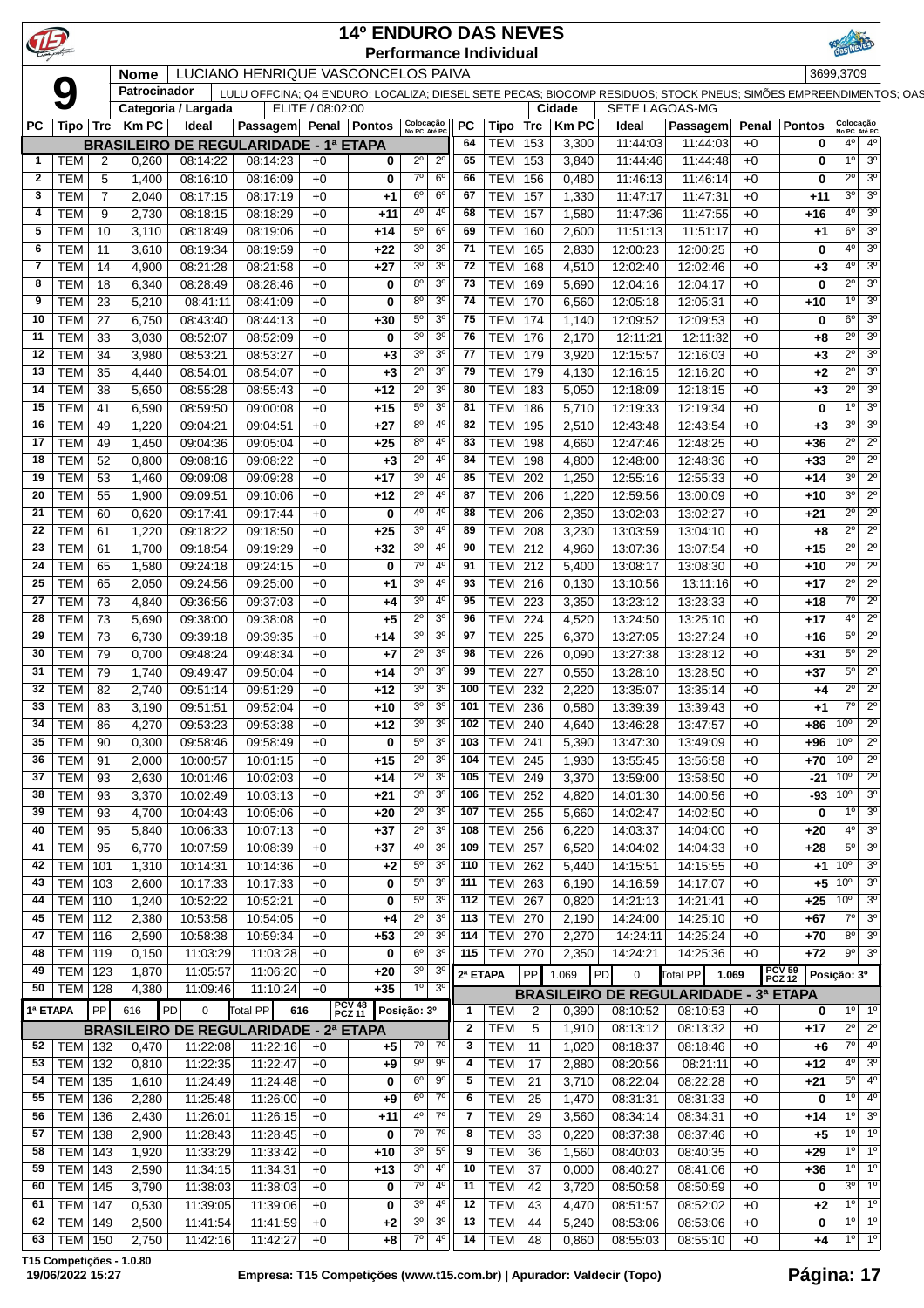# 14º ENDURO DAS NEVES

## Performance Individual

**9**

**Nome:** LUCIANO HENRIQUE VASCONCELOS PAIVA — 3699,3709

**Patrocinador:** LULU OFFCINA; Q4 ENDURO; LOCALIZA; DIESEL SETE PECAS; BIOCOMP RESIDUOS; STOCK PNEUS; SIMÕES EMPREENDIMENTOS; OAS

**Categoria / Largada:** ELITE / 08:02:00 — **Cidade:** SETE LAGOAS-MG

### BRASILEIRO DE REGULARIDADE - 1ª ETAPA

| PC | Tipo | Trc | Km PC | Ideal | Passagem | Penal | Pontos | Colocação No PC | Colocação Até PC |
|---|---|---|---|---|---|---|---|---|---|
| 1 | TEM | 2 | 0,260 | 08:14:22 | 08:14:23 | +0 | 0 | 2º | 2º |
| 2 | TEM | 5 | 1,400 | 08:16:10 | 08:16:09 | +0 | 0 | 7º | 6º |
| 3 | TEM | 7 | 2,040 | 08:17:15 | 08:17:19 | +0 | +1 | 6º | 6º |
| 4 | TEM | 9 | 2,730 | 08:18:15 | 08:18:29 | +0 | +11 | 4º | 4º |
| 5 | TEM | 10 | 3,110 | 08:18:49 | 08:19:06 | +0 | +14 | 5º | 6º |
| 6 | TEM | 11 | 3,610 | 08:19:34 | 08:19:59 | +0 | +22 | 3º | 3º |
| 7 | TEM | 14 | 4,900 | 08:21:28 | 08:21:58 | +0 | +27 | 3º | 3º |
| 8 | TEM | 18 | 6,340 | 08:28:49 | 08:28:46 | +0 | 0 | 8º | 3º |
| 9 | TEM | 23 | 5,210 | 08:41:11 | 08:41:09 | +0 | 0 | 8º | 3º |
| 10 | TEM | 27 | 6,750 | 08:43:40 | 08:44:13 | +0 | +30 | 5º | 3º |
| 11 | TEM | 33 | 3,030 | 08:52:07 | 08:52:09 | +0 | 0 | 3º | 3º |
| 12 | TEM | 34 | 3,980 | 08:53:21 | 08:53:27 | +0 | +3 | 3º | 3º |
| 13 | TEM | 35 | 4,440 | 08:54:01 | 08:54:07 | +0 | +3 | 2º | 3º |
| 14 | TEM | 38 | 5,650 | 08:55:28 | 08:55:43 | +0 | +12 | 2º | 3º |
| 15 | TEM | 41 | 6,590 | 08:59:50 | 09:00:08 | +0 | +15 | 5º | 3º |
| 16 | TEM | 49 | 1,220 | 09:04:21 | 09:04:51 | +0 | +27 | 8º | 4º |
| 17 | TEM | 49 | 1,450 | 09:04:36 | 09:05:04 | +0 | +25 | 8º | 4º |
| 18 | TEM | 52 | 0,800 | 09:08:16 | 09:08:22 | +0 | +3 | 2º | 4º |
| 19 | TEM | 53 | 1,460 | 09:09:08 | 09:09:28 | +0 | +17 | 3º | 4º |
| 20 | TEM | 55 | 1,900 | 09:09:51 | 09:10:06 | +0 | +12 | 2º | 4º |
| 21 | TEM | 60 | 0,620 | 09:17:41 | 09:17:44 | +0 | 0 | 4º | 4º |
| 22 | TEM | 61 | 1,220 | 09:18:22 | 09:18:50 | +0 | +25 | 3º | 4º |
| 23 | TEM | 61 | 1,700 | 09:18:54 | 09:19:29 | +0 | +32 | 3º | 4º |
| 24 | TEM | 65 | 1,580 | 09:24:18 | 09:24:15 | +0 | 0 | 7º | 4º |
| 25 | TEM | 65 | 2,050 | 09:24:56 | 09:25:00 | +0 | +1 | 3º | 4º |
| 27 | TEM | 73 | 4,840 | 09:36:56 | 09:37:03 | +0 | +4 | 3º | 4º |
| 28 | TEM | 73 | 5,690 | 09:38:00 | 09:38:08 | +0 | +5 | 2º | 3º |
| 29 | TEM | 73 | 6,730 | 09:39:18 | 09:39:35 | +0 | +14 | 3º | 3º |
| 30 | TEM | 79 | 0,700 | 09:48:24 | 09:48:34 | +0 | +7 | 2º | 3º |
| 31 | TEM | 79 | 1,740 | 09:49:47 | 09:50:04 | +0 | +14 | 3º | 3º |
| 32 | TEM | 82 | 2,740 | 09:51:14 | 09:51:29 | +0 | +12 | 3º | 3º |
| 33 | TEM | 83 | 3,190 | 09:51:51 | 09:52:04 | +0 | +10 | 3º | 3º |
| 34 | TEM | 86 | 4,270 | 09:53:23 | 09:53:38 | +0 | +12 | 3º | 3º |
| 35 | TEM | 90 | 0,300 | 09:58:46 | 09:58:49 | +0 | 0 | 5º | 3º |
| 36 | TEM | 91 | 2,000 | 10:00:57 | 10:01:15 | +0 | +15 | 2º | 3º |
| 37 | TEM | 93 | 2,630 | 10:01:46 | 10:02:03 | +0 | +14 | 2º | 3º |
| 38 | TEM | 93 | 3,370 | 10:02:49 | 10:03:13 | +0 | +21 | 3º | 3º |
| 39 | TEM | 93 | 4,700 | 10:04:43 | 10:05:06 | +0 | +20 | 2º | 3º |
| 40 | TEM | 95 | 5,840 | 10:06:33 | 10:07:13 | +0 | +37 | 2º | 3º |
| 41 | TEM | 95 | 6,770 | 10:07:59 | 10:08:39 | +0 | +37 | 4º | 3º |
| 42 | TEM | 101 | 1,310 | 10:14:31 | 10:14:36 | +0 | +2 | 5º | 3º |
| 43 | TEM | 103 | 2,600 | 10:17:33 | 10:17:33 | +0 | 0 | 5º | 3º |
| 44 | TEM | 110 | 1,240 | 10:52:22 | 10:52:21 | +0 | 0 | 5º | 3º |
| 45 | TEM | 112 | 2,380 | 10:53:58 | 10:54:05 | +0 | +4 | 2º | 3º |
| 47 | TEM | 116 | 2,590 | 10:58:38 | 10:59:34 | +0 | +53 | 2º | 3º |
| 48 | TEM | 119 | 0,150 | 11:03:29 | 11:03:28 | +0 | 0 | 6º | 3º |
| 49 | TEM | 123 | 1,870 | 11:05:57 | 11:06:20 | +0 | +20 | 3º | 3º |
| 50 | TEM | 128 | 4,380 | 11:09:46 | 11:10:24 | +0 | +35 | 1º | 3º |

**1ª ETAPA** — PP: 616 — PD: 0 — Total PP: 616 — PCV 48 / PCZ 11 — Posição: 3º

### BRASILEIRO DE REGULARIDADE - 2ª ETAPA

| PC | Tipo | Trc | Km PC | Ideal | Passagem | Penal | Pontos | Colocação No PC | Colocação Até PC |
|---|---|---|---|---|---|---|---|---|---|
| 52 | TEM | 132 | 0,470 | 11:22:08 | 11:22:16 | +0 | +5 | 7º | 7º |
| 53 | TEM | 132 | 0,810 | 11:22:35 | 11:22:47 | +0 | +9 | 9º | 9º |
| 54 | TEM | 135 | 1,610 | 11:24:49 | 11:24:48 | +0 | 0 | 6º | 9º |
| 55 | TEM | 136 | 2,280 | 11:25:48 | 11:26:00 | +0 | +9 | 6º | 7º |
| 56 | TEM | 136 | 2,430 | 11:26:01 | 11:26:15 | +0 | +11 | 4º | 7º |
| 57 | TEM | 138 | 2,900 | 11:28:43 | 11:28:45 | +0 | 0 | 7º | 7º |
| 58 | TEM | 143 | 1,920 | 11:33:29 | 11:33:42 | +0 | +10 | 3º | 5º |
| 59 | TEM | 143 | 2,590 | 11:34:15 | 11:34:31 | +0 | +13 | 3º | 4º |
| 60 | TEM | 145 | 3,790 | 11:38:03 | 11:38:03 | +0 | 0 | 7º | 4º |
| 61 | TEM | 147 | 0,530 | 11:39:05 | 11:39:06 | +0 | 0 | 3º | 4º |
| 62 | TEM | 149 | 2,500 | 11:41:54 | 11:41:59 | +0 | +2 | 3º | 3º |
| 63 | TEM | 150 | 2,750 | 11:42:16 | 11:42:27 | +0 | +8 | 7º | 4º |
| 64 | TEM | 153 | 3,300 | 11:44:03 | 11:44:03 | +0 | 0 | 4º | 4º |
| 65 | TEM | 153 | 3,840 | 11:44:46 | 11:44:48 | +0 | 0 | 1º | 3º |
| 66 | TEM | 156 | 0,480 | 11:46:13 | 11:46:14 | +0 | 0 | 2º | 3º |
| 67 | TEM | 157 | 1,330 | 11:47:17 | 11:47:31 | +0 | +11 | 3º | 3º |
| 68 | TEM | 157 | 1,580 | 11:47:36 | 11:47:55 | +0 | +16 | 4º | 3º |
| 69 | TEM | 160 | 2,600 | 11:51:13 | 11:51:17 | +0 | +1 | 6º | 3º |
| 71 | TEM | 165 | 2,830 | 12:00:23 | 12:00:25 | +0 | 0 | 4º | 3º |
| 72 | TEM | 168 | 4,510 | 12:02:40 | 12:02:46 | +0 | +3 | 4º | 3º |
| 73 | TEM | 169 | 5,690 | 12:04:16 | 12:04:17 | +0 | 0 | 2º | 3º |
| 74 | TEM | 170 | 6,560 | 12:05:18 | 12:05:31 | +0 | +10 | 1º | 3º |
| 75 | TEM | 174 | 1,140 | 12:09:52 | 12:09:53 | +0 | 0 | 6º | 3º |
| 76 | TEM | 176 | 2,170 | 12:11:21 | 12:11:32 | +0 | +8 | 2º | 3º |
| 77 | TEM | 179 | 3,920 | 12:15:57 | 12:16:03 | +0 | +3 | 2º | 3º |
| 79 | TEM | 179 | 4,130 | 12:16:15 | 12:16:20 | +0 | +2 | 2º | 3º |
| 80 | TEM | 183 | 5,050 | 12:18:09 | 12:18:15 | +0 | +3 | 2º | 3º |
| 81 | TEM | 186 | 5,710 | 12:19:33 | 12:19:34 | +0 | 0 | 1º | 3º |
| 82 | TEM | 195 | 2,510 | 12:43:48 | 12:43:54 | +0 | +3 | 3º | 3º |
| 83 | TEM | 198 | 4,660 | 12:47:46 | 12:48:25 | +0 | +36 | 2º | 2º |
| 84 | TEM | 198 | 4,800 | 12:48:00 | 12:48:36 | +0 | +33 | 2º | 2º |
| 85 | TEM | 202 | 1,250 | 12:55:16 | 12:55:33 | +0 | +14 | 3º | 2º |
| 87 | TEM | 206 | 1,220 | 12:59:56 | 13:00:09 | +0 | +10 | 3º | 2º |
| 88 | TEM | 206 | 2,350 | 13:02:03 | 13:02:27 | +0 | +21 | 2º | 2º |
| 89 | TEM | 208 | 3,230 | 13:03:59 | 13:04:10 | +0 | +8 | 2º | 2º |
| 90 | TEM | 212 | 4,960 | 13:07:36 | 13:07:54 | +0 | +15 | 2º | 2º |
| 91 | TEM | 212 | 5,400 | 13:08:17 | 13:08:30 | +0 | +10 | 2º | 2º |
| 93 | TEM | 216 | 0,130 | 13:10:56 | 13:11:16 | +0 | +17 | 2º | 2º |
| 95 | TEM | 223 | 3,350 | 13:23:12 | 13:23:33 | +0 | +18 | 7º | 2º |
| 96 | TEM | 224 | 4,520 | 13:24:50 | 13:25:10 | +0 | +17 | 4º | 2º |
| 97 | TEM | 225 | 6,370 | 13:27:05 | 13:27:24 | +0 | +16 | 5º | 2º |
| 98 | TEM | 226 | 0,090 | 13:27:38 | 13:28:12 | +0 | +31 | 5º | 2º |
| 99 | TEM | 227 | 0,550 | 13:28:10 | 13:28:50 | +0 | +37 | 5º | 2º |
| 100 | TEM | 232 | 2,220 | 13:35:07 | 13:35:14 | +0 | +4 | 2º | 2º |
| 101 | TEM | 236 | 0,580 | 13:39:39 | 13:39:43 | +0 | +1 | 7º | 2º |
| 102 | TEM | 240 | 4,640 | 13:46:28 | 13:47:57 | +0 | +86 | 10º | 2º |
| 103 | TEM | 241 | 5,390 | 13:47:30 | 13:49:09 | +0 | +96 | 10º | 2º |
| 104 | TEM | 245 | 1,930 | 13:55:45 | 13:56:58 | +0 | +70 | 10º | 2º |
| 105 | TEM | 249 | 3,370 | 13:59:00 | 13:58:50 | +0 | -21 | 10º | 2º |
| 106 | TEM | 252 | 4,820 | 14:01:30 | 14:00:56 | +0 | -93 | 10º | 3º |
| 107 | TEM | 255 | 5,660 | 14:02:47 | 14:02:50 | +0 | 0 | 1º | 3º |
| 108 | TEM | 256 | 6,220 | 14:03:37 | 14:04:00 | +0 | +20 | 4º | 3º |
| 109 | TEM | 257 | 6,520 | 14:04:02 | 14:04:33 | +0 | +28 | 5º | 3º |
| 110 | TEM | 262 | 5,440 | 14:15:51 | 14:15:55 | +0 | +1 | 10º | 3º |
| 111 | TEM | 263 | 6,190 | 14:16:59 | 14:17:07 | +0 | +5 | 10º | 3º |
| 112 | TEM | 267 | 0,820 | 14:21:13 | 14:21:41 | +0 | +25 | 10º | 3º |
| 113 | TEM | 270 | 2,190 | 14:24:00 | 14:25:10 | +0 | +67 | 7º | 3º |
| 114 | TEM | 270 | 2,270 | 14:24:11 | 14:25:24 | +0 | +70 | 8º | 3º |
| 115 | TEM | 270 | 2,350 | 14:24:21 | 14:25:36 | +0 | +72 | 9º | 3º |

**2ª ETAPA** — PP: 1.069 — PD: 0 — Total PP: 1.069 — PCV 59 / PCZ 12 — Posição: 3º

### BRASILEIRO DE REGULARIDADE - 3ª ETAPA

| PC | Tipo | Trc | Km PC | Ideal | Passagem | Penal | Pontos | Colocação No PC | Colocação Até PC |
|---|---|---|---|---|---|---|---|---|---|
| 1 | TEM | 2 | 0,390 | 08:10:52 | 08:10:53 | +0 | 0 | 1º | 1º |
| 2 | TEM | 5 | 1,910 | 08:13:12 | 08:13:32 | +0 | +17 | 2º | 2º |
| 3 | TEM | 11 | 1,020 | 08:18:37 | 08:18:46 | +0 | +6 | 7º | 4º |
| 4 | TEM | 17 | 2,880 | 08:20:56 | 08:21:11 | +0 | +12 | 4º | 3º |
| 5 | TEM | 21 | 3,710 | 08:22:04 | 08:22:28 | +0 | +21 | 5º | 4º |
| 6 | TEM | 25 | 1,470 | 08:31:31 | 08:31:33 | +0 | 0 | 1º | 4º |
| 7 | TEM | 29 | 3,560 | 08:34:14 | 08:34:31 | +0 | +14 | 1º | 3º |
| 8 | TEM | 33 | 0,220 | 08:37:38 | 08:37:46 | +0 | +5 | 1º | 1º |
| 9 | TEM | 36 | 1,560 | 08:40:03 | 08:40:35 | +0 | +29 | 1º | 1º |
| 10 | TEM | 37 | 0,000 | 08:40:27 | 08:41:06 | +0 | +36 | 1º | 1º |
| 11 | TEM | 42 | 3,720 | 08:50:58 | 08:50:59 | +0 | 0 | 3º | 1º |
| 12 | TEM | 43 | 4,470 | 08:51:57 | 08:52:02 | +0 | +2 | 1º | 1º |
| 13 | TEM | 44 | 5,240 | 08:53:06 | 08:53:06 | +0 | 0 | 1º | 1º |
| 14 | TEM | 48 | 0,860 | 08:55:03 | 08:55:10 | +0 | +4 | 1º | 1º |

T15 Competições - 1.0.80 — 19/06/2022 15:27 — Empresa: T15 Competições (www.t15.com.br) | Apurador: Valdecir (Topo)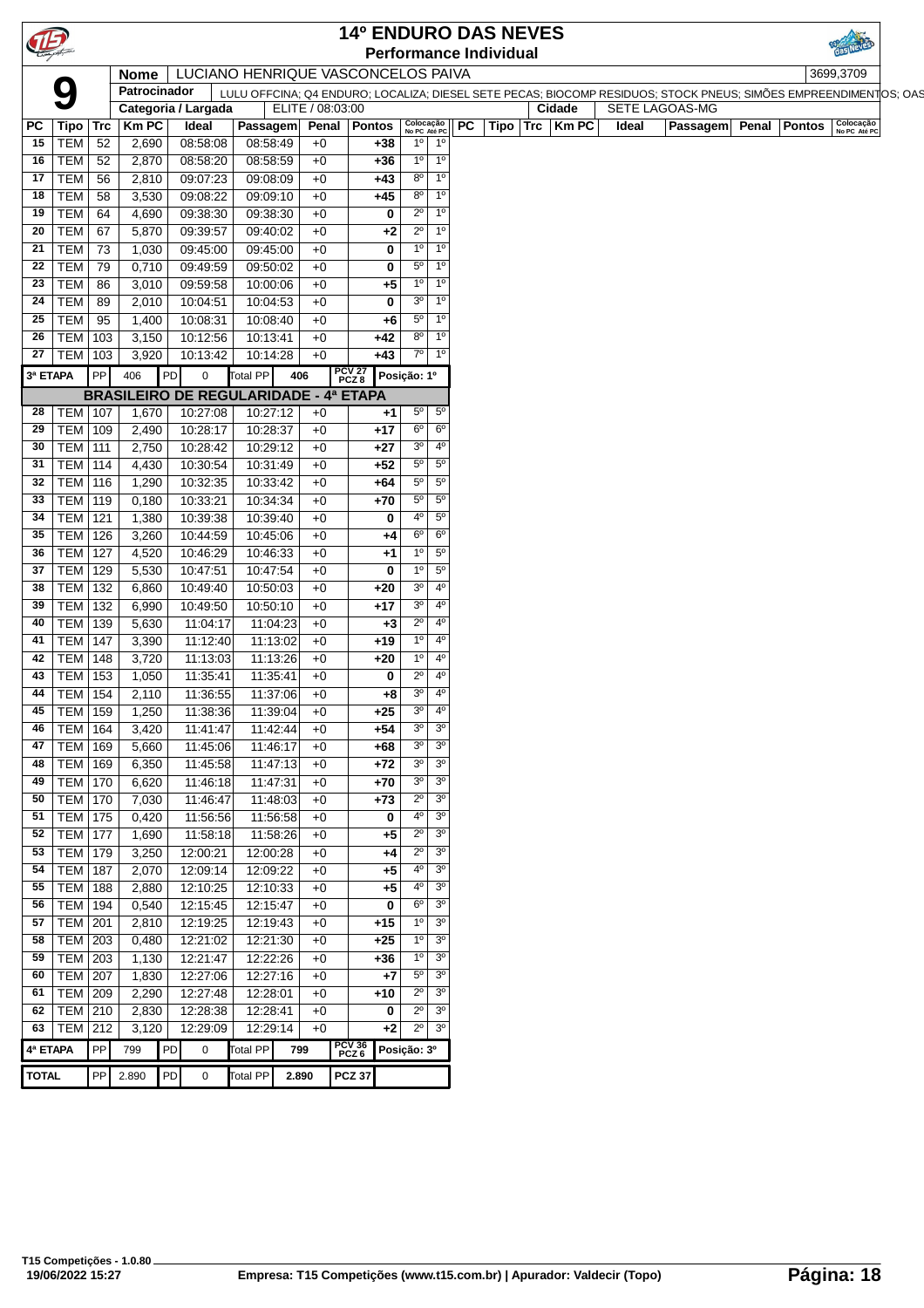# 14º ENDURO DAS NEVES

## Performance Individual

**9**

| | |
|---|---|
| **Nome** | LUCIANO HENRIQUE VASCONCELOS PAIVA — 3699,3709 |
| **Patrocinador** | LULU OFFCINA; Q4 ENDURO; LOCALIZA; DIESEL SETE PECAS; BIOCOMP RESIDUOS; STOCK PNEUS; SIMÕES EMPREENDIMENTOS; OAS |
| **Categoria / Largada** | ELITE / 08:03:00 |
| **Cidade** | SETE LAGOAS-MG |

| PC | Tipo | Trc | Km PC | Ideal | Passagem | Penal | Pontos | Colocação No PC | Colocação Até PC |
|---|---|---|---|---|---|---|---|---|---|
| 15 | TEM | 52 | 2,690 | 08:58:08 | 08:58:49 | +0 | +38 | 1º | 1º |
| 16 | TEM | 52 | 2,870 | 08:58:20 | 08:58:59 | +0 | +36 | 1º | 1º |
| 17 | TEM | 56 | 2,810 | 09:07:23 | 09:08:09 | +0 | +43 | 8º | 1º |
| 18 | TEM | 58 | 3,530 | 09:08:22 | 09:09:10 | +0 | +45 | 8º | 1º |
| 19 | TEM | 64 | 4,690 | 09:38:30 | 09:38:30 | +0 | 0 | 2º | 1º |
| 20 | TEM | 67 | 5,870 | 09:39:57 | 09:40:02 | +0 | +2 | 2º | 1º |
| 21 | TEM | 73 | 1,030 | 09:45:00 | 09:45:00 | +0 | 0 | 1º | 1º |
| 22 | TEM | 79 | 0,710 | 09:49:59 | 09:50:02 | +0 | 0 | 5º | 1º |
| 23 | TEM | 86 | 3,010 | 09:59:58 | 10:00:06 | +0 | +5 | 1º | 1º |
| 24 | TEM | 89 | 2,010 | 10:04:51 | 10:04:53 | +0 | 0 | 3º | 1º |
| 25 | TEM | 95 | 1,400 | 10:08:31 | 10:08:40 | +0 | +6 | 5º | 1º |
| 26 | TEM | 103 | 3,150 | 10:12:56 | 10:13:41 | +0 | +42 | 8º | 1º |
| 27 | TEM | 103 | 3,920 | 10:13:42 | 10:14:28 | +0 | +43 | 7º | 1º |
| 3ª ETAPA | PP | 406 | PD | 0 | Total PP 406 | | PCV 27 PCZ 8 | Posição: 1º | |

**BRASILEIRO DE REGULARIDADE - 4ª ETAPA**

| PC | Tipo | Trc | Km PC | Ideal | Passagem | Penal | Pontos | Colocação No PC | Colocação Até PC |
|---|---|---|---|---|---|---|---|---|---|
| 28 | TEM | 107 | 1,670 | 10:27:08 | 10:27:12 | +0 | +1 | 5º | 5º |
| 29 | TEM | 109 | 2,490 | 10:28:17 | 10:28:37 | +0 | +17 | 6º | 6º |
| 30 | TEM | 111 | 2,750 | 10:28:42 | 10:29:12 | +0 | +27 | 3º | 4º |
| 31 | TEM | 114 | 4,430 | 10:30:54 | 10:31:49 | +0 | +52 | 5º | 5º |
| 32 | TEM | 116 | 1,290 | 10:32:35 | 10:33:42 | +0 | +64 | 5º | 5º |
| 33 | TEM | 119 | 0,180 | 10:33:21 | 10:34:34 | +0 | +70 | 5º | 5º |
| 34 | TEM | 121 | 1,380 | 10:39:38 | 10:39:40 | +0 | 0 | 4º | 5º |
| 35 | TEM | 126 | 3,260 | 10:44:59 | 10:45:06 | +0 | +4 | 6º | 6º |
| 36 | TEM | 127 | 4,520 | 10:46:29 | 10:46:33 | +0 | +1 | 1º | 5º |
| 37 | TEM | 129 | 5,530 | 10:47:51 | 10:47:54 | +0 | 0 | 1º | 5º |
| 38 | TEM | 132 | 6,860 | 10:49:40 | 10:50:03 | +0 | +20 | 3º | 4º |
| 39 | TEM | 132 | 6,990 | 10:49:50 | 10:50:10 | +0 | +17 | 3º | 4º |
| 40 | TEM | 139 | 5,630 | 11:04:17 | 11:04:23 | +0 | +3 | 2º | 4º |
| 41 | TEM | 147 | 3,390 | 11:12:40 | 11:13:02 | +0 | +19 | 1º | 4º |
| 42 | TEM | 148 | 3,720 | 11:13:03 | 11:13:26 | +0 | +20 | 1º | 4º |
| 43 | TEM | 153 | 1,050 | 11:35:41 | 11:35:41 | +0 | 0 | 2º | 4º |
| 44 | TEM | 154 | 2,110 | 11:36:55 | 11:37:06 | +0 | +8 | 3º | 4º |
| 45 | TEM | 159 | 1,250 | 11:38:36 | 11:39:04 | +0 | +25 | 3º | 4º |
| 46 | TEM | 164 | 3,420 | 11:41:47 | 11:42:44 | +0 | +54 | 3º | 3º |
| 47 | TEM | 169 | 5,660 | 11:45:06 | 11:46:17 | +0 | +68 | 3º | 3º |
| 48 | TEM | 169 | 6,350 | 11:45:58 | 11:47:13 | +0 | +72 | 3º | 3º |
| 49 | TEM | 170 | 6,620 | 11:46:18 | 11:47:31 | +0 | +70 | 3º | 3º |
| 50 | TEM | 170 | 7,030 | 11:46:47 | 11:48:03 | +0 | +73 | 2º | 3º |
| 51 | TEM | 175 | 0,420 | 11:56:56 | 11:56:58 | +0 | 0 | 4º | 3º |
| 52 | TEM | 177 | 1,690 | 11:58:18 | 11:58:26 | +0 | +5 | 2º | 3º |
| 53 | TEM | 179 | 3,250 | 12:00:21 | 12:00:28 | +0 | +4 | 2º | 3º |
| 54 | TEM | 187 | 2,070 | 12:09:14 | 12:09:22 | +0 | +5 | 4º | 3º |
| 55 | TEM | 188 | 2,880 | 12:10:25 | 12:10:33 | +0 | +5 | 4º | 3º |
| 56 | TEM | 194 | 0,540 | 12:15:45 | 12:15:47 | +0 | 0 | 6º | 3º |
| 57 | TEM | 201 | 2,810 | 12:19:25 | 12:19:43 | +0 | +15 | 1º | 3º |
| 58 | TEM | 203 | 0,480 | 12:21:02 | 12:21:30 | +0 | +25 | 1º | 3º |
| 59 | TEM | 203 | 1,130 | 12:21:47 | 12:22:26 | +0 | +36 | 1º | 3º |
| 60 | TEM | 207 | 1,830 | 12:27:06 | 12:27:16 | +0 | +7 | 5º | 3º |
| 61 | TEM | 209 | 2,290 | 12:27:48 | 12:28:01 | +0 | +10 | 2º | 3º |
| 62 | TEM | 210 | 2,830 | 12:28:38 | 12:28:41 | +0 | 0 | 2º | 3º |
| 63 | TEM | 212 | 3,120 | 12:29:09 | 12:29:14 | +0 | +2 | 2º | 3º |
| 4ª ETAPA | PP | 799 | PD | 0 | Total PP 799 | | PCV 36 PCZ 6 | Posição: 3º | |

| TOTAL | PP | 2.890 | PD | 0 | Total PP | 2.890 | PCZ 37 |
|---|---|---|---|---|---|---|---|

T15 Competições - 1.0.80
19/06/2022 15:27 — Empresa: T15 Competições (www.t15.com.br) | Apurador: Valdecir (Topo)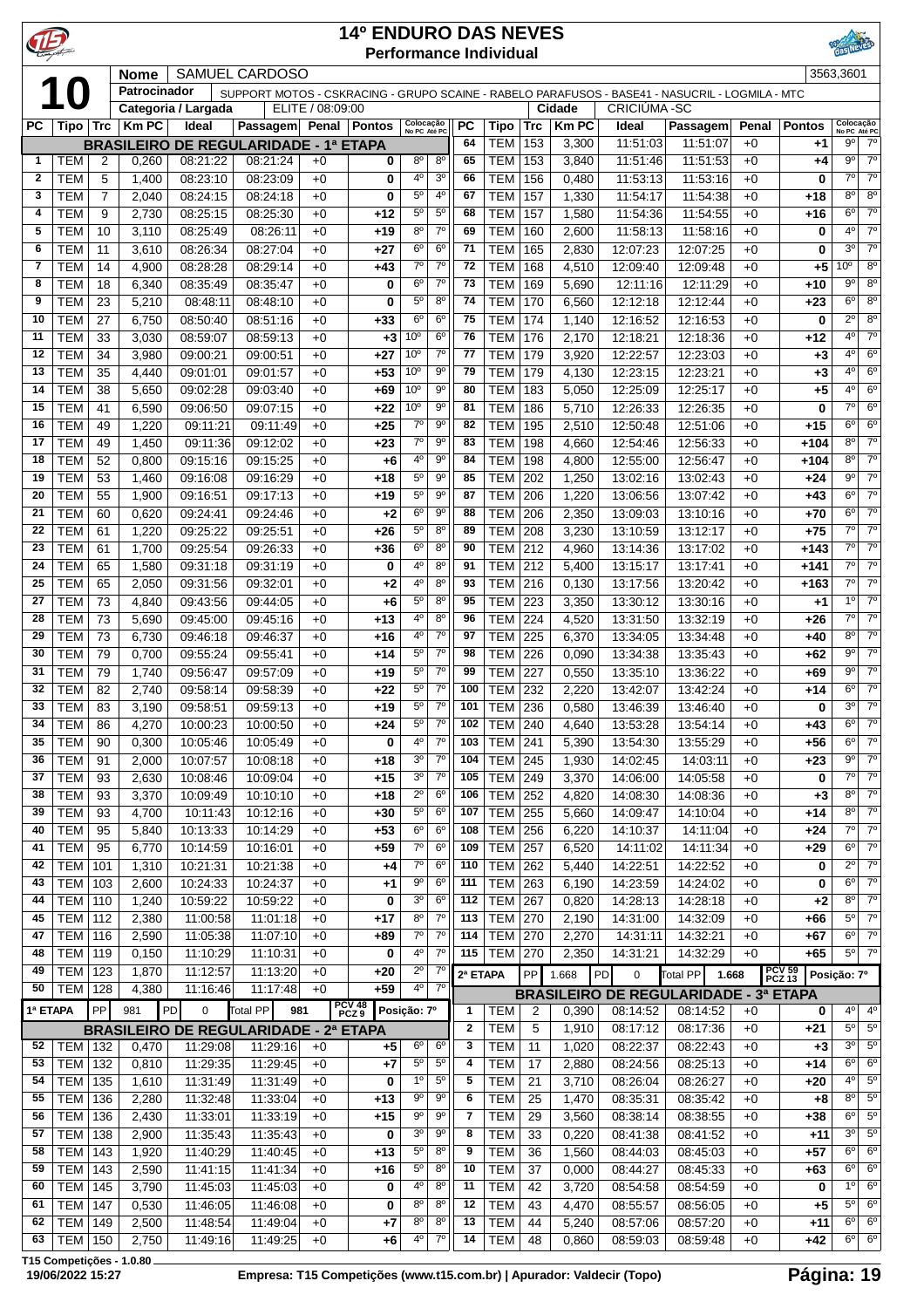# 14º ENDURO DAS NEVES
## Performance Individual

**10** | **Nome** SAMUEL CARDOSO | 3563,3601
**Patrocinador** SUPPORT MOTOS - CSKRACING - GRUPO SCAINE - RABELO PARAFUSOS - BASE41 - NASUCRIL - LOGMILA - MTC
**Categoria / Largada** ELITE / 08:09:00 | **Cidade** CRICIÚMA -SC

| PC | Tipo | Trc | Km PC | Ideal | Passagem | Penal | Pontos | Colocação No PC | Colocação Até PC |
|---|---|---|---|---|---|---|---|---|---|
| **BRASILEIRO DE REGULARIDADE - 1ª ETAPA** | | | | | | | | | |
| 1 | TEM | 2 | 0,260 | 08:21:22 | 08:21:24 | +0 | **0** | 8º | 8º |
| 2 | TEM | 5 | 1,400 | 08:23:10 | 08:23:09 | +0 | **0** | 4º | 3º |
| 3 | TEM | 7 | 2,040 | 08:24:15 | 08:24:18 | +0 | **0** | 5º | 4º |
| 4 | TEM | 9 | 2,730 | 08:25:15 | 08:25:30 | +0 | **+12** | 5º | 5º |
| 5 | TEM | 10 | 3,110 | 08:25:49 | 08:26:11 | +0 | **+19** | 8º | 7º |
| 6 | TEM | 11 | 3,610 | 08:26:34 | 08:27:04 | +0 | **+27** | 6º | 6º |
| 7 | TEM | 14 | 4,900 | 08:28:28 | 08:29:14 | +0 | **+43** | 7º | 7º |
| 8 | TEM | 18 | 6,340 | 08:35:49 | 08:35:47 | +0 | **0** | 6º | 7º |
| 9 | TEM | 23 | 5,210 | 08:48:11 | 08:48:10 | +0 | **0** | 5º | 8º |
| 10 | TEM | 27 | 6,750 | 08:50:40 | 08:51:16 | +0 | **+33** | 6º | 6º |
| 11 | TEM | 33 | 3,030 | 08:59:07 | 08:59:13 | +0 | **+3** | 10º | 6º |
| 12 | TEM | 34 | 3,980 | 09:00:21 | 09:00:51 | +0 | **+27** | 10º | 7º |
| 13 | TEM | 35 | 4,440 | 09:01:01 | 09:01:57 | +0 | **+53** | 10º | 9º |
| 14 | TEM | 38 | 5,650 | 09:02:28 | 09:03:40 | +0 | **+69** | 10º | 9º |
| 15 | TEM | 41 | 6,590 | 09:06:50 | 09:07:15 | +0 | **+22** | 10º | 9º |
| 16 | TEM | 49 | 1,220 | 09:11:21 | 09:11:49 | +0 | **+25** | 7º | 9º |
| 17 | TEM | 49 | 1,450 | 09:11:36 | 09:12:02 | +0 | **+23** | 7º | 9º |
| 18 | TEM | 52 | 0,800 | 09:15:16 | 09:15:25 | +0 | **+6** | 4º | 9º |
| 19 | TEM | 53 | 1,460 | 09:16:08 | 09:16:29 | +0 | **+18** | 5º | 9º |
| 20 | TEM | 55 | 1,900 | 09:16:51 | 09:17:13 | +0 | **+19** | 5º | 9º |
| 21 | TEM | 60 | 0,620 | 09:24:41 | 09:24:46 | +0 | **+2** | 6º | 9º |
| 22 | TEM | 61 | 1,220 | 09:25:22 | 09:25:51 | +0 | **+26** | 5º | 8º |
| 23 | TEM | 61 | 1,700 | 09:25:54 | 09:26:33 | +0 | **+36** | 6º | 8º |
| 24 | TEM | 65 | 1,580 | 09:31:18 | 09:31:19 | +0 | **0** | 4º | 8º |
| 25 | TEM | 65 | 2,050 | 09:31:56 | 09:32:01 | +0 | **+2** | 4º | 8º |
| 27 | TEM | 73 | 4,840 | 09:43:56 | 09:44:05 | +0 | **+6** | 5º | 8º |
| 28 | TEM | 73 | 5,690 | 09:45:00 | 09:45:16 | +0 | **+13** | 4º | 8º |
| 29 | TEM | 73 | 6,730 | 09:46:18 | 09:46:37 | +0 | **+16** | 4º | 7º |
| 30 | TEM | 79 | 0,700 | 09:55:24 | 09:55:41 | +0 | **+14** | 5º | 7º |
| 31 | TEM | 79 | 1,740 | 09:56:47 | 09:57:09 | +0 | **+19** | 5º | 7º |
| 32 | TEM | 82 | 2,740 | 09:58:14 | 09:58:39 | +0 | **+22** | 5º | 7º |
| 33 | TEM | 83 | 3,190 | 09:58:51 | 09:59:13 | +0 | **+19** | 5º | 7º |
| 34 | TEM | 86 | 4,270 | 10:00:23 | 10:00:50 | +0 | **+24** | 5º | 7º |
| 35 | TEM | 90 | 0,300 | 10:05:46 | 10:05:49 | +0 | **0** | 4º | 7º |
| 36 | TEM | 91 | 2,000 | 10:07:57 | 10:08:18 | +0 | **+18** | 3º | 7º |
| 37 | TEM | 93 | 2,630 | 10:08:46 | 10:09:04 | +0 | **+15** | 3º | 7º |
| 38 | TEM | 93 | 3,370 | 10:09:49 | 10:10:10 | +0 | **+18** | 2º | 6º |
| 39 | TEM | 93 | 4,700 | 10:11:43 | 10:12:16 | +0 | **+30** | 5º | 6º |
| 40 | TEM | 95 | 5,840 | 10:13:33 | 10:14:29 | +0 | **+53** | 6º | 6º |
| 41 | TEM | 95 | 6,770 | 10:14:59 | 10:16:01 | +0 | **+59** | 7º | 6º |
| 42 | TEM | 101 | 1,310 | 10:21:31 | 10:21:38 | +0 | **+4** | 7º | 6º |
| 43 | TEM | 103 | 2,600 | 10:24:33 | 10:24:37 | +0 | **+1** | 9º | 6º |
| 44 | TEM | 110 | 1,240 | 10:59:22 | 10:59:22 | +0 | **0** | 3º | 6º |
| 45 | TEM | 112 | 2,380 | 11:00:58 | 11:01:18 | +0 | **+17** | 8º | 7º |
| 47 | TEM | 116 | 2,590 | 11:05:38 | 11:07:10 | +0 | **+89** | 7º | 7º |
| 48 | TEM | 119 | 0,150 | 11:10:29 | 11:10:31 | +0 | **0** | 4º | 7º |
| 49 | TEM | 123 | 1,870 | 11:12:57 | 11:13:20 | +0 | **+20** | 2º | 7º |
| 50 | TEM | 128 | 4,380 | 11:16:46 | 11:17:48 | +0 | **+59** | 4º | 7º |
| **1ª ETAPA** | PP | 981 | PD | 0 | Total PP | 981 | PCV 48 PCZ 9 | Posição: 7º | |
| **BRASILEIRO DE REGULARIDADE - 2ª ETAPA** | | | | | | | | | |
| 52 | TEM | 132 | 0,470 | 11:29:08 | 11:29:16 | +0 | **+5** | 6º | 6º |
| 53 | TEM | 132 | 0,810 | 11:29:35 | 11:29:45 | +0 | **+7** | 5º | 5º |
| 54 | TEM | 135 | 1,610 | 11:31:49 | 11:31:49 | +0 | **0** | 1º | 5º |
| 55 | TEM | 136 | 2,280 | 11:32:48 | 11:33:04 | +0 | **+13** | 9º | 9º |
| 56 | TEM | 136 | 2,430 | 11:33:01 | 11:33:19 | +0 | **+15** | 9º | 9º |
| 57 | TEM | 138 | 2,900 | 11:35:43 | 11:35:43 | +0 | **0** | 3º | 9º |
| 58 | TEM | 143 | 1,920 | 11:40:29 | 11:40:45 | +0 | **+13** | 5º | 8º |
| 59 | TEM | 143 | 2,590 | 11:41:15 | 11:41:34 | +0 | **+16** | 5º | 8º |
| 60 | TEM | 145 | 3,790 | 11:45:03 | 11:45:03 | +0 | **0** | 4º | 8º |
| 61 | TEM | 147 | 0,530 | 11:46:05 | 11:46:08 | +0 | **0** | 8º | 8º |
| 62 | TEM | 149 | 2,500 | 11:48:54 | 11:49:04 | +0 | **+7** | 8º | 8º |
| 63 | TEM | 150 | 2,750 | 11:49:16 | 11:49:25 | +0 | **+6** | 4º | 7º |
| 64 | TEM | 153 | 3,300 | 11:51:03 | 11:51:07 | +0 | **+1** | 9º | 7º |
| 65 | TEM | 153 | 3,840 | 11:51:46 | 11:51:53 | +0 | **+4** | 9º | 7º |
| 66 | TEM | 156 | 0,480 | 11:53:13 | 11:53:16 | +0 | **0** | 7º | 7º |
| 67 | TEM | 157 | 1,330 | 11:54:17 | 11:54:38 | +0 | **+18** | 8º | 8º |
| 68 | TEM | 157 | 1,580 | 11:54:36 | 11:54:55 | +0 | **+16** | 6º | 7º |
| 69 | TEM | 160 | 2,600 | 11:58:13 | 11:58:16 | +0 | **0** | 4º | 7º |
| 71 | TEM | 165 | 2,830 | 12:07:23 | 12:07:25 | +0 | **0** | 3º | 7º |
| 72 | TEM | 168 | 4,510 | 12:09:40 | 12:09:48 | +0 | **+5** | 10º | 8º |
| 73 | TEM | 169 | 5,690 | 12:11:16 | 12:11:29 | +0 | **+10** | 9º | 8º |
| 74 | TEM | 170 | 6,560 | 12:12:18 | 12:12:44 | +0 | **+23** | 6º | 8º |
| 75 | TEM | 174 | 1,140 | 12:16:52 | 12:16:53 | +0 | **0** | 2º | 8º |
| 76 | TEM | 176 | 2,170 | 12:18:21 | 12:18:36 | +0 | **+12** | 4º | 7º |
| 77 | TEM | 179 | 3,920 | 12:22:57 | 12:23:03 | +0 | **+3** | 4º | 6º |
| 79 | TEM | 179 | 4,130 | 12:23:15 | 12:23:21 | +0 | **+3** | 4º | 6º |
| 80 | TEM | 183 | 5,050 | 12:25:09 | 12:25:17 | +0 | **+5** | 4º | 6º |
| 81 | TEM | 186 | 5,710 | 12:26:33 | 12:26:35 | +0 | **0** | 7º | 6º |
| 82 | TEM | 195 | 2,510 | 12:50:48 | 12:51:06 | +0 | **+15** | 6º | 6º |
| 83 | TEM | 198 | 4,660 | 12:54:46 | 12:56:33 | +0 | **+104** | 8º | 7º |
| 84 | TEM | 198 | 4,800 | 12:55:00 | 12:56:47 | +0 | **+104** | 8º | 7º |
| 85 | TEM | 202 | 1,250 | 13:02:16 | 13:02:43 | +0 | **+24** | 9º | 7º |
| 87 | TEM | 206 | 1,220 | 13:06:56 | 13:07:42 | +0 | **+43** | 6º | 7º |
| 88 | TEM | 206 | 2,350 | 13:09:03 | 13:10:16 | +0 | **+70** | 6º | 7º |
| 89 | TEM | 208 | 3,230 | 13:10:59 | 13:12:17 | +0 | **+75** | 7º | 7º |
| 90 | TEM | 212 | 4,960 | 13:14:36 | 13:17:02 | +0 | **+143** | 7º | 7º |
| 91 | TEM | 212 | 5,400 | 13:15:17 | 13:17:41 | +0 | **+141** | 7º | 7º |
| 93 | TEM | 216 | 0,130 | 13:17:56 | 13:20:42 | +0 | **+163** | 7º | 7º |
| 95 | TEM | 223 | 3,350 | 13:30:12 | 13:30:16 | +0 | **+1** | 1º | 7º |
| 96 | TEM | 224 | 4,520 | 13:31:50 | 13:32:19 | +0 | **+26** | 7º | 7º |
| 97 | TEM | 225 | 6,370 | 13:34:05 | 13:34:48 | +0 | **+40** | 8º | 7º |
| 98 | TEM | 226 | 0,090 | 13:34:38 | 13:35:43 | +0 | **+62** | 9º | 7º |
| 99 | TEM | 227 | 0,550 | 13:35:10 | 13:36:22 | +0 | **+69** | 9º | 7º |
| 100 | TEM | 232 | 2,220 | 13:42:07 | 13:42:24 | +0 | **+14** | 6º | 7º |
| 101 | TEM | 236 | 0,580 | 13:46:39 | 13:46:40 | +0 | **0** | 3º | 7º |
| 102 | TEM | 240 | 4,640 | 13:53:28 | 13:54:14 | +0 | **+43** | 6º | 7º |
| 103 | TEM | 241 | 5,390 | 13:54:30 | 13:55:29 | +0 | **+56** | 6º | 7º |
| 104 | TEM | 245 | 1,930 | 14:02:45 | 14:03:11 | +0 | **+23** | 9º | 7º |
| 105 | TEM | 249 | 3,370 | 14:06:00 | 14:05:58 | +0 | **0** | 7º | 7º |
| 106 | TEM | 252 | 4,820 | 14:08:30 | 14:08:36 | +0 | **+3** | 8º | 7º |
| 107 | TEM | 255 | 5,660 | 14:09:47 | 14:10:04 | +0 | **+14** | 8º | 7º |
| 108 | TEM | 256 | 6,220 | 14:10:37 | 14:11:04 | +0 | **+24** | 7º | 7º |
| 109 | TEM | 257 | 6,520 | 14:11:02 | 14:11:34 | +0 | **+29** | 6º | 7º |
| 110 | TEM | 262 | 5,440 | 14:22:51 | 14:22:52 | +0 | **0** | 2º | 7º |
| 111 | TEM | 263 | 6,190 | 14:23:59 | 14:24:02 | +0 | **0** | 6º | 7º |
| 112 | TEM | 267 | 0,820 | 14:28:13 | 14:28:18 | +0 | **+2** | 8º | 7º |
| 113 | TEM | 270 | 2,190 | 14:31:00 | 14:32:09 | +0 | **+66** | 5º | 7º |
| 114 | TEM | 270 | 2,270 | 14:31:11 | 14:32:21 | +0 | **+67** | 6º | 7º |
| 115 | TEM | 270 | 2,350 | 14:31:21 | 14:32:29 | +0 | **+65** | 5º | 7º |
| **2ª ETAPA** | PP | 1.668 | PD | 0 | Total PP | 1.668 | PCV 59 PCZ 13 | Posição: 7º | |
| **BRASILEIRO DE REGULARIDADE - 3ª ETAPA** | | | | | | | | | |
| 1 | TEM | 2 | 0,390 | 08:14:52 | 08:14:52 | +0 | **0** | 4º | 4º |
| 2 | TEM | 5 | 1,910 | 08:17:12 | 08:17:36 | +0 | **+21** | 5º | 5º |
| 3 | TEM | 11 | 1,020 | 08:22:37 | 08:22:43 | +0 | **+3** | 3º | 5º |
| 4 | TEM | 17 | 2,880 | 08:24:56 | 08:25:13 | +0 | **+14** | 6º | 6º |
| 5 | TEM | 21 | 3,710 | 08:26:04 | 08:26:27 | +0 | **+20** | 4º | 5º |
| 6 | TEM | 25 | 1,470 | 08:35:31 | 08:35:42 | +0 | **+8** | 8º | 5º |
| 7 | TEM | 29 | 3,560 | 08:38:14 | 08:38:55 | +0 | **+38** | 6º | 5º |
| 8 | TEM | 33 | 0,220 | 08:41:38 | 08:41:52 | +0 | **+11** | 3º | 5º |
| 9 | TEM | 36 | 1,560 | 08:44:03 | 08:45:03 | +0 | **+57** | 6º | 6º |
| 10 | TEM | 37 | 0,000 | 08:44:27 | 08:45:33 | +0 | **+63** | 6º | 6º |
| 11 | TEM | 42 | 3,720 | 08:54:58 | 08:54:59 | +0 | **0** | 1º | 6º |
| 12 | TEM | 43 | 4,470 | 08:55:57 | 08:56:05 | +0 | **+5** | 5º | 6º |
| 13 | TEM | 44 | 5,240 | 08:57:06 | 08:57:20 | +0 | **+11** | 6º | 6º |
| 14 | TEM | 48 | 0,860 | 08:59:03 | 08:59:48 | +0 | **+42** | 6º | 6º |

T15 Competições - 1.0.80
19/06/2022 15:27 — Empresa: T15 Competições (www.t15.com.br) | Apurador: Valdecir (Topo)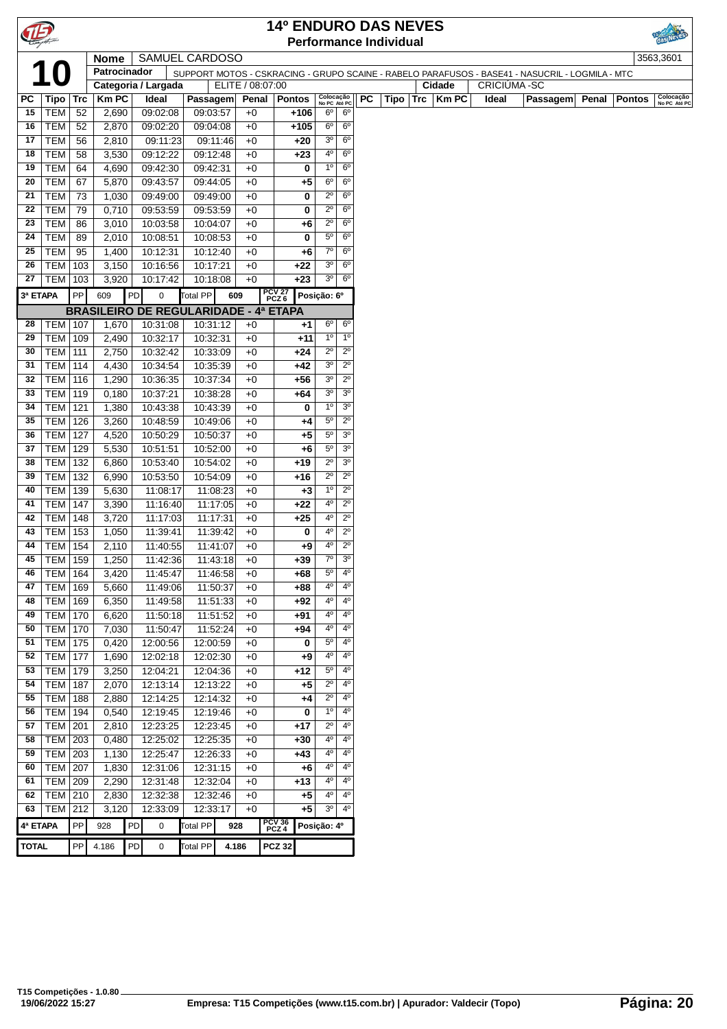# 14º ENDURO DAS NEVES

**Performance Individual**

| 10 | | |
|---|---|---|
| **Nome** | SAMUEL CARDOSO | 3563,3601 |
| **Patrocinador** | SUPPORT MOTOS - CSKRACING - GRUPO SCAINE - RABELO PARAFUSOS - BASE41 - NASUCRIL - LOGMILA - MTC | |
| **Categoria / Largada** | ELITE / 08:07:00 | **Cidade** CRICIÚMA -SC |

| PC | Tipo | Trc | Km PC | Ideal | Passagem | Penal | Pontos | Colocação No PC | Colocação Até PC |
|---|---|---|---|---|---|---|---|---|---|
| 15 | TEM | 52 | 2,690 | 09:02:08 | 09:03:57 | +0 | +106 | 6º | 6º |
| 16 | TEM | 52 | 2,870 | 09:02:20 | 09:04:08 | +0 | +105 | 6º | 6º |
| 17 | TEM | 56 | 2,810 | 09:11:23 | 09:11:46 | +0 | +20 | 3º | 6º |
| 18 | TEM | 58 | 3,530 | 09:12:22 | 09:12:48 | +0 | +23 | 4º | 6º |
| 19 | TEM | 64 | 4,690 | 09:42:30 | 09:42:31 | +0 | 0 | 1º | 6º |
| 20 | TEM | 67 | 5,870 | 09:43:57 | 09:44:05 | +0 | +5 | 6º | 6º |
| 21 | TEM | 73 | 1,030 | 09:49:00 | 09:49:00 | +0 | 0 | 2º | 6º |
| 22 | TEM | 79 | 0,710 | 09:53:59 | 09:53:59 | +0 | 0 | 2º | 6º |
| 23 | TEM | 86 | 3,010 | 10:03:58 | 10:04:07 | +0 | +6 | 2º | 6º |
| 24 | TEM | 89 | 2,010 | 10:08:51 | 10:08:53 | +0 | 0 | 5º | 6º |
| 25 | TEM | 95 | 1,400 | 10:12:31 | 10:12:40 | +0 | +6 | 7º | 6º |
| 26 | TEM | 103 | 3,150 | 10:16:56 | 10:17:21 | +0 | +22 | 3º | 6º |
| 27 | TEM | 103 | 3,920 | 10:17:42 | 10:18:08 | +0 | +23 | 3º | 6º |
| 3ª ETAPA | PP 609 | PD 0 | Total PP 609 | | PCV 27 PCZ 6 | | Posição: 6º | | |
| **BRASILEIRO DE REGULARIDADE - 4ª ETAPA** | | | | | | | | | |
| 28 | TEM | 107 | 1,670 | 10:31:08 | 10:31:12 | +0 | +1 | 6º | 6º |
| 29 | TEM | 109 | 2,490 | 10:32:17 | 10:32:31 | +0 | +11 | 1º | 1º |
| 30 | TEM | 111 | 2,750 | 10:32:42 | 10:33:09 | +0 | +24 | 2º | 2º |
| 31 | TEM | 114 | 4,430 | 10:34:54 | 10:35:39 | +0 | +42 | 3º | 2º |
| 32 | TEM | 116 | 1,290 | 10:36:35 | 10:37:34 | +0 | +56 | 3º | 2º |
| 33 | TEM | 119 | 0,180 | 10:37:21 | 10:38:28 | +0 | +64 | 3º | 3º |
| 34 | TEM | 121 | 1,380 | 10:43:38 | 10:43:39 | +0 | 0 | 1º | 3º |
| 35 | TEM | 126 | 3,260 | 10:48:59 | 10:49:06 | +0 | +4 | 5º | 2º |
| 36 | TEM | 127 | 4,520 | 10:50:29 | 10:50:37 | +0 | +5 | 5º | 3º |
| 37 | TEM | 129 | 5,530 | 10:51:51 | 10:52:00 | +0 | +6 | 5º | 3º |
| 38 | TEM | 132 | 6,860 | 10:53:40 | 10:54:02 | +0 | +19 | 2º | 3º |
| 39 | TEM | 132 | 6,990 | 10:53:50 | 10:54:09 | +0 | +16 | 2º | 2º |
| 40 | TEM | 139 | 5,630 | 11:08:17 | 11:08:23 | +0 | +3 | 1º | 2º |
| 41 | TEM | 147 | 3,390 | 11:16:40 | 11:17:05 | +0 | +22 | 4º | 2º |
| 42 | TEM | 148 | 3,720 | 11:17:03 | 11:17:31 | +0 | +25 | 4º | 2º |
| 43 | TEM | 153 | 1,050 | 11:39:41 | 11:39:42 | +0 | 0 | 4º | 2º |
| 44 | TEM | 154 | 2,110 | 11:40:55 | 11:41:07 | +0 | +9 | 4º | 2º |
| 45 | TEM | 159 | 1,250 | 11:42:36 | 11:43:18 | +0 | +39 | 7º | 3º |
| 46 | TEM | 164 | 3,420 | 11:45:47 | 11:46:58 | +0 | +68 | 5º | 4º |
| 47 | TEM | 169 | 5,660 | 11:49:06 | 11:50:37 | +0 | +88 | 4º | 4º |
| 48 | TEM | 169 | 6,350 | 11:49:58 | 11:51:33 | +0 | +92 | 4º | 4º |
| 49 | TEM | 170 | 6,620 | 11:50:18 | 11:51:52 | +0 | +91 | 4º | 4º |
| 50 | TEM | 170 | 7,030 | 11:50:47 | 11:52:24 | +0 | +94 | 4º | 4º |
| 51 | TEM | 175 | 0,420 | 12:00:56 | 12:00:59 | +0 | 0 | 5º | 4º |
| 52 | TEM | 177 | 1,690 | 12:02:18 | 12:02:30 | +0 | +9 | 4º | 4º |
| 53 | TEM | 179 | 3,250 | 12:04:21 | 12:04:36 | +0 | +12 | 5º | 4º |
| 54 | TEM | 187 | 2,070 | 12:13:14 | 12:13:22 | +0 | +5 | 2º | 4º |
| 55 | TEM | 188 | 2,880 | 12:14:25 | 12:14:32 | +0 | +4 | 2º | 4º |
| 56 | TEM | 194 | 0,540 | 12:19:45 | 12:19:46 | +0 | 0 | 1º | 4º |
| 57 | TEM | 201 | 2,810 | 12:23:25 | 12:23:45 | +0 | +17 | 2º | 4º |
| 58 | TEM | 203 | 0,480 | 12:25:02 | 12:25:35 | +0 | +30 | 4º | 4º |
| 59 | TEM | 203 | 1,130 | 12:25:47 | 12:26:33 | +0 | +43 | 4º | 4º |
| 60 | TEM | 207 | 1,830 | 12:31:06 | 12:31:15 | +0 | +6 | 4º | 4º |
| 61 | TEM | 209 | 2,290 | 12:31:48 | 12:32:04 | +0 | +13 | 4º | 4º |
| 62 | TEM | 210 | 2,830 | 12:32:38 | 12:32:46 | +0 | +5 | 4º | 4º |
| 63 | TEM | 212 | 3,120 | 12:33:09 | 12:33:17 | +0 | +5 | 3º | 4º |
| 4ª ETAPA | PP 928 | PD 0 | Total PP 928 | | PCV 36 PCZ 4 | | Posição: 4º | | |
| TOTAL | PP 4.186 | PD 0 | Total PP 4.186 | | PCZ 32 | | | | |

T15 Competições - 1.0.80
19/06/2022 15:27

Empresa: T15 Competições (www.t15.com.br) | Apurador: Valdecir (Topo)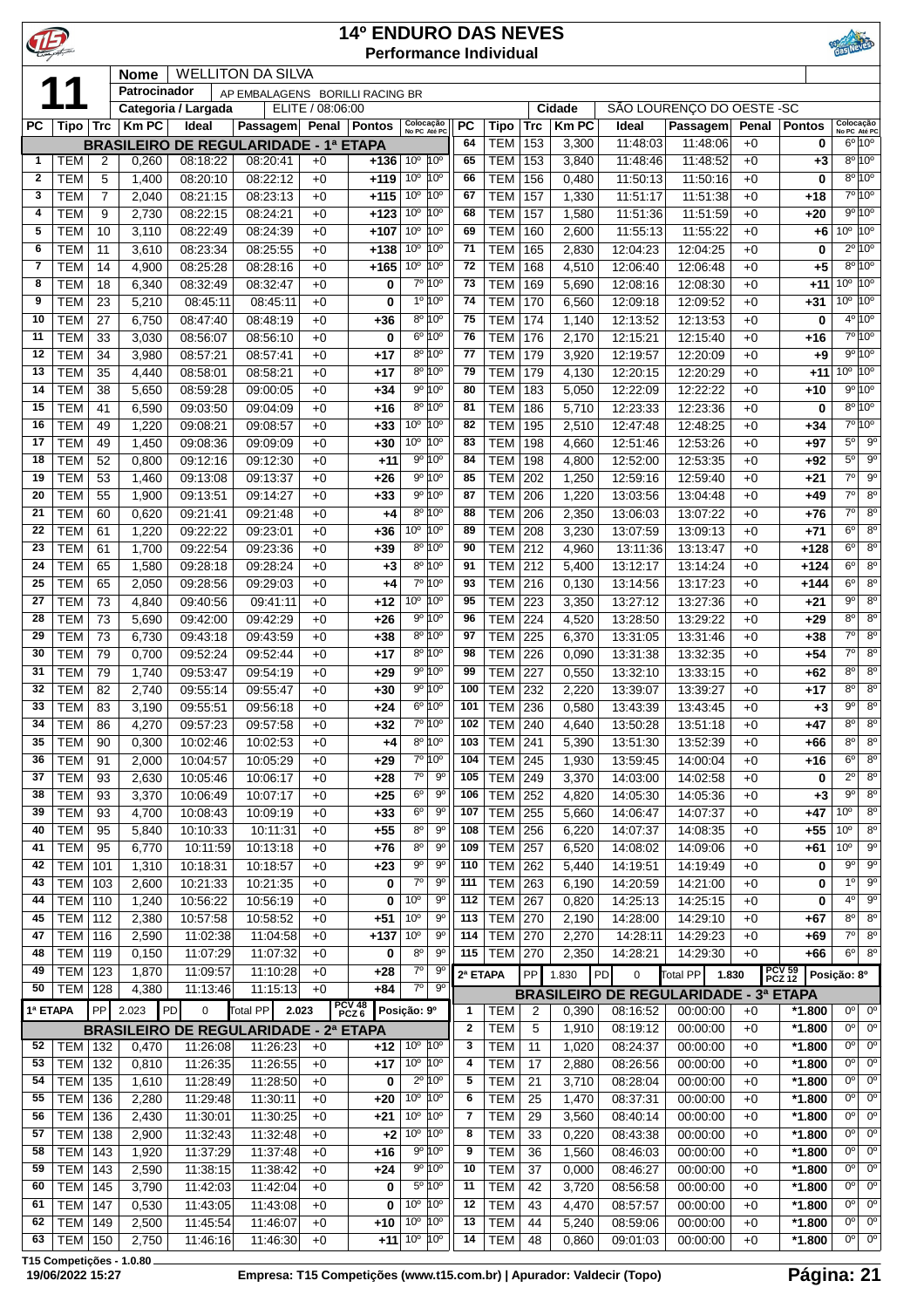# 14º ENDURO DAS NEVES

## Performance Individual

**11**

**Nome:** WELLITON DA SILVA
**Patrocinador:** AP EMBALAGENS BORILLI RACING BR
**Categoria / Largada:** ELITE / 08:06:00
**Cidade:** SÃO LOURENÇO DO OESTE -SC

### BRASILEIRO DE REGULARIDADE - 1ª ETAPA

| PC | Tipo | Trc | Km PC | Ideal | Passagem | Penal | Pontos | Colocação No PC | Colocação Até PC |
|---|---|---|---|---|---|---|---|---|---|
| 1 | TEM | 2 | 0,260 | 08:18:22 | 08:20:41 | +0 | +136 | 10º | 10º |
| 2 | TEM | 5 | 1,400 | 08:20:10 | 08:22:12 | +0 | +119 | 10º | 10º |
| 3 | TEM | 7 | 2,040 | 08:21:15 | 08:23:13 | +0 | +115 | 10º | 10º |
| 4 | TEM | 9 | 2,730 | 08:22:15 | 08:24:21 | +0 | +123 | 10º | 10º |
| 5 | TEM | 10 | 3,110 | 08:22:49 | 08:24:39 | +0 | +107 | 10º | 10º |
| 6 | TEM | 11 | 3,610 | 08:23:34 | 08:25:55 | +0 | +138 | 10º | 10º |
| 7 | TEM | 14 | 4,900 | 08:25:28 | 08:28:16 | +0 | +165 | 10º | 10º |
| 8 | TEM | 18 | 6,340 | 08:32:49 | 08:32:47 | +0 | 0 | 7º | 10º |
| 9 | TEM | 23 | 5,210 | 08:45:11 | 08:45:11 | +0 | 0 | 1º | 10º |
| 10 | TEM | 27 | 6,750 | 08:47:40 | 08:48:19 | +0 | +36 | 8º | 10º |
| 11 | TEM | 33 | 3,030 | 08:56:07 | 08:56:10 | +0 | 0 | 6º | 10º |
| 12 | TEM | 34 | 3,980 | 08:57:21 | 08:57:41 | +0 | +17 | 8º | 10º |
| 13 | TEM | 35 | 4,440 | 08:58:01 | 08:58:21 | +0 | +17 | 8º | 10º |
| 14 | TEM | 38 | 5,650 | 08:59:28 | 09:00:05 | +0 | +34 | 9º | 10º |
| 15 | TEM | 41 | 6,590 | 09:03:50 | 09:04:09 | +0 | +16 | 8º | 10º |
| 16 | TEM | 49 | 1,220 | 09:08:21 | 09:08:57 | +0 | +33 | 10º | 10º |
| 17 | TEM | 49 | 1,450 | 09:08:36 | 09:09:09 | +0 | +30 | 10º | 10º |
| 18 | TEM | 52 | 0,800 | 09:12:16 | 09:12:30 | +0 | +11 | 9º | 10º |
| 19 | TEM | 53 | 1,460 | 09:13:08 | 09:13:37 | +0 | +26 | 9º | 10º |
| 20 | TEM | 55 | 1,900 | 09:13:51 | 09:14:27 | +0 | +33 | 9º | 10º |
| 21 | TEM | 60 | 0,620 | 09:21:41 | 09:21:48 | +0 | +4 | 8º | 10º |
| 22 | TEM | 61 | 1,220 | 09:22:22 | 09:23:01 | +0 | +36 | 10º | 10º |
| 23 | TEM | 61 | 1,700 | 09:22:54 | 09:23:36 | +0 | +39 | 8º | 10º |
| 24 | TEM | 65 | 1,580 | 09:28:18 | 09:28:24 | +0 | +3 | 8º | 10º |
| 25 | TEM | 65 | 2,050 | 09:28:56 | 09:29:03 | +0 | +4 | 7º | 10º |
| 27 | TEM | 73 | 4,840 | 09:40:56 | 09:41:11 | +0 | +12 | 10º | 10º |
| 28 | TEM | 73 | 5,690 | 09:42:00 | 09:42:29 | +0 | +26 | 9º | 10º |
| 29 | TEM | 73 | 6,730 | 09:43:18 | 09:43:59 | +0 | +38 | 8º | 10º |
| 30 | TEM | 79 | 0,700 | 09:52:24 | 09:52:44 | +0 | +17 | 8º | 10º |
| 31 | TEM | 79 | 1,740 | 09:53:47 | 09:54:19 | +0 | +29 | 9º | 10º |
| 32 | TEM | 82 | 2,740 | 09:55:14 | 09:55:47 | +0 | +30 | 9º | 10º |
| 33 | TEM | 83 | 3,190 | 09:55:51 | 09:56:18 | +0 | +24 | 6º | 10º |
| 34 | TEM | 86 | 4,270 | 09:57:23 | 09:57:58 | +0 | +32 | 7º | 10º |
| 35 | TEM | 90 | 0,300 | 10:02:46 | 10:02:53 | +0 | +4 | 8º | 10º |
| 36 | TEM | 91 | 2,000 | 10:04:57 | 10:05:29 | +0 | +29 | 7º | 10º |
| 37 | TEM | 93 | 2,630 | 10:05:46 | 10:06:17 | +0 | +28 | 7º | 9º |
| 38 | TEM | 93 | 3,370 | 10:06:49 | 10:07:17 | +0 | +25 | 6º | 9º |
| 39 | TEM | 93 | 4,700 | 10:08:43 | 10:09:19 | +0 | +33 | 6º | 9º |
| 40 | TEM | 95 | 5,840 | 10:10:33 | 10:11:31 | +0 | +55 | 8º | 9º |
| 41 | TEM | 95 | 6,770 | 10:11:59 | 10:13:18 | +0 | +76 | 8º | 9º |
| 42 | TEM | 101 | 1,310 | 10:18:31 | 10:18:57 | +0 | +23 | 9º | 9º |
| 43 | TEM | 103 | 2,600 | 10:21:33 | 10:21:35 | +0 | 0 | 7º | 9º |
| 44 | TEM | 110 | 1,240 | 10:56:22 | 10:56:19 | +0 | 0 | 10º | 9º |
| 45 | TEM | 112 | 2,380 | 10:57:58 | 10:58:52 | +0 | +51 | 10º | 9º |
| 47 | TEM | 116 | 2,590 | 11:02:38 | 11:04:58 | +0 | +137 | 10º | 9º |
| 48 | TEM | 119 | 0,150 | 11:07:29 | 11:07:32 | +0 | 0 | 8º | 9º |
| 49 | TEM | 123 | 1,870 | 11:09:57 | 11:10:28 | +0 | +28 | 7º | 9º |
| 50 | TEM | 128 | 4,380 | 11:13:46 | 11:15:13 | +0 | +84 | 7º | 9º |
| 1ª ETAPA | PP | 2.023 | PD | 0 | Total PP 2.023 | | PCV 48 PCZ 6 | Posição: 9º | |

### BRASILEIRO DE REGULARIDADE - 2ª ETAPA

| PC | Tipo | Trc | Km PC | Ideal | Passagem | Penal | Pontos | Colocação No PC | Colocação Até PC |
|---|---|---|---|---|---|---|---|---|---|
| 52 | TEM | 132 | 0,470 | 11:26:08 | 11:26:23 | +0 | +12 | 10º | 10º |
| 53 | TEM | 132 | 0,810 | 11:26:35 | 11:26:55 | +0 | +17 | 10º | 10º |
| 54 | TEM | 135 | 1,610 | 11:28:49 | 11:28:50 | +0 | 0 | 2º | 10º |
| 55 | TEM | 136 | 2,280 | 11:29:48 | 11:30:11 | +0 | +20 | 10º | 10º |
| 56 | TEM | 136 | 2,430 | 11:30:01 | 11:30:25 | +0 | +21 | 10º | 10º |
| 57 | TEM | 138 | 2,900 | 11:32:43 | 11:32:48 | +0 | +2 | 10º | 10º |
| 58 | TEM | 143 | 1,920 | 11:37:29 | 11:37:48 | +0 | +16 | 9º | 10º |
| 59 | TEM | 143 | 2,590 | 11:38:15 | 11:38:42 | +0 | +24 | 9º | 10º |
| 60 | TEM | 145 | 3,790 | 11:42:03 | 11:42:04 | +0 | 0 | 5º | 10º |
| 61 | TEM | 147 | 0,530 | 11:43:05 | 11:43:08 | +0 | 0 | 10º | 10º |
| 62 | TEM | 149 | 2,500 | 11:45:54 | 11:46:07 | +0 | +10 | 10º | 10º |
| 63 | TEM | 150 | 2,750 | 11:46:16 | 11:46:30 | +0 | +11 | 10º | 10º |
| 64 | TEM | 153 | 3,300 | 11:48:03 | 11:48:06 | +0 | 0 | 6º | 10º |
| 65 | TEM | 153 | 3,840 | 11:48:46 | 11:48:52 | +0 | +3 | 8º | 10º |
| 66 | TEM | 156 | 0,480 | 11:50:13 | 11:50:16 | +0 | 0 | 8º | 10º |
| 67 | TEM | 157 | 1,330 | 11:51:17 | 11:51:38 | +0 | +18 | 7º | 10º |
| 68 | TEM | 157 | 1,580 | 11:51:36 | 11:51:59 | +0 | +20 | 9º | 10º |
| 69 | TEM | 160 | 2,600 | 11:55:13 | 11:55:22 | +0 | +6 | 10º | 10º |
| 71 | TEM | 165 | 2,830 | 12:04:23 | 12:04:25 | +0 | 0 | 2º | 10º |
| 72 | TEM | 168 | 4,510 | 12:06:40 | 12:06:48 | +0 | +5 | 8º | 10º |
| 73 | TEM | 169 | 5,690 | 12:08:16 | 12:08:30 | +0 | +11 | 10º | 10º |
| 74 | TEM | 170 | 6,560 | 12:09:18 | 12:09:52 | +0 | +31 | 10º | 10º |
| 75 | TEM | 174 | 1,140 | 12:13:52 | 12:13:53 | +0 | 0 | 4º | 10º |
| 76 | TEM | 176 | 2,170 | 12:15:21 | 12:15:40 | +0 | +16 | 7º | 10º |
| 77 | TEM | 179 | 3,920 | 12:19:57 | 12:20:09 | +0 | +9 | 9º | 10º |
| 79 | TEM | 179 | 4,130 | 12:20:15 | 12:20:29 | +0 | +11 | 10º | 10º |
| 80 | TEM | 183 | 5,050 | 12:22:09 | 12:22:22 | +0 | +10 | 9º | 10º |
| 81 | TEM | 186 | 5,710 | 12:23:33 | 12:23:36 | +0 | 0 | 8º | 10º |
| 82 | TEM | 195 | 2,510 | 12:47:48 | 12:48:25 | +0 | +34 | 7º | 10º |
| 83 | TEM | 198 | 4,660 | 12:51:46 | 12:53:26 | +0 | +97 | 5º | 9º |
| 84 | TEM | 198 | 4,800 | 12:52:00 | 12:53:35 | +0 | +92 | 5º | 9º |
| 85 | TEM | 202 | 1,250 | 12:59:16 | 12:59:40 | +0 | +21 | 7º | 9º |
| 87 | TEM | 206 | 1,220 | 13:03:56 | 13:04:48 | +0 | +49 | 7º | 8º |
| 88 | TEM | 206 | 2,350 | 13:06:03 | 13:07:22 | +0 | +76 | 7º | 8º |
| 89 | TEM | 208 | 3,230 | 13:07:59 | 13:09:13 | +0 | +71 | 6º | 8º |
| 90 | TEM | 212 | 4,960 | 13:11:36 | 13:13:47 | +0 | +128 | 6º | 8º |
| 91 | TEM | 212 | 5,400 | 13:12:17 | 13:14:24 | +0 | +124 | 6º | 8º |
| 93 | TEM | 216 | 0,130 | 13:14:56 | 13:17:23 | +0 | +144 | 6º | 8º |
| 95 | TEM | 223 | 3,350 | 13:27:12 | 13:27:36 | +0 | +21 | 9º | 8º |
| 96 | TEM | 224 | 4,520 | 13:28:50 | 13:29:22 | +0 | +29 | 8º | 8º |
| 97 | TEM | 225 | 6,370 | 13:31:05 | 13:31:46 | +0 | +38 | 7º | 8º |
| 98 | TEM | 226 | 0,090 | 13:31:38 | 13:32:35 | +0 | +54 | 7º | 8º |
| 99 | TEM | 227 | 0,550 | 13:32:10 | 13:33:15 | +0 | +62 | 8º | 8º |
| 100 | TEM | 232 | 2,220 | 13:39:07 | 13:39:27 | +0 | +17 | 8º | 8º |
| 101 | TEM | 236 | 0,580 | 13:43:39 | 13:43:45 | +0 | +3 | 9º | 8º |
| 102 | TEM | 240 | 4,640 | 13:50:28 | 13:51:18 | +0 | +47 | 8º | 8º |
| 103 | TEM | 241 | 5,390 | 13:51:30 | 13:52:39 | +0 | +66 | 8º | 8º |
| 104 | TEM | 245 | 1,930 | 13:59:45 | 14:00:04 | +0 | +16 | 6º | 8º |
| 105 | TEM | 249 | 3,370 | 14:03:00 | 14:02:58 | +0 | 0 | 2º | 8º |
| 106 | TEM | 252 | 4,820 | 14:05:30 | 14:05:36 | +0 | +3 | 9º | 8º |
| 107 | TEM | 255 | 5,660 | 14:06:47 | 14:07:37 | +0 | +47 | 10º | 8º |
| 108 | TEM | 256 | 6,220 | 14:07:37 | 14:08:35 | +0 | +55 | 10º | 8º |
| 109 | TEM | 257 | 6,520 | 14:08:02 | 14:09:06 | +0 | +61 | 10º | 9º |
| 110 | TEM | 262 | 5,440 | 14:19:51 | 14:19:49 | +0 | 0 | 9º | 9º |
| 111 | TEM | 263 | 6,190 | 14:20:59 | 14:21:00 | +0 | 0 | 1º | 9º |
| 112 | TEM | 267 | 0,820 | 14:25:13 | 14:25:15 | +0 | 0 | 4º | 9º |
| 113 | TEM | 270 | 2,190 | 14:28:00 | 14:29:10 | +0 | +67 | 8º | 8º |
| 114 | TEM | 270 | 2,270 | 14:28:11 | 14:29:23 | +0 | +69 | 7º | 8º |
| 115 | TEM | 270 | 2,350 | 14:28:21 | 14:29:30 | +0 | +66 | 6º | 8º |
| 2ª ETAPA | PP | 1.830 | PD | 0 | Total PP 1.830 | | PCV 59 PCZ 12 | Posição: 8º | |

### BRASILEIRO DE REGULARIDADE - 3ª ETAPA

| PC | Tipo | Trc | Km PC | Ideal | Passagem | Penal | Pontos | Colocação No PC | Colocação Até PC |
|---|---|---|---|---|---|---|---|---|---|
| 1 | TEM | 2 | 0,390 | 08:16:52 | 00:00:00 | +0 | *1.800 | 0º | 0º |
| 2 | TEM | 5 | 1,910 | 08:19:12 | 00:00:00 | +0 | *1.800 | 0º | 0º |
| 3 | TEM | 11 | 1,020 | 08:24:37 | 00:00:00 | +0 | *1.800 | 0º | 0º |
| 4 | TEM | 17 | 2,880 | 08:26:56 | 00:00:00 | +0 | *1.800 | 0º | 0º |
| 5 | TEM | 21 | 3,710 | 08:28:04 | 00:00:00 | +0 | *1.800 | 0º | 0º |
| 6 | TEM | 25 | 1,470 | 08:37:31 | 00:00:00 | +0 | *1.800 | 0º | 0º |
| 7 | TEM | 29 | 3,560 | 08:40:14 | 00:00:00 | +0 | *1.800 | 0º | 0º |
| 8 | TEM | 33 | 0,220 | 08:43:38 | 00:00:00 | +0 | *1.800 | 0º | 0º |
| 9 | TEM | 36 | 1,560 | 08:46:03 | 00:00:00 | +0 | *1.800 | 0º | 0º |
| 10 | TEM | 37 | 0,000 | 08:46:27 | 00:00:00 | +0 | *1.800 | 0º | 0º |
| 11 | TEM | 42 | 3,720 | 08:56:58 | 00:00:00 | +0 | *1.800 | 0º | 0º |
| 12 | TEM | 43 | 4,470 | 08:57:57 | 00:00:00 | +0 | *1.800 | 0º | 0º |
| 13 | TEM | 44 | 5,240 | 08:59:06 | 00:00:00 | +0 | *1.800 | 0º | 0º |
| 14 | TEM | 48 | 0,860 | 09:01:03 | 00:00:00 | +0 | *1.800 | 0º | 0º |

T15 Competições - 1.0.80
19/06/2022 15:27 — Empresa: T15 Competições (www.t15.com.br) | Apurador: Valdecir (Topo)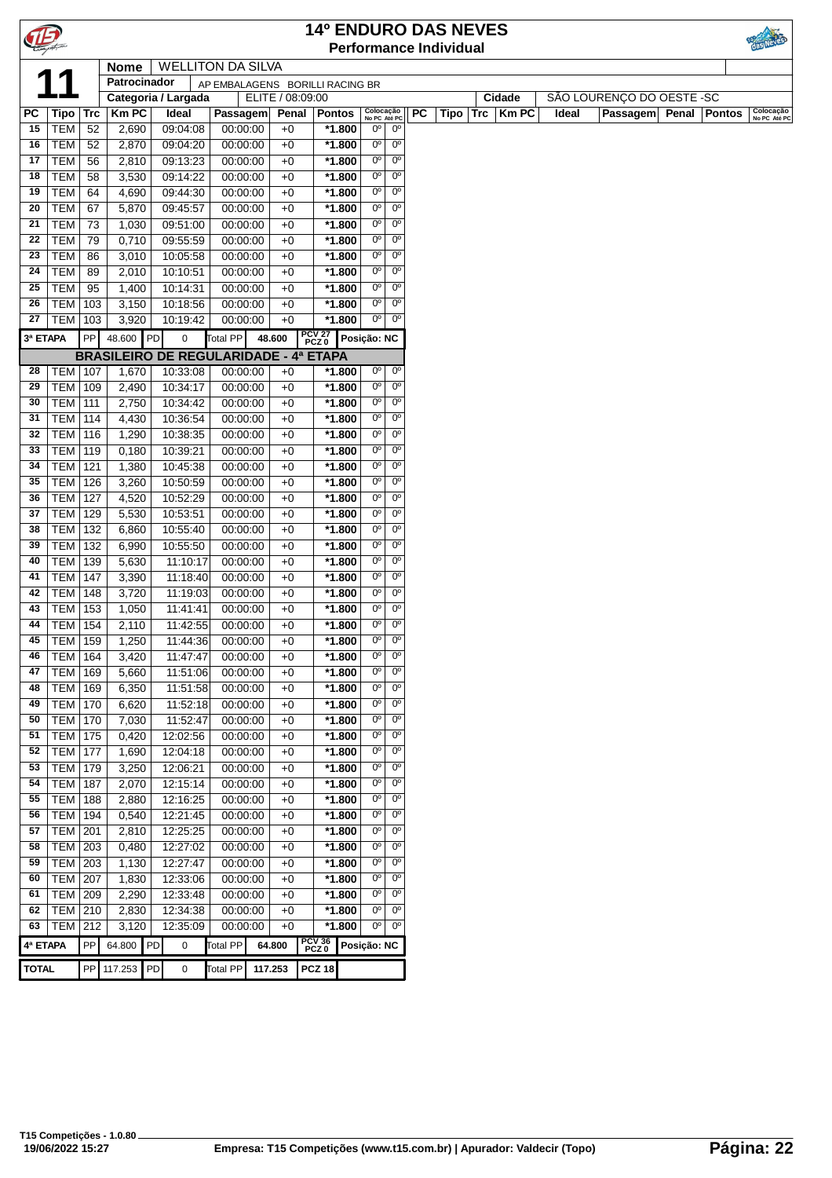# 14º ENDURO DAS NEVES

**Performance Individual**

| **11** | Nome | WELLITON DA SILVA |
|---|---|---|
| | Patrocinador | AP EMBALAGENS BORILLI RACING BR |
| | Categoria / Largada | ELITE / 08:09:00 |

Cidade: SÃO LOURENÇO DO OESTE -SC

| PC | Tipo | Trc | Km PC | Ideal | Passagem | Penal | Pontos | Colocação No PC | Colocação Até PC |
|---|---|---|---|---|---|---|---|---|---|
| 15 | TEM | 52 | 2,690 | 09:04:08 | 00:00:00 | +0 | *1.800 | 0º | 0º |
| 16 | TEM | 52 | 2,870 | 09:04:20 | 00:00:00 | +0 | *1.800 | 0º | 0º |
| 17 | TEM | 56 | 2,810 | 09:13:23 | 00:00:00 | +0 | *1.800 | 0º | 0º |
| 18 | TEM | 58 | 3,530 | 09:14:22 | 00:00:00 | +0 | *1.800 | 0º | 0º |
| 19 | TEM | 64 | 4,690 | 09:44:30 | 00:00:00 | +0 | *1.800 | 0º | 0º |
| 20 | TEM | 67 | 5,870 | 09:45:57 | 00:00:00 | +0 | *1.800 | 0º | 0º |
| 21 | TEM | 73 | 1,030 | 09:51:00 | 00:00:00 | +0 | *1.800 | 0º | 0º |
| 22 | TEM | 79 | 0,710 | 09:55:59 | 00:00:00 | +0 | *1.800 | 0º | 0º |
| 23 | TEM | 86 | 3,010 | 10:05:58 | 00:00:00 | +0 | *1.800 | 0º | 0º |
| 24 | TEM | 89 | 2,010 | 10:10:51 | 00:00:00 | +0 | *1.800 | 0º | 0º |
| 25 | TEM | 95 | 1,400 | 10:14:31 | 00:00:00 | +0 | *1.800 | 0º | 0º |
| 26 | TEM | 103 | 3,150 | 10:18:56 | 00:00:00 | +0 | *1.800 | 0º | 0º |
| 27 | TEM | 103 | 3,920 | 10:19:42 | 00:00:00 | +0 | *1.800 | 0º | 0º |
| 3ª ETAPA | PP | 48.600 | PD | 0 | Total PP | 48.600 | PCV 27 PCZ 0 | Posição: NC | |
| **BRASILEIRO DE REGULARIDADE - 4ª ETAPA** | | | | | | | | | |
| 28 | TEM | 107 | 1,670 | 10:33:08 | 00:00:00 | +0 | *1.800 | 0º | 0º |
| 29 | TEM | 109 | 2,490 | 10:34:17 | 00:00:00 | +0 | *1.800 | 0º | 0º |
| 30 | TEM | 111 | 2,750 | 10:34:42 | 00:00:00 | +0 | *1.800 | 0º | 0º |
| 31 | TEM | 114 | 4,430 | 10:36:54 | 00:00:00 | +0 | *1.800 | 0º | 0º |
| 32 | TEM | 116 | 1,290 | 10:38:35 | 00:00:00 | +0 | *1.800 | 0º | 0º |
| 33 | TEM | 119 | 0,180 | 10:39:21 | 00:00:00 | +0 | *1.800 | 0º | 0º |
| 34 | TEM | 121 | 1,380 | 10:45:38 | 00:00:00 | +0 | *1.800 | 0º | 0º |
| 35 | TEM | 126 | 3,260 | 10:50:59 | 00:00:00 | +0 | *1.800 | 0º | 0º |
| 36 | TEM | 127 | 4,520 | 10:52:29 | 00:00:00 | +0 | *1.800 | 0º | 0º |
| 37 | TEM | 129 | 5,530 | 10:53:51 | 00:00:00 | +0 | *1.800 | 0º | 0º |
| 38 | TEM | 132 | 6,860 | 10:55:40 | 00:00:00 | +0 | *1.800 | 0º | 0º |
| 39 | TEM | 132 | 6,990 | 10:55:50 | 00:00:00 | +0 | *1.800 | 0º | 0º |
| 40 | TEM | 139 | 5,630 | 11:10:17 | 00:00:00 | +0 | *1.800 | 0º | 0º |
| 41 | TEM | 147 | 3,390 | 11:18:40 | 00:00:00 | +0 | *1.800 | 0º | 0º |
| 42 | TEM | 148 | 3,720 | 11:19:03 | 00:00:00 | +0 | *1.800 | 0º | 0º |
| 43 | TEM | 153 | 1,050 | 11:41:41 | 00:00:00 | +0 | *1.800 | 0º | 0º |
| 44 | TEM | 154 | 2,110 | 11:42:55 | 00:00:00 | +0 | *1.800 | 0º | 0º |
| 45 | TEM | 159 | 1,250 | 11:44:36 | 00:00:00 | +0 | *1.800 | 0º | 0º |
| 46 | TEM | 164 | 3,420 | 11:47:47 | 00:00:00 | +0 | *1.800 | 0º | 0º |
| 47 | TEM | 169 | 5,660 | 11:51:06 | 00:00:00 | +0 | *1.800 | 0º | 0º |
| 48 | TEM | 169 | 6,350 | 11:51:58 | 00:00:00 | +0 | *1.800 | 0º | 0º |
| 49 | TEM | 170 | 6,620 | 11:52:18 | 00:00:00 | +0 | *1.800 | 0º | 0º |
| 50 | TEM | 170 | 7,030 | 11:52:47 | 00:00:00 | +0 | *1.800 | 0º | 0º |
| 51 | TEM | 175 | 0,420 | 12:02:56 | 00:00:00 | +0 | *1.800 | 0º | 0º |
| 52 | TEM | 177 | 1,690 | 12:04:18 | 00:00:00 | +0 | *1.800 | 0º | 0º |
| 53 | TEM | 179 | 3,250 | 12:06:21 | 00:00:00 | +0 | *1.800 | 0º | 0º |
| 54 | TEM | 187 | 2,070 | 12:15:14 | 00:00:00 | +0 | *1.800 | 0º | 0º |
| 55 | TEM | 188 | 2,880 | 12:16:25 | 00:00:00 | +0 | *1.800 | 0º | 0º |
| 56 | TEM | 194 | 0,540 | 12:21:45 | 00:00:00 | +0 | *1.800 | 0º | 0º |
| 57 | TEM | 201 | 2,810 | 12:25:25 | 00:00:00 | +0 | *1.800 | 0º | 0º |
| 58 | TEM | 203 | 0,480 | 12:27:02 | 00:00:00 | +0 | *1.800 | 0º | 0º |
| 59 | TEM | 203 | 1,130 | 12:27:47 | 00:00:00 | +0 | *1.800 | 0º | 0º |
| 60 | TEM | 207 | 1,830 | 12:33:06 | 00:00:00 | +0 | *1.800 | 0º | 0º |
| 61 | TEM | 209 | 2,290 | 12:33:48 | 00:00:00 | +0 | *1.800 | 0º | 0º |
| 62 | TEM | 210 | 2,830 | 12:34:38 | 00:00:00 | +0 | *1.800 | 0º | 0º |
| 63 | TEM | 212 | 3,120 | 12:35:09 | 00:00:00 | +0 | *1.800 | 0º | 0º |
| 4ª ETAPA | PP | 64.800 | PD | 0 | Total PP | 64.800 | PCV 36 PCZ 0 | Posição: NC | |
| TOTAL | PP | 117.253 | PD | 0 | Total PP | 117.253 | PCZ 18 | | |

T15 Competições - 1.0.80
19/06/2022 15:27

Empresa: T15 Competições (www.t15.com.br) | Apurador: Valdecir (Topo)